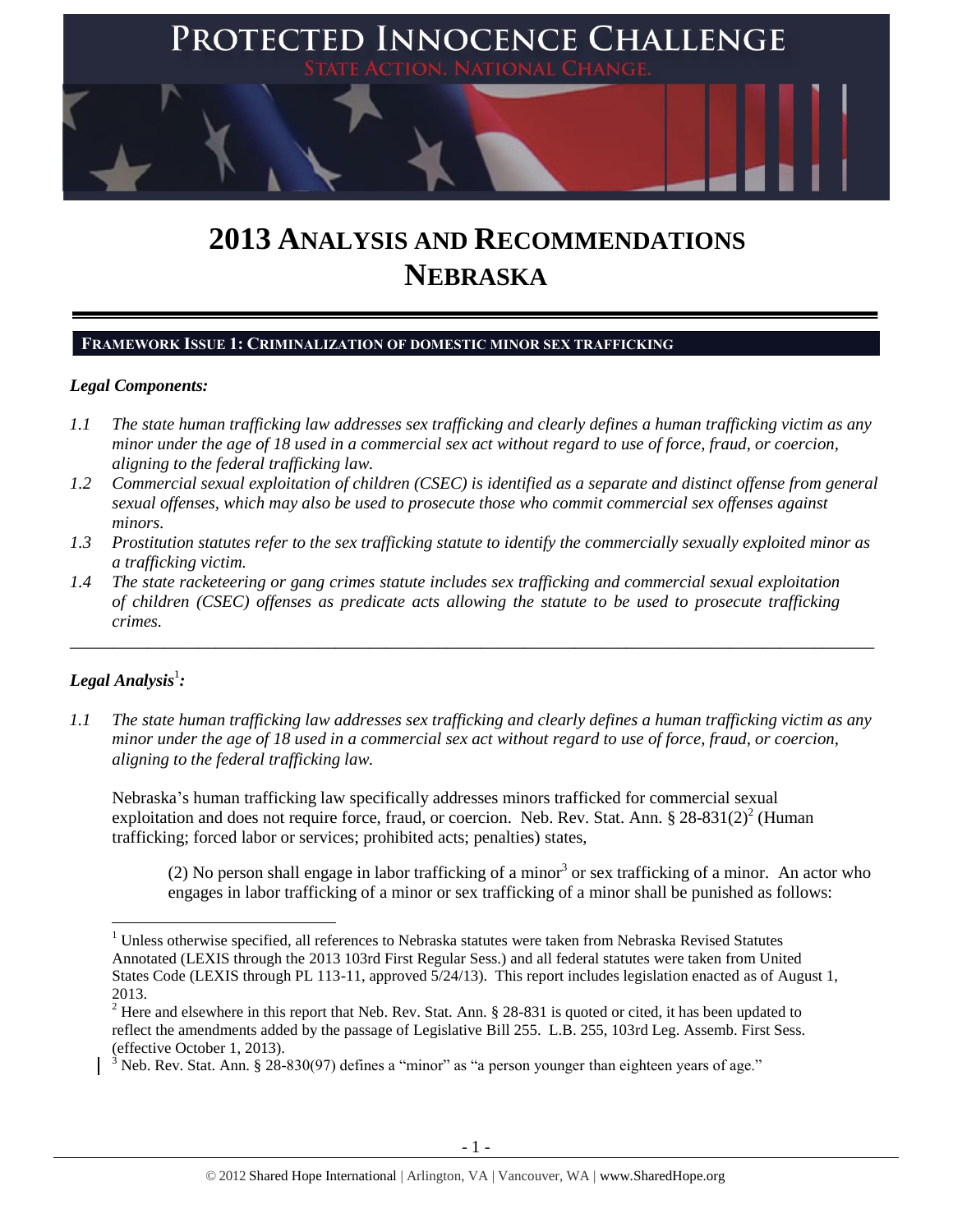# 2013 ANALYSIS AND RECOMMENDATIONS NEBRASKA

## FRAMEWORK ISSUE 1: CRIMINALIZATION OF DOMESTIC MINOR SEX TRAFFICKING

***Legal Components:***

*1.1 The state human trafficking law addresses sex trafficking and clearly defines a human trafficking victim as any minor under the age of 18 used in a commercial sex act without regard to use of force, fraud, or coercion, aligning to the federal trafficking law.*

*1.2 Commercial sexual exploitation of children (CSEC) is identified as a separate and distinct offense from general sexual offenses, which may also be used to prosecute those who commit commercial sex offenses against minors.*

*1.3 Prostitution statutes refer to the sex trafficking statute to identify the commercially sexually exploited minor as a trafficking victim.*

*1.4 The state racketeering or gang crimes statute includes sex trafficking and commercial sexual exploitation of children (CSEC) offenses as predicate acts allowing the statute to be used to prosecute trafficking crimes.*

---

***Legal Analysis*[1]*:***

*1.1 The state human trafficking law addresses sex trafficking and clearly defines a human trafficking victim as any minor under the age of 18 used in a commercial sex act without regard to use of force, fraud, or coercion, aligning to the federal trafficking law.*

Nebraska's human trafficking law specifically addresses minors trafficked for commercial sexual exploitation and does not require force, fraud, or coercion. Neb. Rev. Stat. Ann. § 28-831(2)[2] (Human trafficking; forced labor or services; prohibited acts; penalties) states,

> (2) No person shall engage in labor trafficking of a minor[3] or sex trafficking of a minor. An actor who engages in labor trafficking of a minor or sex trafficking of a minor shall be punished as follows:

---

[1] Unless otherwise specified, all references to Nebraska statutes were taken from Nebraska Revised Statutes Annotated (LEXIS through the 2013 103rd First Regular Sess.) and all federal statutes were taken from United States Code (LEXIS through PL 113-11, approved 5/24/13). This report includes legislation enacted as of August 1, 2013.

[2] Here and elsewhere in this report that Neb. Rev. Stat. Ann. § 28-831 is quoted or cited, it has been updated to reflect the amendments added by the passage of Legislative Bill 255. L.B. 255, 103rd Leg. Assemb. First Sess. (effective October 1, 2013).

[3] Neb. Rev. Stat. Ann. § 28-830(97) defines a "minor" as "a person younger than eighteen years of age."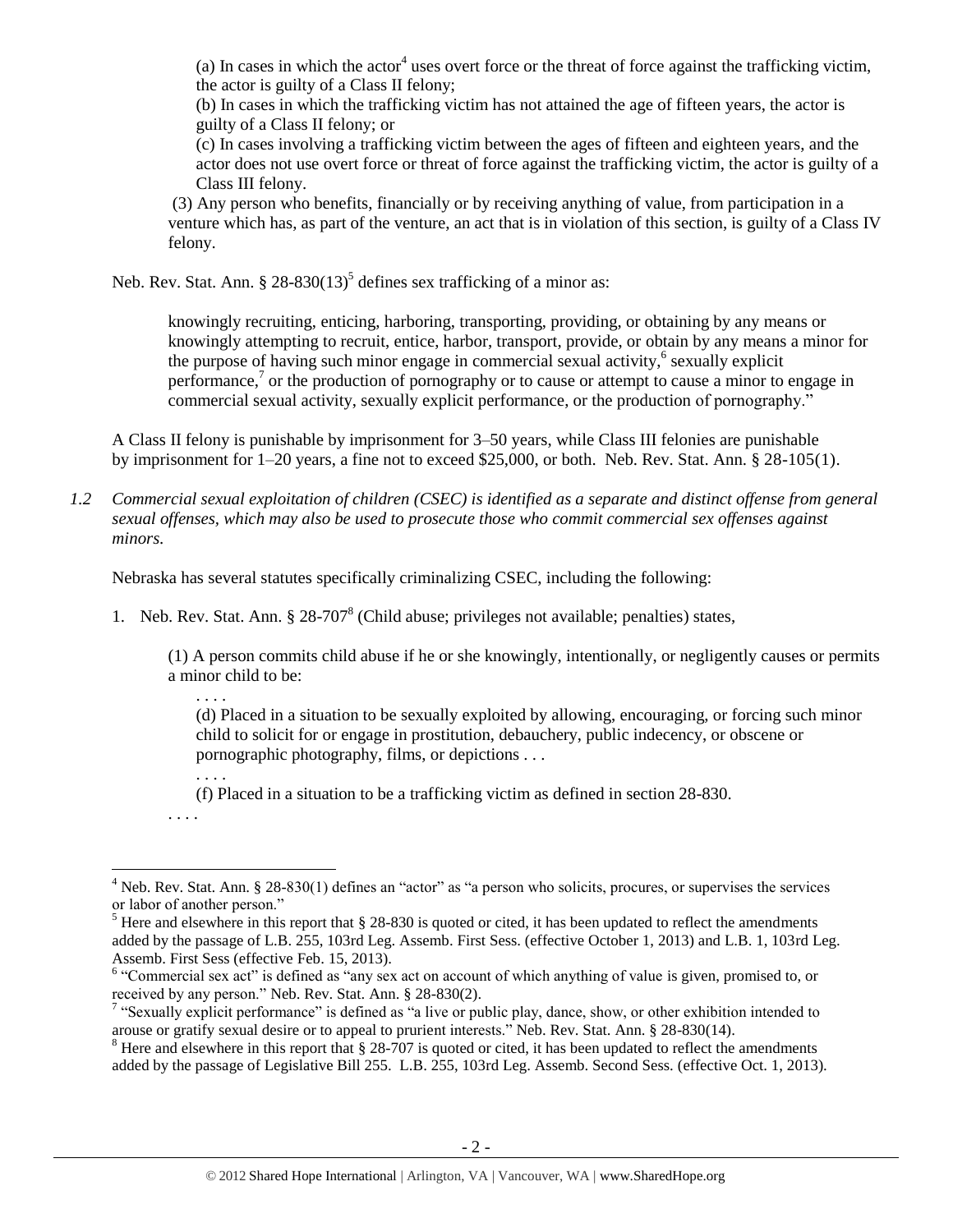(a) In cases in which the actor[4] uses overt force or the threat of force against the trafficking victim, the actor is guilty of a Class II felony;

(b) In cases in which the trafficking victim has not attained the age of fifteen years, the actor is guilty of a Class II felony; or

(c) In cases involving a trafficking victim between the ages of fifteen and eighteen years, and the actor does not use overt force or threat of force against the trafficking victim, the actor is guilty of a Class III felony.

(3) Any person who benefits, financially or by receiving anything of value, from participation in a venture which has, as part of the venture, an act that is in violation of this section, is guilty of a Class IV felony.

Neb. Rev. Stat. Ann. § 28-830(13)[5] defines sex trafficking of a minor as:

> knowingly recruiting, enticing, harboring, transporting, providing, or obtaining by any means or knowingly attempting to recruit, entice, harbor, transport, provide, or obtain by any means a minor for the purpose of having such minor engage in commercial sexual activity,[6] sexually explicit performance,[7] or the production of pornography or to cause or attempt to cause a minor to engage in commercial sexual activity, sexually explicit performance, or the production of pornography."

A Class II felony is punishable by imprisonment for 3–50 years, while Class III felonies are punishable by imprisonment for 1–20 years, a fine not to exceed $25,000, or both. Neb. Rev. Stat. Ann. § 28-105(1).

*1.2 Commercial sexual exploitation of children (CSEC) is identified as a separate and distinct offense from general sexual offenses, which may also be used to prosecute those who commit commercial sex offenses against minors.*

Nebraska has several statutes specifically criminalizing CSEC, including the following:

1. Neb. Rev. Stat. Ann. § 28-707[8] (Child abuse; privileges not available; penalties) states,

> (1) A person commits child abuse if he or she knowingly, intentionally, or negligently causes or permits a minor child to be:
>
> . . . .
>
> (d) Placed in a situation to be sexually exploited by allowing, encouraging, or forcing such minor child to solicit for or engage in prostitution, debauchery, public indecency, or obscene or pornographic photography, films, or depictions . . .
>
> . . . .
>
> (f) Placed in a situation to be a trafficking victim as defined in section 28-830.
>
> . . . .

---

[4] Neb. Rev. Stat. Ann. § 28-830(1) defines an "actor" as "a person who solicits, procures, or supervises the services or labor of another person."

[5] Here and elsewhere in this report that § 28-830 is quoted or cited, it has been updated to reflect the amendments added by the passage of L.B. 255, 103rd Leg. Assemb. First Sess. (effective October 1, 2013) and L.B. 1, 103rd Leg. Assemb. First Sess (effective Feb. 15, 2013).

[6] "Commercial sex act" is defined as "any sex act on account of which anything of value is given, promised to, or received by any person." Neb. Rev. Stat. Ann. § 28-830(2).

[7] "Sexually explicit performance" is defined as "a live or public play, dance, show, or other exhibition intended to arouse or gratify sexual desire or to appeal to prurient interests." Neb. Rev. Stat. Ann. § 28-830(14).

[8] Here and elsewhere in this report that § 28-707 is quoted or cited, it has been updated to reflect the amendments added by the passage of Legislative Bill 255. L.B. 255, 103rd Leg. Assemb. Second Sess. (effective Oct. 1, 2013).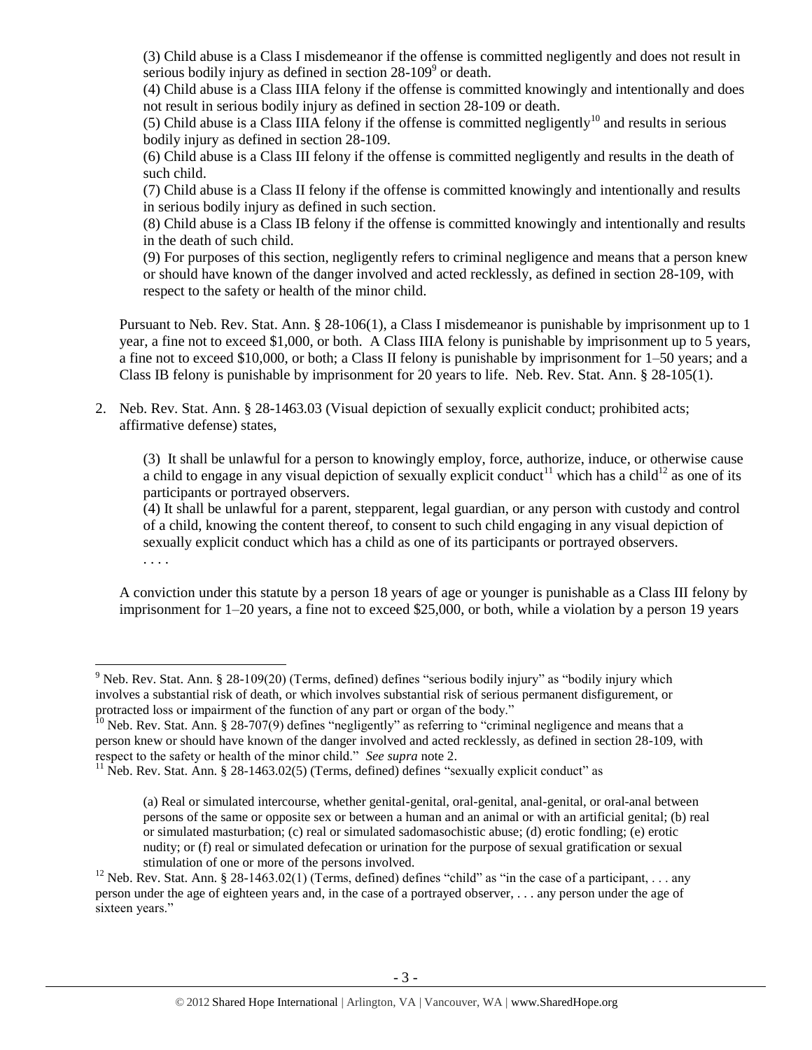(3) Child abuse is a Class I misdemeanor if the offense is committed negligently and does not result in serious bodily injury as defined in section 28-109[9] or death.

(4) Child abuse is a Class IIIA felony if the offense is committed knowingly and intentionally and does not result in serious bodily injury as defined in section 28-109 or death.

(5) Child abuse is a Class IIIA felony if the offense is committed negligently[10] and results in serious bodily injury as defined in section 28-109.

(6) Child abuse is a Class III felony if the offense is committed negligently and results in the death of such child.

(7) Child abuse is a Class II felony if the offense is committed knowingly and intentionally and results in serious bodily injury as defined in such section.

(8) Child abuse is a Class IB felony if the offense is committed knowingly and intentionally and results in the death of such child.

(9) For purposes of this section, negligently refers to criminal negligence and means that a person knew or should have known of the danger involved and acted recklessly, as defined in section 28-109, with respect to the safety or health of the minor child.

Pursuant to Neb. Rev. Stat. Ann. § 28-106(1), a Class I misdemeanor is punishable by imprisonment up to 1 year, a fine not to exceed $1,000, or both. A Class IIIA felony is punishable by imprisonment up to 5 years, a fine not to exceed $10,000, or both; a Class II felony is punishable by imprisonment for 1–50 years; and a Class IB felony is punishable by imprisonment for 20 years to life. Neb. Rev. Stat. Ann. § 28-105(1).

2. Neb. Rev. Stat. Ann. § 28-1463.03 (Visual depiction of sexually explicit conduct; prohibited acts; affirmative defense) states,

   (3) It shall be unlawful for a person to knowingly employ, force, authorize, induce, or otherwise cause a child to engage in any visual depiction of sexually explicit conduct[11] which has a child[12] as one of its participants or portrayed observers.

   (4) It shall be unlawful for a parent, stepparent, legal guardian, or any person with custody and control of a child, knowing the content thereof, to consent to such child engaging in any visual depiction of sexually explicit conduct which has a child as one of its participants or portrayed observers.

   . . . .

   A conviction under this statute by a person 18 years of age or younger is punishable as a Class III felony by imprisonment for 1–20 years, a fine not to exceed $25,000, or both, while a violation by a person 19 years

---

[9] Neb. Rev. Stat. Ann. § 28-109(20) (Terms, defined) defines "serious bodily injury" as "bodily injury which involves a substantial risk of death, or which involves substantial risk of serious permanent disfigurement, or protracted loss or impairment of the function of any part or organ of the body."

[10] Neb. Rev. Stat. Ann. § 28-707(9) defines "negligently" as referring to "criminal negligence and means that a person knew or should have known of the danger involved and acted recklessly, as defined in section 28-109, with respect to the safety or health of the minor child." *See supra* note 2.

[11] Neb. Rev. Stat. Ann. § 28-1463.02(5) (Terms, defined) defines "sexually explicit conduct" as

> (a) Real or simulated intercourse, whether genital-genital, oral-genital, anal-genital, or oral-anal between persons of the same or opposite sex or between a human and an animal or with an artificial genital; (b) real or simulated masturbation; (c) real or simulated sadomasochistic abuse; (d) erotic fondling; (e) erotic nudity; or (f) real or simulated defecation or urination for the purpose of sexual gratification or sexual stimulation of one or more of the persons involved.

[12] Neb. Rev. Stat. Ann. § 28-1463.02(1) (Terms, defined) defines "child" as "in the case of a participant, . . . any person under the age of eighteen years and, in the case of a portrayed observer, . . . any person under the age of sixteen years."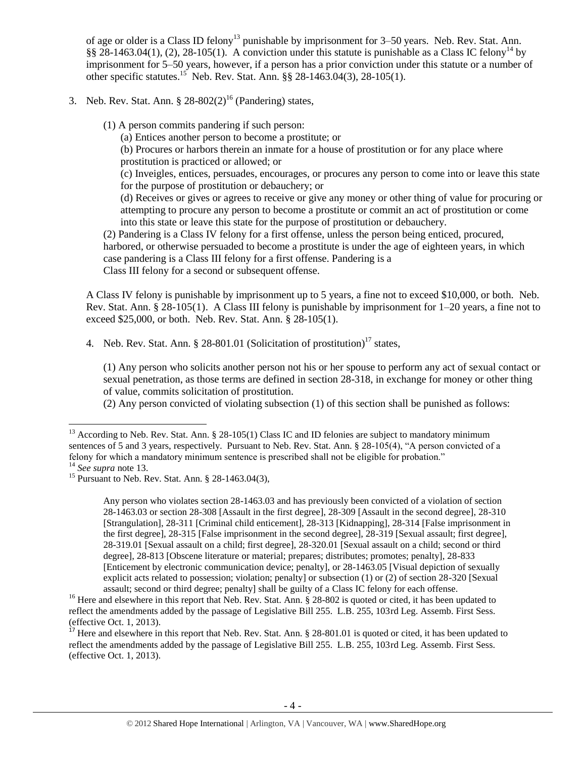of age or older is a Class ID felony[13] punishable by imprisonment for 3–50 years. Neb. Rev. Stat. Ann. §§ 28-1463.04(1), (2), 28-105(1). A conviction under this statute is punishable as a Class IC felony[14] by imprisonment for 5–50 years, however, if a person has a prior conviction under this statute or a number of other specific statutes.[15] Neb. Rev. Stat. Ann. §§ 28-1463.04(3), 28-105(1).

3. Neb. Rev. Stat. Ann. § 28-802(2)[16] (Pandering) states,

   (1) A person commits pandering if such person:
   
   (a) Entices another person to become a prostitute; or
   
   (b) Procures or harbors therein an inmate for a house of prostitution or for any place where prostitution is practiced or allowed; or
   
   (c) Inveigles, entices, persuades, encourages, or procures any person to come into or leave this state for the purpose of prostitution or debauchery; or
   
   (d) Receives or gives or agrees to receive or give any money or other thing of value for procuring or attempting to procure any person to become a prostitute or commit an act of prostitution or come into this state or leave this state for the purpose of prostitution or debauchery.
   
   (2) Pandering is a Class IV felony for a first offense, unless the person being enticed, procured, harbored, or otherwise persuaded to become a prostitute is under the age of eighteen years, in which case pandering is a Class III felony for a first offense. Pandering is a Class III felony for a second or subsequent offense.

A Class IV felony is punishable by imprisonment up to 5 years, a fine not to exceed $10,000, or both. Neb. Rev. Stat. Ann. § 28-105(1). A Class III felony is punishable by imprisonment for 1–20 years, a fine not to exceed $25,000, or both. Neb. Rev. Stat. Ann. § 28-105(1).

4. Neb. Rev. Stat. Ann. § 28-801.01 (Solicitation of prostitution)[17] states,

   (1) Any person who solicits another person not his or her spouse to perform any act of sexual contact or sexual penetration, as those terms are defined in section 28-318, in exchange for money or other thing of value, commits solicitation of prostitution.
   
   (2) Any person convicted of violating subsection (1) of this section shall be punished as follows:

---

[13] According to Neb. Rev. Stat. Ann. § 28-105(1) Class IC and ID felonies are subject to mandatory minimum sentences of 5 and 3 years, respectively. Pursuant to Neb. Rev. Stat. Ann. § 28-105(4), "A person convicted of a felony for which a mandatory minimum sentence is prescribed shall not be eligible for probation."

[14] *See supra* note 13.

[15] Pursuant to Neb. Rev. Stat. Ann. § 28-1463.04(3),

> Any person who violates section 28-1463.03 and has previously been convicted of a violation of section 28-1463.03 or section 28-308 [Assault in the first degree], 28-309 [Assault in the second degree], 28-310 [Strangulation], 28-311 [Criminal child enticement], 28-313 [Kidnapping], 28-314 [False imprisonment in the first degree], 28-315 [False imprisonment in the second degree], 28-319 [Sexual assault; first degree], 28-319.01 [Sexual assault on a child; first degree], 28-320.01 [Sexual assault on a child; second or third degree], 28-813 [Obscene literature or material; prepares; distributes; promotes; penalty], 28-833 [Enticement by electronic communication device; penalty], or 28-1463.05 [Visual depiction of sexually explicit acts related to possession; violation; penalty] or subsection (1) or (2) of section 28-320 [Sexual assault; second or third degree; penalty] shall be guilty of a Class IC felony for each offense.

[16] Here and elsewhere in this report that Neb. Rev. Stat. Ann. § 28-802 is quoted or cited, it has been updated to reflect the amendments added by the passage of Legislative Bill 255. L.B. 255, 103rd Leg. Assemb. First Sess. (effective Oct. 1, 2013).

[17] Here and elsewhere in this report that Neb. Rev. Stat. Ann. § 28-801.01 is quoted or cited, it has been updated to reflect the amendments added by the passage of Legislative Bill 255. L.B. 255, 103rd Leg. Assemb. First Sess. (effective Oct. 1, 2013).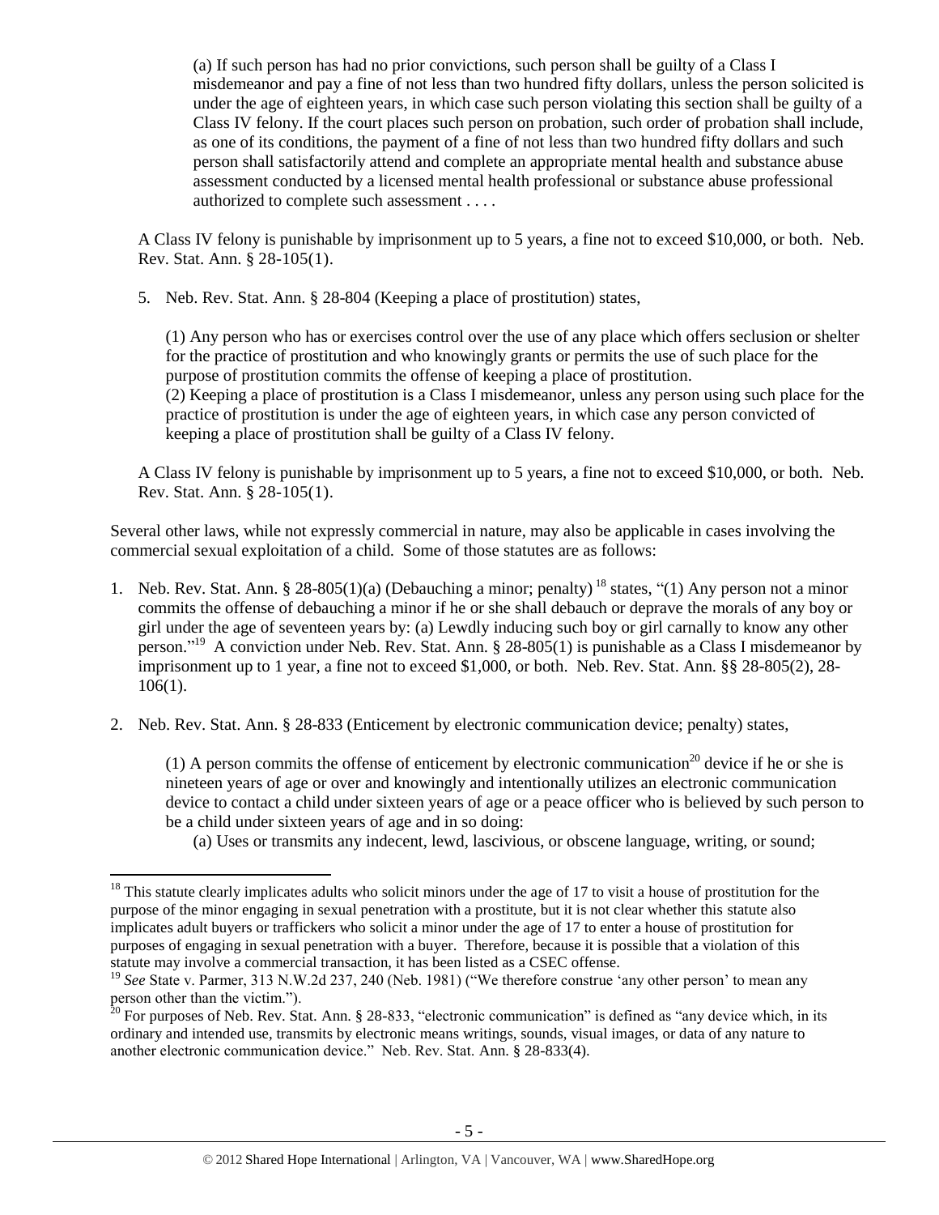(a) If such person has had no prior convictions, such person shall be guilty of a Class I misdemeanor and pay a fine of not less than two hundred fifty dollars, unless the person solicited is under the age of eighteen years, in which case such person violating this section shall be guilty of a Class IV felony. If the court places such person on probation, such order of probation shall include, as one of its conditions, the payment of a fine of not less than two hundred fifty dollars and such person shall satisfactorily attend and complete an appropriate mental health and substance abuse assessment conducted by a licensed mental health professional or substance abuse professional authorized to complete such assessment . . . .

A Class IV felony is punishable by imprisonment up to 5 years, a fine not to exceed $10,000, or both. Neb. Rev. Stat. Ann. § 28-105(1).

5. Neb. Rev. Stat. Ann. § 28-804 (Keeping a place of prostitution) states,

(1) Any person who has or exercises control over the use of any place which offers seclusion or shelter for the practice of prostitution and who knowingly grants or permits the use of such place for the purpose of prostitution commits the offense of keeping a place of prostitution.
(2) Keeping a place of prostitution is a Class I misdemeanor, unless any person using such place for the practice of prostitution is under the age of eighteen years, in which case any person convicted of keeping a place of prostitution shall be guilty of a Class IV felony.

A Class IV felony is punishable by imprisonment up to 5 years, a fine not to exceed $10,000, or both. Neb. Rev. Stat. Ann. § 28-105(1).

Several other laws, while not expressly commercial in nature, may also be applicable in cases involving the commercial sexual exploitation of a child. Some of those statutes are as follows:

1. Neb. Rev. Stat. Ann. § 28-805(1)(a) (Debauching a minor; penalty) [18] states, "(1) Any person not a minor commits the offense of debauching a minor if he or she shall debauch or deprave the morals of any boy or girl under the age of seventeen years by: (a) Lewdly inducing such boy or girl carnally to know any other person."[19] A conviction under Neb. Rev. Stat. Ann. § 28-805(1) is punishable as a Class I misdemeanor by imprisonment up to 1 year, a fine not to exceed $1,000, or both. Neb. Rev. Stat. Ann. §§ 28-805(2), 28-106(1).

2. Neb. Rev. Stat. Ann. § 28-833 (Enticement by electronic communication device; penalty) states,

(1) A person commits the offense of enticement by electronic communication[20] device if he or she is nineteen years of age or over and knowingly and intentionally utilizes an electronic communication device to contact a child under sixteen years of age or a peace officer who is believed by such person to be a child under sixteen years of age and in so doing:

(a) Uses or transmits any indecent, lewd, lascivious, or obscene language, writing, or sound;

---

[18] This statute clearly implicates adults who solicit minors under the age of 17 to visit a house of prostitution for the purpose of the minor engaging in sexual penetration with a prostitute, but it is not clear whether this statute also implicates adult buyers or traffickers who solicit a minor under the age of 17 to enter a house of prostitution for purposes of engaging in sexual penetration with a buyer. Therefore, because it is possible that a violation of this statute may involve a commercial transaction, it has been listed as a CSEC offense.

[19] *See* State v. Parmer, 313 N.W.2d 237, 240 (Neb. 1981) ("We therefore construe 'any other person' to mean any person other than the victim.").

[20] For purposes of Neb. Rev. Stat. Ann. § 28-833, "electronic communication" is defined as "any device which, in its ordinary and intended use, transmits by electronic means writings, sounds, visual images, or data of any nature to another electronic communication device." Neb. Rev. Stat. Ann. § 28-833(4).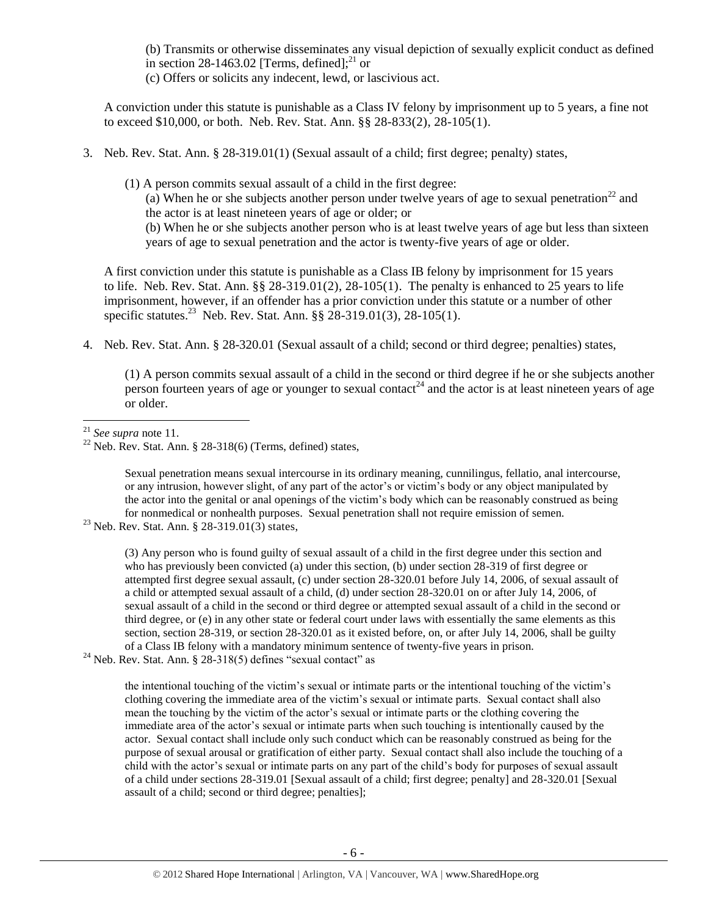(b) Transmits or otherwise disseminates any visual depiction of sexually explicit conduct as defined in section 28-1463.02 [Terms, defined];[21] or

(c) Offers or solicits any indecent, lewd, or lascivious act.

A conviction under this statute is punishable as a Class IV felony by imprisonment up to 5 years, a fine not to exceed $10,000, or both. Neb. Rev. Stat. Ann. §§ 28-833(2), 28-105(1).

3. Neb. Rev. Stat. Ann. § 28-319.01(1) (Sexual assault of a child; first degree; penalty) states,

   (1) A person commits sexual assault of a child in the first degree:

   (a) When he or she subjects another person under twelve years of age to sexual penetration[22] and the actor is at least nineteen years of age or older; or

   (b) When he or she subjects another person who is at least twelve years of age but less than sixteen years of age to sexual penetration and the actor is twenty-five years of age or older.

   A first conviction under this statute is punishable as a Class IB felony by imprisonment for 15 years to life. Neb. Rev. Stat. Ann. §§ 28-319.01(2), 28-105(1). The penalty is enhanced to 25 years to life imprisonment, however, if an offender has a prior conviction under this statute or a number of other specific statutes.[23] Neb. Rev. Stat. Ann. §§ 28-319.01(3), 28-105(1).

4. Neb. Rev. Stat. Ann. § 28-320.01 (Sexual assault of a child; second or third degree; penalties) states,

   (1) A person commits sexual assault of a child in the second or third degree if he or she subjects another person fourteen years of age or younger to sexual contact[24] and the actor is at least nineteen years of age or older.

---

[21] *See supra* note 11.

[22] Neb. Rev. Stat. Ann. § 28-318(6) (Terms, defined) states,

> Sexual penetration means sexual intercourse in its ordinary meaning, cunnilingus, fellatio, anal intercourse, or any intrusion, however slight, of any part of the actor's or victim's body or any object manipulated by the actor into the genital or anal openings of the victim's body which can be reasonably construed as being for nonmedical or nonhealth purposes. Sexual penetration shall not require emission of semen.

[23] Neb. Rev. Stat. Ann. § 28-319.01(3) states,

> (3) Any person who is found guilty of sexual assault of a child in the first degree under this section and who has previously been convicted (a) under this section, (b) under section 28-319 of first degree or attempted first degree sexual assault, (c) under section 28-320.01 before July 14, 2006, of sexual assault of a child or attempted sexual assault of a child, (d) under section 28-320.01 on or after July 14, 2006, of sexual assault of a child in the second or third degree or attempted sexual assault of a child in the second or third degree, or (e) in any other state or federal court under laws with essentially the same elements as this section, section 28-319, or section 28-320.01 as it existed before, on, or after July 14, 2006, shall be guilty of a Class IB felony with a mandatory minimum sentence of twenty-five years in prison.

[24] Neb. Rev. Stat. Ann. § 28-318(5) defines "sexual contact" as

> the intentional touching of the victim's sexual or intimate parts or the intentional touching of the victim's clothing covering the immediate area of the victim's sexual or intimate parts. Sexual contact shall also mean the touching by the victim of the actor's sexual or intimate parts or the clothing covering the immediate area of the actor's sexual or intimate parts when such touching is intentionally caused by the actor. Sexual contact shall include only such conduct which can be reasonably construed as being for the purpose of sexual arousal or gratification of either party. Sexual contact shall also include the touching of a child with the actor's sexual or intimate parts on any part of the child's body for purposes of sexual assault of a child under sections 28-319.01 [Sexual assault of a child; first degree; penalty] and 28-320.01 [Sexual assault of a child; second or third degree; penalties];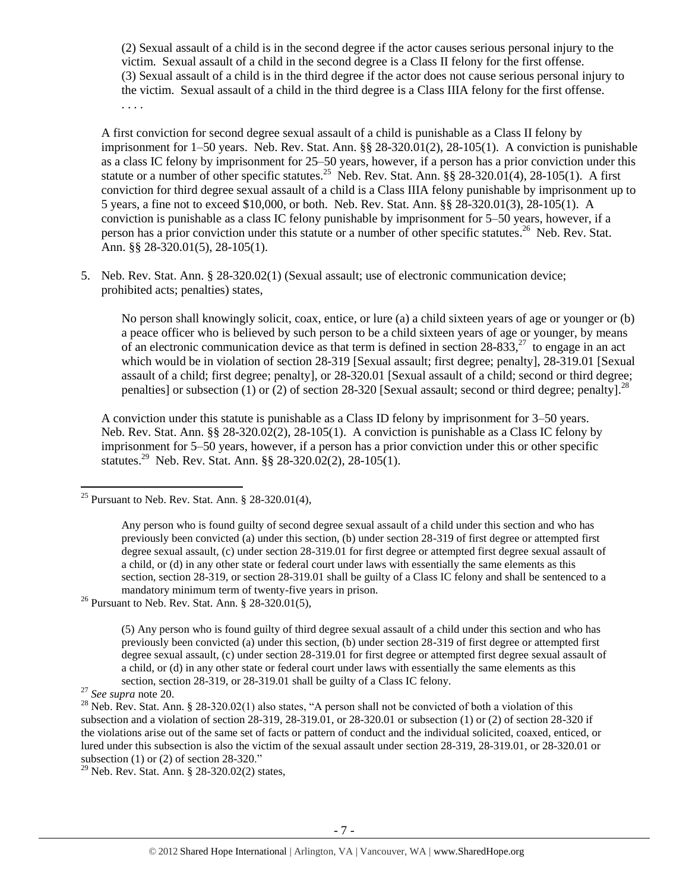> (2) Sexual assault of a child is in the second degree if the actor causes serious personal injury to the victim. Sexual assault of a child in the second degree is a Class II felony for the first offense.
> (3) Sexual assault of a child is in the third degree if the actor does not cause serious personal injury to the victim. Sexual assault of a child in the third degree is a Class IIIA felony for the first offense.
> . . . .

A first conviction for second degree sexual assault of a child is punishable as a Class II felony by imprisonment for 1–50 years. Neb. Rev. Stat. Ann. §§ 28-320.01(2), 28-105(1). A conviction is punishable as a class IC felony by imprisonment for 25–50 years, however, if a person has a prior conviction under this statute or a number of other specific statutes.[25] Neb. Rev. Stat. Ann. §§ 28-320.01(4), 28-105(1). A first conviction for third degree sexual assault of a child is a Class IIIA felony punishable by imprisonment up to 5 years, a fine not to exceed $10,000, or both. Neb. Rev. Stat. Ann. §§ 28-320.01(3), 28-105(1). A conviction is punishable as a class IC felony punishable by imprisonment for 5–50 years, however, if a person has a prior conviction under this statute or a number of other specific statutes.[26] Neb. Rev. Stat. Ann. §§ 28-320.01(5), 28-105(1).

5. Neb. Rev. Stat. Ann. § 28-320.02(1) (Sexual assault; use of electronic communication device; prohibited acts; penalties) states,

> No person shall knowingly solicit, coax, entice, or lure (a) a child sixteen years of age or younger or (b) a peace officer who is believed by such person to be a child sixteen years of age or younger, by means of an electronic communication device as that term is defined in section 28-833,[27] to engage in an act which would be in violation of section 28-319 [Sexual assault; first degree; penalty], 28-319.01 [Sexual assault of a child; first degree; penalty], or 28-320.01 [Sexual assault of a child; second or third degree; penalties] or subsection (1) or (2) of section 28-320 [Sexual assault; second or third degree; penalty].[28]

A conviction under this statute is punishable as a Class ID felony by imprisonment for 3–50 years. Neb. Rev. Stat. Ann. §§ 28-320.02(2), 28-105(1). A conviction is punishable as a Class IC felony by imprisonment for 5–50 years, however, if a person has a prior conviction under this or other specific statutes.[29] Neb. Rev. Stat. Ann. §§ 28-320.02(2), 28-105(1).

---

[25] Pursuant to Neb. Rev. Stat. Ann. § 28-320.01(4),

> Any person who is found guilty of second degree sexual assault of a child under this section and who has previously been convicted (a) under this section, (b) under section 28-319 of first degree or attempted first degree sexual assault, (c) under section 28-319.01 for first degree or attempted first degree sexual assault of a child, or (d) in any other state or federal court under laws with essentially the same elements as this section, section 28-319, or section 28-319.01 shall be guilty of a Class IC felony and shall be sentenced to a mandatory minimum term of twenty-five years in prison.

[26] Pursuant to Neb. Rev. Stat. Ann. § 28-320.01(5),

> (5) Any person who is found guilty of third degree sexual assault of a child under this section and who has previously been convicted (a) under this section, (b) under section 28-319 of first degree or attempted first degree sexual assault, (c) under section 28-319.01 for first degree or attempted first degree sexual assault of a child, or (d) in any other state or federal court under laws with essentially the same elements as this section, section 28-319, or 28-319.01 shall be guilty of a Class IC felony.

[27] *See supra* note 20.

[28] Neb. Rev. Stat. Ann. § 28-320.02(1) also states, "A person shall not be convicted of both a violation of this subsection and a violation of section 28-319, 28-319.01, or 28-320.01 or subsection (1) or (2) of section 28-320 if the violations arise out of the same set of facts or pattern of conduct and the individual solicited, coaxed, enticed, or lured under this subsection is also the victim of the sexual assault under section 28-319, 28-319.01, or 28-320.01 or subsection (1) or (2) of section 28-320."

[29] Neb. Rev. Stat. Ann. § 28-320.02(2) states,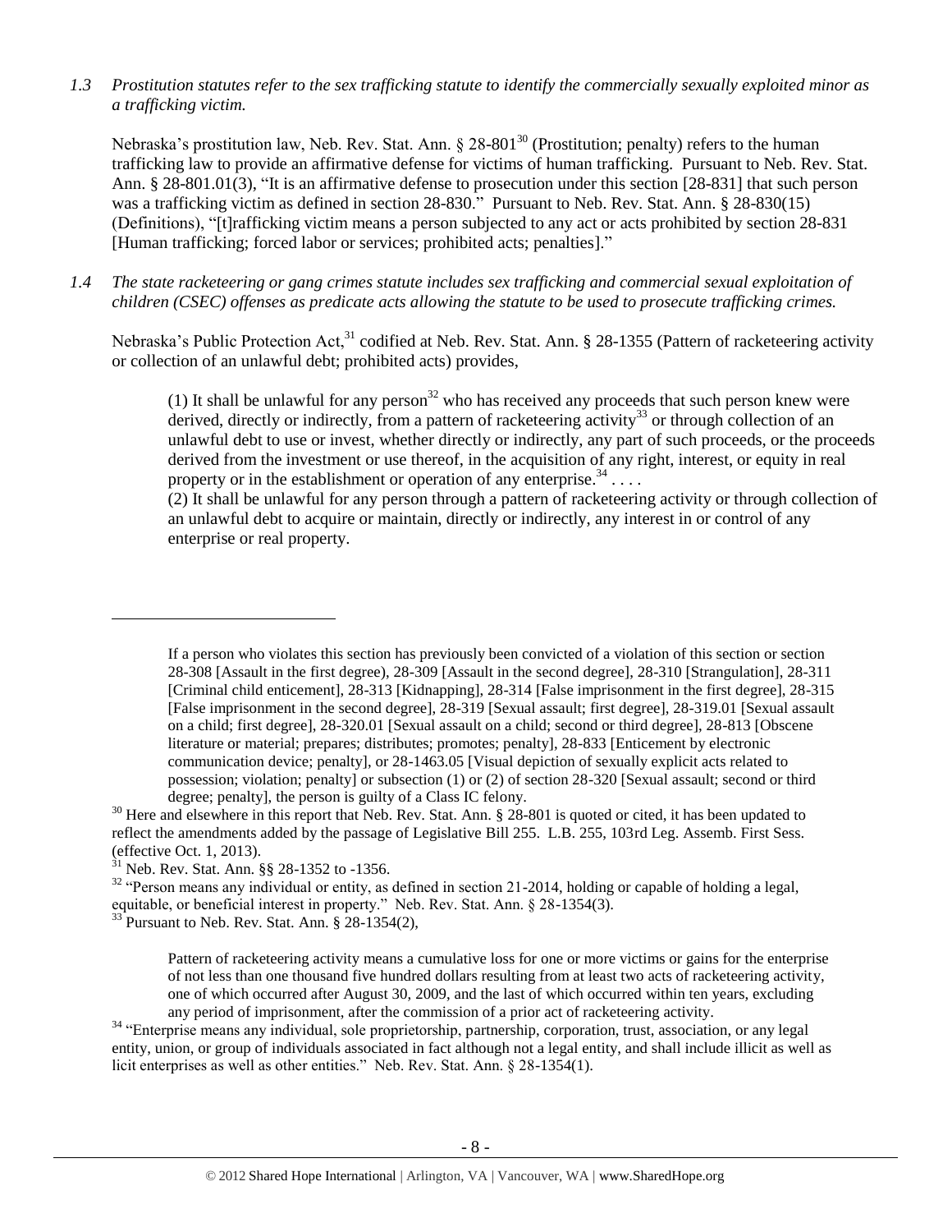*1.3 Prostitution statutes refer to the sex trafficking statute to identify the commercially sexually exploited minor as a trafficking victim.*

Nebraska's prostitution law, Neb. Rev. Stat. Ann. § 28-801[30] (Prostitution; penalty) refers to the human trafficking law to provide an affirmative defense for victims of human trafficking. Pursuant to Neb. Rev. Stat. Ann. § 28-801.01(3), "It is an affirmative defense to prosecution under this section [28-831] that such person was a trafficking victim as defined in section 28-830." Pursuant to Neb. Rev. Stat. Ann. § 28-830(15) (Definitions), "[t]rafficking victim means a person subjected to any act or acts prohibited by section 28-831 [Human trafficking; forced labor or services; prohibited acts; penalties]."

*1.4 The state racketeering or gang crimes statute includes sex trafficking and commercial sexual exploitation of children (CSEC) offenses as predicate acts allowing the statute to be used to prosecute trafficking crimes.*

Nebraska's Public Protection Act,[31] codified at Neb. Rev. Stat. Ann. § 28-1355 (Pattern of racketeering activity or collection of an unlawful debt; prohibited acts) provides,

> (1) It shall be unlawful for any person[32] who has received any proceeds that such person knew were derived, directly or indirectly, from a pattern of racketeering activity[33] or through collection of an unlawful debt to use or invest, whether directly or indirectly, any part of such proceeds, or the proceeds derived from the investment or use thereof, in the acquisition of any right, interest, or equity in real property or in the establishment or operation of any enterprise.[34] . . . .
>
> (2) It shall be unlawful for any person through a pattern of racketeering activity or through collection of an unlawful debt to acquire or maintain, directly or indirectly, any interest in or control of any enterprise or real property.

---

> If a person who violates this section has previously been convicted of a violation of this section or section 28-308 [Assault in the first degree), 28-309 [Assault in the second degree], 28-310 [Strangulation], 28-311 [Criminal child enticement], 28-313 [Kidnapping], 28-314 [False imprisonment in the first degree], 28-315 [False imprisonment in the second degree], 28-319 [Sexual assault; first degree], 28-319.01 [Sexual assault on a child; first degree], 28-320.01 [Sexual assault on a child; second or third degree], 28-813 [Obscene literature or material; prepares; distributes; promotes; penalty], 28-833 [Enticement by electronic communication device; penalty], or 28-1463.05 [Visual depiction of sexually explicit acts related to possession; violation; penalty] or subsection (1) or (2) of section 28-320 [Sexual assault; second or third degree; penalty], the person is guilty of a Class IC felony.

[30] Here and elsewhere in this report that Neb. Rev. Stat. Ann. § 28-801 is quoted or cited, it has been updated to reflect the amendments added by the passage of Legislative Bill 255. L.B. 255, 103rd Leg. Assemb. First Sess. (effective Oct. 1, 2013).

[31] Neb. Rev. Stat. Ann. §§ 28-1352 to -1356.

[32] "Person means any individual or entity, as defined in section 21-2014, holding or capable of holding a legal, equitable, or beneficial interest in property." Neb. Rev. Stat. Ann. § 28-1354(3).

[33] Pursuant to Neb. Rev. Stat. Ann. § 28-1354(2),

> Pattern of racketeering activity means a cumulative loss for one or more victims or gains for the enterprise of not less than one thousand five hundred dollars resulting from at least two acts of racketeering activity, one of which occurred after August 30, 2009, and the last of which occurred within ten years, excluding any period of imprisonment, after the commission of a prior act of racketeering activity.

[34] "Enterprise means any individual, sole proprietorship, partnership, corporation, trust, association, or any legal entity, union, or group of individuals associated in fact although not a legal entity, and shall include illicit as well as licit enterprises as well as other entities." Neb. Rev. Stat. Ann. § 28-1354(1).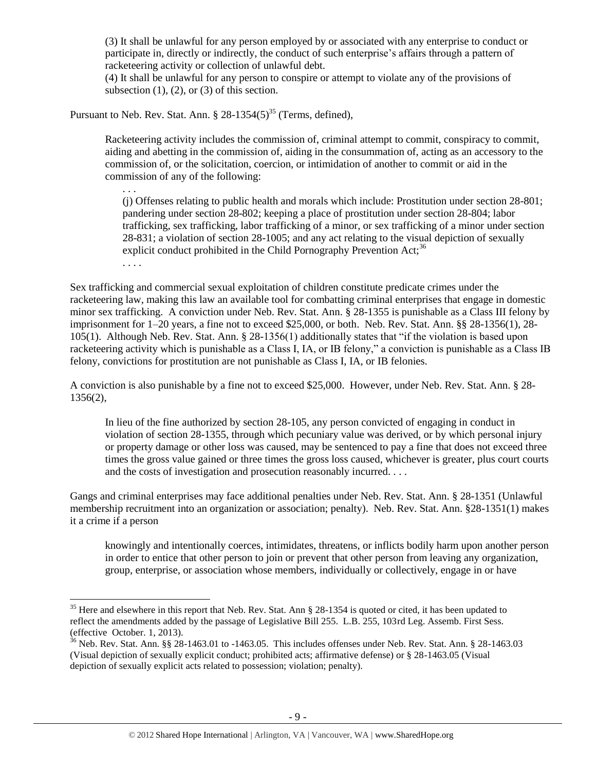(3) It shall be unlawful for any person employed by or associated with any enterprise to conduct or participate in, directly or indirectly, the conduct of such enterprise's affairs through a pattern of racketeering activity or collection of unlawful debt.
(4) It shall be unlawful for any person to conspire or attempt to violate any of the provisions of subsection (1), (2), or (3) of this section.

Pursuant to Neb. Rev. Stat. Ann. § 28-1354(5)[35] (Terms, defined),

> Racketeering activity includes the commission of, criminal attempt to commit, conspiracy to commit, aiding and abetting in the commission of, aiding in the consummation of, acting as an accessory to the commission of, or the solicitation, coercion, or intimidation of another to commit or aid in the commission of any of the following:
>
> . . .
> (j) Offenses relating to public health and morals which include: Prostitution under section 28-801; pandering under section 28-802; keeping a place of prostitution under section 28-804; labor trafficking, sex trafficking, labor trafficking of a minor, or sex trafficking of a minor under section 28-831; a violation of section 28-1005; and any act relating to the visual depiction of sexually explicit conduct prohibited in the Child Pornography Prevention Act;[36]
> . . . .

Sex trafficking and commercial sexual exploitation of children constitute predicate crimes under the racketeering law, making this law an available tool for combatting criminal enterprises that engage in domestic minor sex trafficking. A conviction under Neb. Rev. Stat. Ann. § 28-1355 is punishable as a Class III felony by imprisonment for 1–20 years, a fine not to exceed $25,000, or both. Neb. Rev. Stat. Ann. §§ 28-1356(1), 28-105(1). Although Neb. Rev. Stat. Ann. § 28-1356(1) additionally states that "if the violation is based upon racketeering activity which is punishable as a Class I, IA, or IB felony," a conviction is punishable as a Class IB felony, convictions for prostitution are not punishable as Class I, IA, or IB felonies.

A conviction is also punishable by a fine not to exceed $25,000. However, under Neb. Rev. Stat. Ann. § 28-1356(2),

> In lieu of the fine authorized by section 28-105, any person convicted of engaging in conduct in violation of section 28-1355, through which pecuniary value was derived, or by which personal injury or property damage or other loss was caused, may be sentenced to pay a fine that does not exceed three times the gross value gained or three times the gross loss caused, whichever is greater, plus court courts and the costs of investigation and prosecution reasonably incurred. . . .

Gangs and criminal enterprises may face additional penalties under Neb. Rev. Stat. Ann. § 28-1351 (Unlawful membership recruitment into an organization or association; penalty). Neb. Rev. Stat. Ann. §28-1351(1) makes it a crime if a person

> knowingly and intentionally coerces, intimidates, threatens, or inflicts bodily harm upon another person in order to entice that other person to join or prevent that other person from leaving any organization, group, enterprise, or association whose members, individually or collectively, engage in or have

---

[35] Here and elsewhere in this report that Neb. Rev. Stat. Ann § 28-1354 is quoted or cited, it has been updated to reflect the amendments added by the passage of Legislative Bill 255. L.B. 255, 103rd Leg. Assemb. First Sess. (effective October. 1, 2013).

[36] Neb. Rev. Stat. Ann. §§ 28-1463.01 to -1463.05. This includes offenses under Neb. Rev. Stat. Ann. § 28-1463.03 (Visual depiction of sexually explicit conduct; prohibited acts; affirmative defense) or § 28-1463.05 (Visual depiction of sexually explicit acts related to possession; violation; penalty).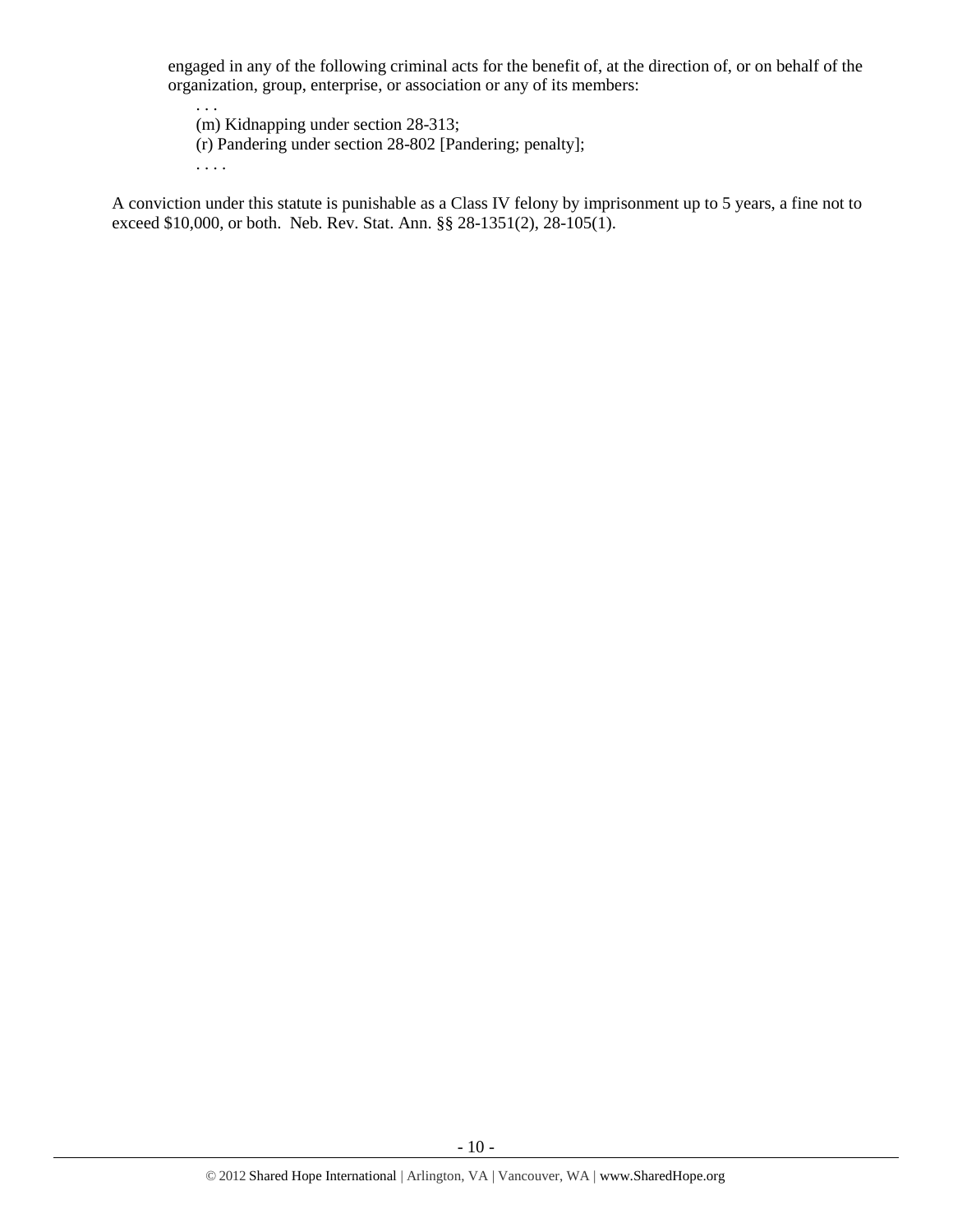engaged in any of the following criminal acts for the benefit of, at the direction of, or on behalf of the organization, group, enterprise, or association or any of its members:

. . .

(m) Kidnapping under section 28-313;

(r) Pandering under section 28-802 [Pandering; penalty];

. . . .

A conviction under this statute is punishable as a Class IV felony by imprisonment up to 5 years, a fine not to exceed $10,000, or both. Neb. Rev. Stat. Ann. §§ 28-1351(2), 28-105(1).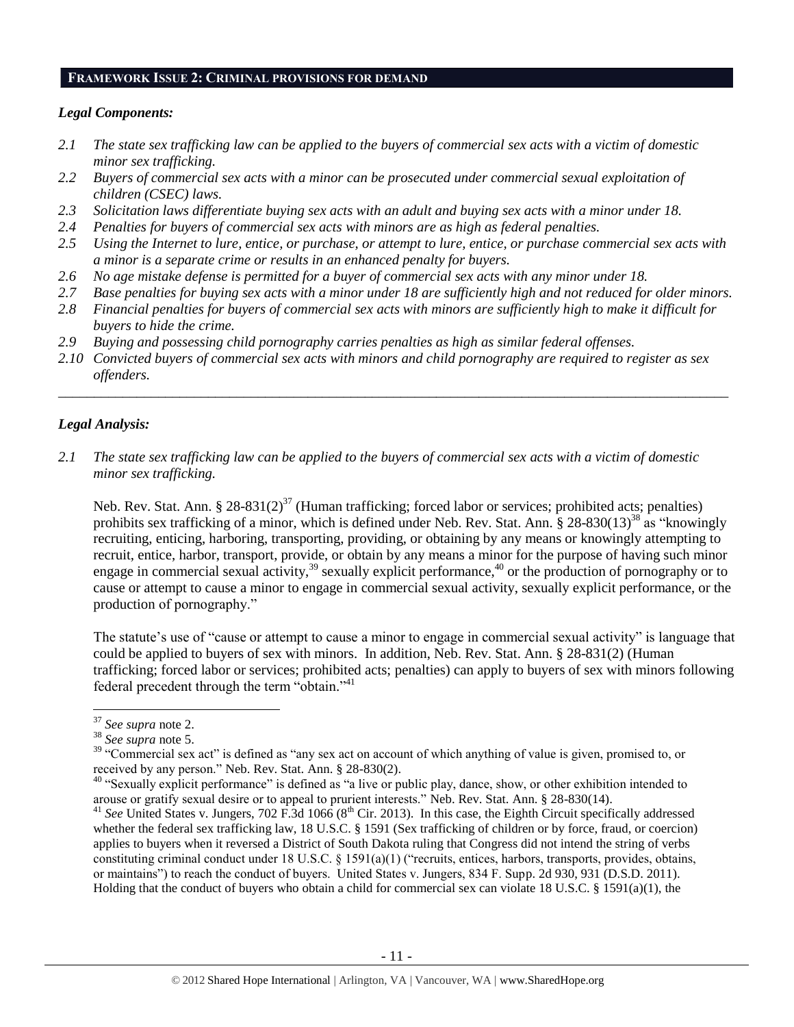## FRAMEWORK ISSUE 2: CRIMINAL PROVISIONS FOR DEMAND

### *Legal Components:*

*2.1 The state sex trafficking law can be applied to the buyers of commercial sex acts with a victim of domestic minor sex trafficking.*

*2.2 Buyers of commercial sex acts with a minor can be prosecuted under commercial sexual exploitation of children (CSEC) laws.*

*2.3 Solicitation laws differentiate buying sex acts with an adult and buying sex acts with a minor under 18.*

*2.4 Penalties for buyers of commercial sex acts with minors are as high as federal penalties.*

*2.5 Using the Internet to lure, entice, or purchase, or attempt to lure, entice, or purchase commercial sex acts with a minor is a separate crime or results in an enhanced penalty for buyers.*

*2.6 No age mistake defense is permitted for a buyer of commercial sex acts with any minor under 18.*

*2.7 Base penalties for buying sex acts with a minor under 18 are sufficiently high and not reduced for older minors.*

*2.8 Financial penalties for buyers of commercial sex acts with minors are sufficiently high to make it difficult for buyers to hide the crime.*

*2.9 Buying and possessing child pornography carries penalties as high as similar federal offenses.*

*2.10 Convicted buyers of commercial sex acts with minors and child pornography are required to register as sex offenders.*

---

### *Legal Analysis:*

*2.1 The state sex trafficking law can be applied to the buyers of commercial sex acts with a victim of domestic minor sex trafficking.*

Neb. Rev. Stat. Ann. § 28-831(2)[37] (Human trafficking; forced labor or services; prohibited acts; penalties) prohibits sex trafficking of a minor, which is defined under Neb. Rev. Stat. Ann. § 28-830(13)[38] as "knowingly recruiting, enticing, harboring, transporting, providing, or obtaining by any means or knowingly attempting to recruit, entice, harbor, transport, provide, or obtain by any means a minor for the purpose of having such minor engage in commercial sexual activity,[39] sexually explicit performance,[40] or the production of pornography or to cause or attempt to cause a minor to engage in commercial sexual activity, sexually explicit performance, or the production of pornography."

The statute's use of "cause or attempt to cause a minor to engage in commercial sexual activity" is language that could be applied to buyers of sex with minors. In addition, Neb. Rev. Stat. Ann. § 28-831(2) (Human trafficking; forced labor or services; prohibited acts; penalties) can apply to buyers of sex with minors following federal precedent through the term "obtain."[41]

---

[37] *See supra* note 2.

[38] *See supra* note 5.

[39] "Commercial sex act" is defined as "any sex act on account of which anything of value is given, promised to, or received by any person." Neb. Rev. Stat. Ann. § 28-830(2).

[40] "Sexually explicit performance" is defined as "a live or public play, dance, show, or other exhibition intended to arouse or gratify sexual desire or to appeal to prurient interests." Neb. Rev. Stat. Ann. § 28-830(14).

[41] *See* United States v. Jungers, 702 F.3d 1066 (8th Cir. 2013). In this case, the Eighth Circuit specifically addressed whether the federal sex trafficking law, 18 U.S.C. § 1591 (Sex trafficking of children or by force, fraud, or coercion) applies to buyers when it reversed a District of South Dakota ruling that Congress did not intend the string of verbs constituting criminal conduct under 18 U.S.C. § 1591(a)(1) ("recruits, entices, harbors, transports, provides, obtains, or maintains") to reach the conduct of buyers. United States v. Jungers, 834 F. Supp. 2d 930, 931 (D.S.D. 2011). Holding that the conduct of buyers who obtain a child for commercial sex can violate 18 U.S.C. § 1591(a)(1), the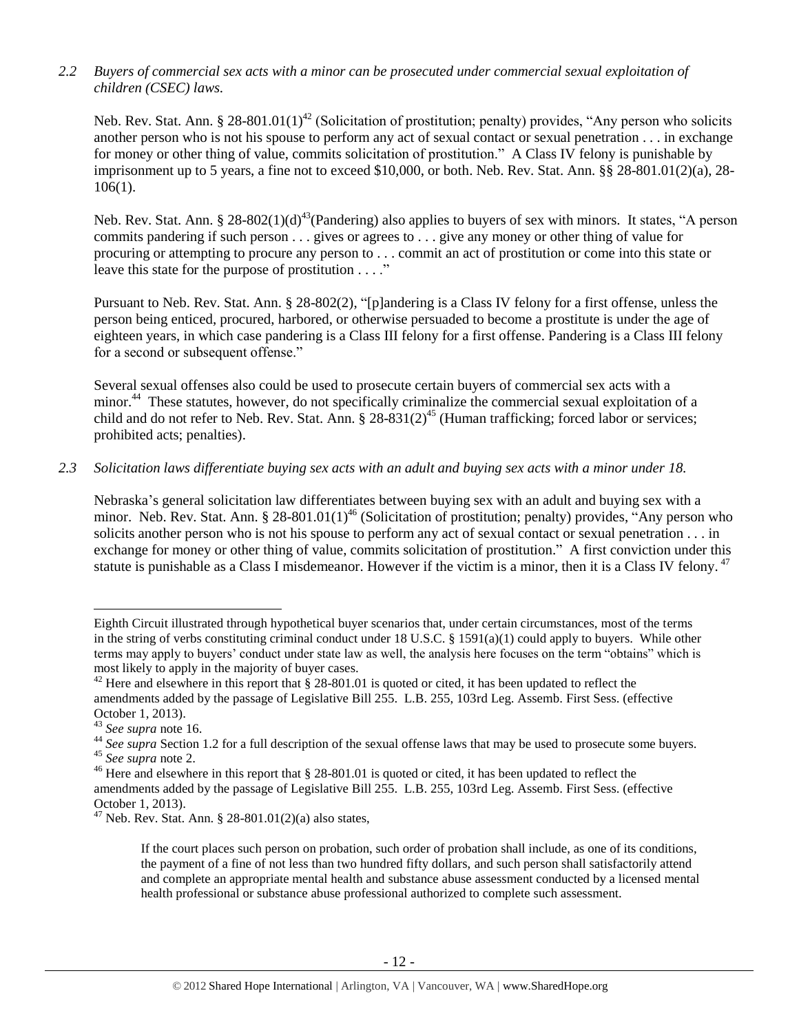*2.2 Buyers of commercial sex acts with a minor can be prosecuted under commercial sexual exploitation of children (CSEC) laws.*

Neb. Rev. Stat. Ann. § 28-801.01(1)[42] (Solicitation of prostitution; penalty) provides, "Any person who solicits another person who is not his spouse to perform any act of sexual contact or sexual penetration . . . in exchange for money or other thing of value, commits solicitation of prostitution." A Class IV felony is punishable by imprisonment up to 5 years, a fine not to exceed $10,000, or both. Neb. Rev. Stat. Ann. §§ 28-801.01(2)(a), 28-106(1).

Neb. Rev. Stat. Ann. § 28-802(1)(d)[43](Pandering) also applies to buyers of sex with minors. It states, "A person commits pandering if such person . . . gives or agrees to . . . give any money or other thing of value for procuring or attempting to procure any person to . . . commit an act of prostitution or come into this state or leave this state for the purpose of prostitution . . . ."

Pursuant to Neb. Rev. Stat. Ann. § 28-802(2), "[p]andering is a Class IV felony for a first offense, unless the person being enticed, procured, harbored, or otherwise persuaded to become a prostitute is under the age of eighteen years, in which case pandering is a Class III felony for a first offense. Pandering is a Class III felony for a second or subsequent offense."

Several sexual offenses also could be used to prosecute certain buyers of commercial sex acts with a minor.[44] These statutes, however, do not specifically criminalize the commercial sexual exploitation of a child and do not refer to Neb. Rev. Stat. Ann. § 28-831(2)[45] (Human trafficking; forced labor or services; prohibited acts; penalties).

*2.3 Solicitation laws differentiate buying sex acts with an adult and buying sex acts with a minor under 18.*

Nebraska's general solicitation law differentiates between buying sex with an adult and buying sex with a minor. Neb. Rev. Stat. Ann. § 28-801.01(1)[46] (Solicitation of prostitution; penalty) provides, "Any person who solicits another person who is not his spouse to perform any act of sexual contact or sexual penetration . . . in exchange for money or other thing of value, commits solicitation of prostitution." A first conviction under this statute is punishable as a Class I misdemeanor. However if the victim is a minor, then it is a Class IV felony.[47]

---

Eighth Circuit illustrated through hypothetical buyer scenarios that, under certain circumstances, most of the terms in the string of verbs constituting criminal conduct under 18 U.S.C. § 1591(a)(1) could apply to buyers. While other terms may apply to buyers' conduct under state law as well, the analysis here focuses on the term "obtains" which is most likely to apply in the majority of buyer cases.

[42] Here and elsewhere in this report that § 28-801.01 is quoted or cited, it has been updated to reflect the amendments added by the passage of Legislative Bill 255. L.B. 255, 103rd Leg. Assemb. First Sess. (effective October 1, 2013).

[43] *See supra* note 16.

[44] *See supra* Section 1.2 for a full description of the sexual offense laws that may be used to prosecute some buyers.

[45] *See supra* note 2.

[46] Here and elsewhere in this report that § 28-801.01 is quoted or cited, it has been updated to reflect the amendments added by the passage of Legislative Bill 255. L.B. 255, 103rd Leg. Assemb. First Sess. (effective October 1, 2013).

[47] Neb. Rev. Stat. Ann. § 28-801.01(2)(a) also states,

> If the court places such person on probation, such order of probation shall include, as one of its conditions, the payment of a fine of not less than two hundred fifty dollars, and such person shall satisfactorily attend and complete an appropriate mental health and substance abuse assessment conducted by a licensed mental health professional or substance abuse professional authorized to complete such assessment.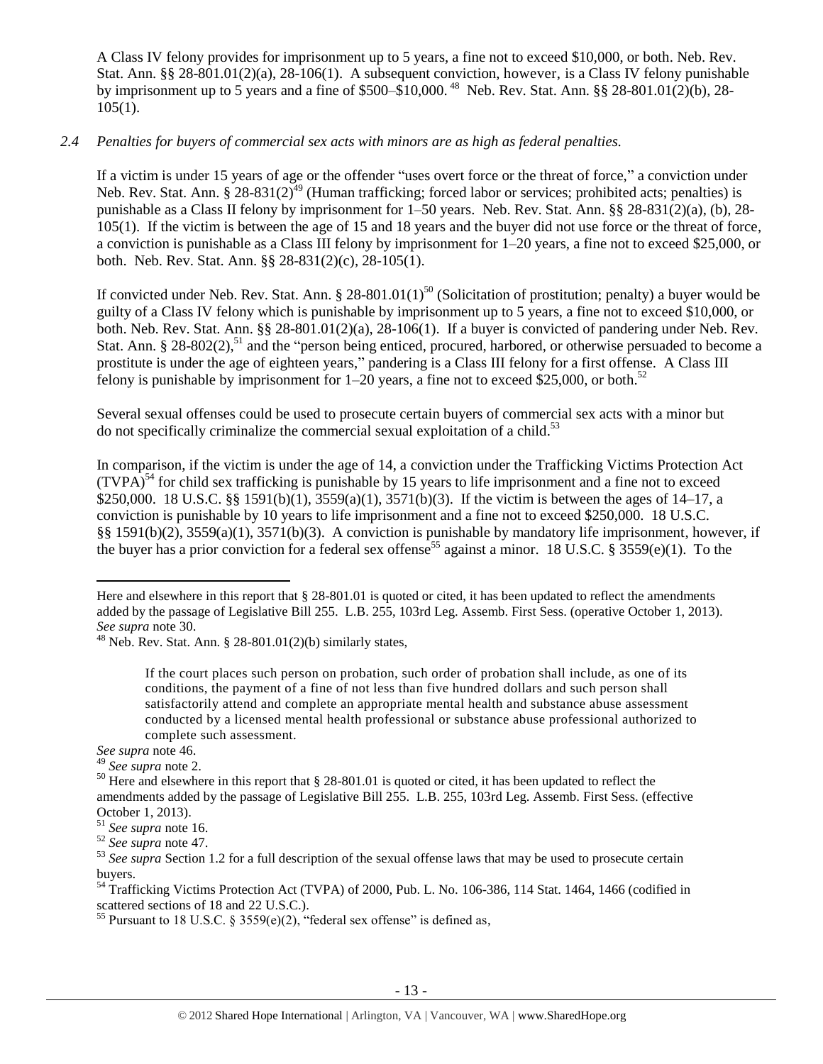A Class IV felony provides for imprisonment up to 5 years, a fine not to exceed $10,000, or both. Neb. Rev. Stat. Ann. §§ 28-801.01(2)(a), 28-106(1). A subsequent conviction, however, is a Class IV felony punishable by imprisonment up to 5 years and a fine of $500–$10,000. [48] Neb. Rev. Stat. Ann. §§ 28-801.01(2)(b), 28-105(1).

*2.4 Penalties for buyers of commercial sex acts with minors are as high as federal penalties.*

If a victim is under 15 years of age or the offender "uses overt force or the threat of force," a conviction under Neb. Rev. Stat. Ann. § 28-831(2)[49] (Human trafficking; forced labor or services; prohibited acts; penalties) is punishable as a Class II felony by imprisonment for 1–50 years. Neb. Rev. Stat. Ann. §§ 28-831(2)(a), (b), 28-105(1). If the victim is between the age of 15 and 18 years and the buyer did not use force or the threat of force, a conviction is punishable as a Class III felony by imprisonment for 1–20 years, a fine not to exceed $25,000, or both. Neb. Rev. Stat. Ann. §§ 28-831(2)(c), 28-105(1).

If convicted under Neb. Rev. Stat. Ann. § 28-801.01(1)[50] (Solicitation of prostitution; penalty) a buyer would be guilty of a Class IV felony which is punishable by imprisonment up to 5 years, a fine not to exceed $10,000, or both. Neb. Rev. Stat. Ann. §§ 28-801.01(2)(a), 28-106(1). If a buyer is convicted of pandering under Neb. Rev. Stat. Ann. § 28-802(2),[51] and the "person being enticed, procured, harbored, or otherwise persuaded to become a prostitute is under the age of eighteen years," pandering is a Class III felony for a first offense. A Class III felony is punishable by imprisonment for 1–20 years, a fine not to exceed $25,000, or both.[52]

Several sexual offenses could be used to prosecute certain buyers of commercial sex acts with a minor but do not specifically criminalize the commercial sexual exploitation of a child.[53]

In comparison, if the victim is under the age of 14, a conviction under the Trafficking Victims Protection Act (TVPA)[54] for child sex trafficking is punishable by 15 years to life imprisonment and a fine not to exceed $250,000. 18 U.S.C. §§ 1591(b)(1), 3559(a)(1), 3571(b)(3). If the victim is between the ages of 14–17, a conviction is punishable by 10 years to life imprisonment and a fine not to exceed $250,000. 18 U.S.C. §§ 1591(b)(2), 3559(a)(1), 3571(b)(3). A conviction is punishable by mandatory life imprisonment, however, if the buyer has a prior conviction for a federal sex offense[55] against a minor. 18 U.S.C. § 3559(e)(1). To the

---

Here and elsewhere in this report that § 28-801.01 is quoted or cited, it has been updated to reflect the amendments added by the passage of Legislative Bill 255. L.B. 255, 103rd Leg. Assemb. First Sess. (operative October 1, 2013). *See supra* note 30.

[48] Neb. Rev. Stat. Ann. § 28-801.01(2)(b) similarly states,

> If the court places such person on probation, such order of probation shall include, as one of its conditions, the payment of a fine of not less than five hundred dollars and such person shall satisfactorily attend and complete an appropriate mental health and substance abuse assessment conducted by a licensed mental health professional or substance abuse professional authorized to complete such assessment.

*See supra* note 46.

[49] *See supra* note 2.

[50] Here and elsewhere in this report that § 28-801.01 is quoted or cited, it has been updated to reflect the amendments added by the passage of Legislative Bill 255. L.B. 255, 103rd Leg. Assemb. First Sess. (effective October 1, 2013).

[51] *See supra* note 16.

[52] *See supra* note 47.

[53] *See supra* Section 1.2 for a full description of the sexual offense laws that may be used to prosecute certain buyers.

[54] Trafficking Victims Protection Act (TVPA) of 2000, Pub. L. No. 106-386, 114 Stat. 1464, 1466 (codified in scattered sections of 18 and 22 U.S.C.).

[55] Pursuant to 18 U.S.C. § 3559(e)(2), "federal sex offense" is defined as,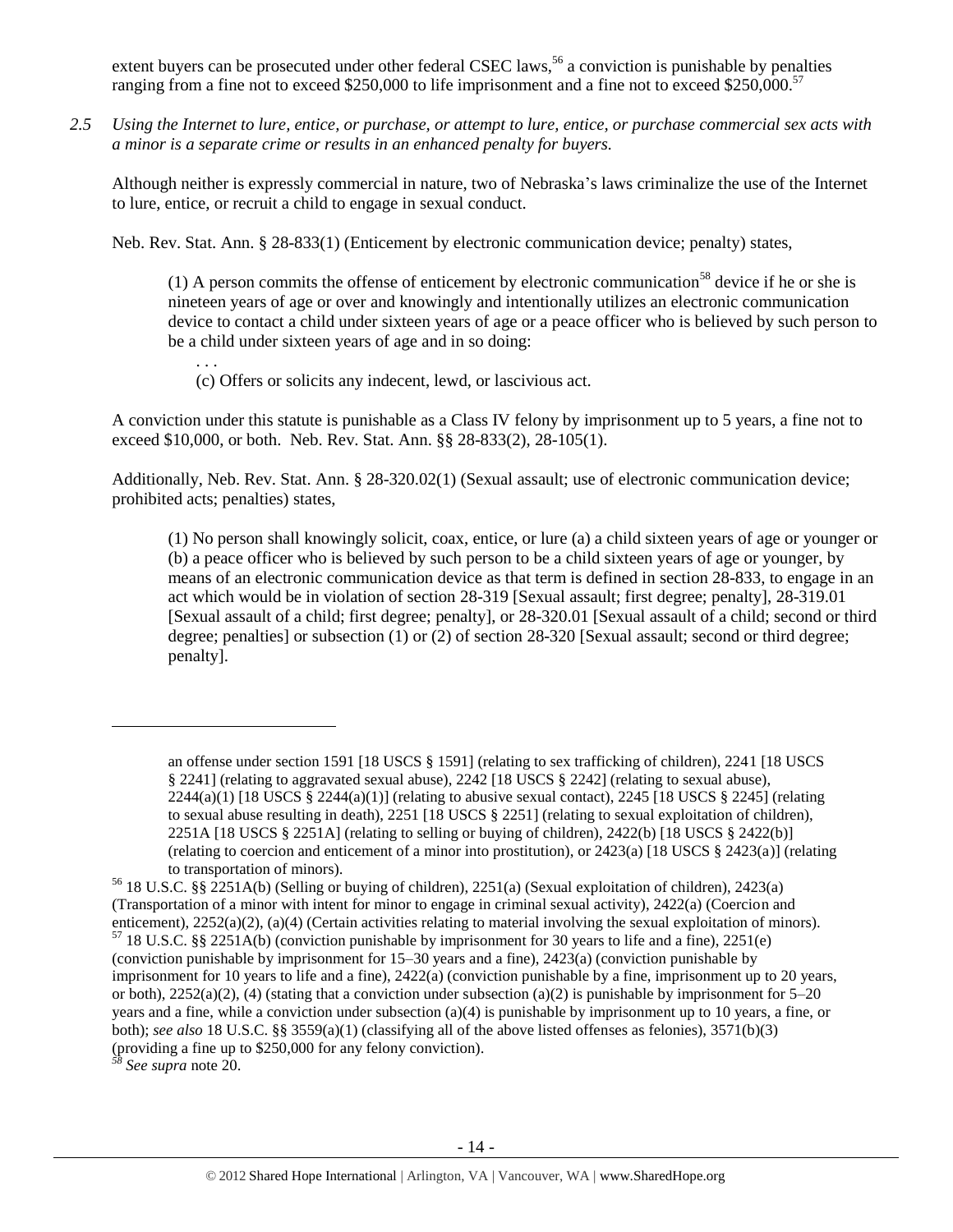extent buyers can be prosecuted under other federal CSEC laws,[56] a conviction is punishable by penalties ranging from a fine not to exceed $250,000 to life imprisonment and a fine not to exceed $250,000.[57]

*2.5 Using the Internet to lure, entice, or purchase, or attempt to lure, entice, or purchase commercial sex acts with a minor is a separate crime or results in an enhanced penalty for buyers.*

Although neither is expressly commercial in nature, two of Nebraska's laws criminalize the use of the Internet to lure, entice, or recruit a child to engage in sexual conduct.

Neb. Rev. Stat. Ann. § 28-833(1) (Enticement by electronic communication device; penalty) states,

> (1) A person commits the offense of enticement by electronic communication[58] device if he or she is nineteen years of age or over and knowingly and intentionally utilizes an electronic communication device to contact a child under sixteen years of age or a peace officer who is believed by such person to be a child under sixteen years of age and in so doing:
>
> . . .
>
> (c) Offers or solicits any indecent, lewd, or lascivious act.

A conviction under this statute is punishable as a Class IV felony by imprisonment up to 5 years, a fine not to exceed $10,000, or both. Neb. Rev. Stat. Ann. §§ 28-833(2), 28-105(1).

Additionally, Neb. Rev. Stat. Ann. § 28-320.02(1) (Sexual assault; use of electronic communication device; prohibited acts; penalties) states,

> (1) No person shall knowingly solicit, coax, entice, or lure (a) a child sixteen years of age or younger or (b) a peace officer who is believed by such person to be a child sixteen years of age or younger, by means of an electronic communication device as that term is defined in section 28-833, to engage in an act which would be in violation of section 28-319 [Sexual assault; first degree; penalty], 28-319.01 [Sexual assault of a child; first degree; penalty], or 28-320.01 [Sexual assault of a child; second or third degree; penalties] or subsection (1) or (2) of section 28-320 [Sexual assault; second or third degree; penalty].

---

> an offense under section 1591 [18 USCS § 1591] (relating to sex trafficking of children), 2241 [18 USCS § 2241] (relating to aggravated sexual abuse), 2242 [18 USCS § 2242] (relating to sexual abuse), 2244(a)(1) [18 USCS § 2244(a)(1)] (relating to abusive sexual contact), 2245 [18 USCS § 2245] (relating to sexual abuse resulting in death), 2251 [18 USCS § 2251] (relating to sexual exploitation of children), 2251A [18 USCS § 2251A] (relating to selling or buying of children), 2422(b) [18 USCS § 2422(b)] (relating to coercion and enticement of a minor into prostitution), or 2423(a) [18 USCS § 2423(a)] (relating to transportation of minors).

[56] 18 U.S.C. §§ 2251A(b) (Selling or buying of children), 2251(a) (Sexual exploitation of children), 2423(a) (Transportation of a minor with intent for minor to engage in criminal sexual activity), 2422(a) (Coercion and enticement), 2252(a)(2), (a)(4) (Certain activities relating to material involving the sexual exploitation of minors).

[57] 18 U.S.C. §§ 2251A(b) (conviction punishable by imprisonment for 30 years to life and a fine), 2251(e) (conviction punishable by imprisonment for 15–30 years and a fine), 2423(a) (conviction punishable by imprisonment for 10 years to life and a fine), 2422(a) (conviction punishable by a fine, imprisonment up to 20 years, or both), 2252(a)(2), (4) (stating that a conviction under subsection (a)(2) is punishable by imprisonment for 5–20 years and a fine, while a conviction under subsection (a)(4) is punishable by imprisonment up to 10 years, a fine, or both); *see also* 18 U.S.C. §§ 3559(a)(1) (classifying all of the above listed offenses as felonies), 3571(b)(3) (providing a fine up to $250,000 for any felony conviction).

[58] *See supra* note 20.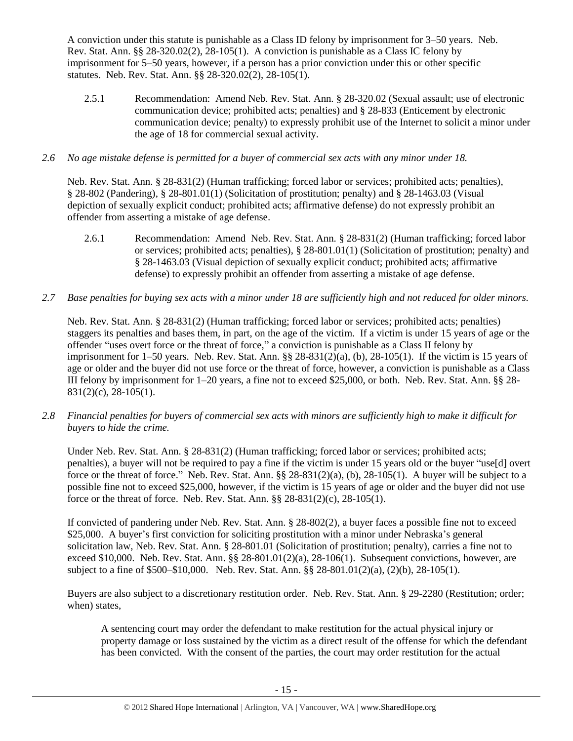A conviction under this statute is punishable as a Class ID felony by imprisonment for 3–50 years. Neb. Rev. Stat. Ann. §§ 28-320.02(2), 28-105(1). A conviction is punishable as a Class IC felony by imprisonment for 5–50 years, however, if a person has a prior conviction under this or other specific statutes. Neb. Rev. Stat. Ann. §§ 28-320.02(2), 28-105(1).

2.5.1 Recommendation: Amend Neb. Rev. Stat. Ann. § 28-320.02 (Sexual assault; use of electronic communication device; prohibited acts; penalties) and § 28-833 (Enticement by electronic communication device; penalty) to expressly prohibit use of the Internet to solicit a minor under the age of 18 for commercial sexual activity.

*2.6 No age mistake defense is permitted for a buyer of commercial sex acts with any minor under 18.*

Neb. Rev. Stat. Ann. § 28-831(2) (Human trafficking; forced labor or services; prohibited acts; penalties), § 28-802 (Pandering), § 28-801.01(1) (Solicitation of prostitution; penalty) and § 28-1463.03 (Visual depiction of sexually explicit conduct; prohibited acts; affirmative defense) do not expressly prohibit an offender from asserting a mistake of age defense.

2.6.1 Recommendation: Amend Neb. Rev. Stat. Ann. § 28-831(2) (Human trafficking; forced labor or services; prohibited acts; penalties), § 28-801.01(1) (Solicitation of prostitution; penalty) and § 28-1463.03 (Visual depiction of sexually explicit conduct; prohibited acts; affirmative defense) to expressly prohibit an offender from asserting a mistake of age defense.

*2.7 Base penalties for buying sex acts with a minor under 18 are sufficiently high and not reduced for older minors.*

Neb. Rev. Stat. Ann. § 28-831(2) (Human trafficking; forced labor or services; prohibited acts; penalties) staggers its penalties and bases them, in part, on the age of the victim. If a victim is under 15 years of age or the offender "uses overt force or the threat of force," a conviction is punishable as a Class II felony by imprisonment for 1–50 years. Neb. Rev. Stat. Ann. §§ 28-831(2)(a), (b), 28-105(1). If the victim is 15 years of age or older and the buyer did not use force or the threat of force, however, a conviction is punishable as a Class III felony by imprisonment for 1–20 years, a fine not to exceed $25,000, or both. Neb. Rev. Stat. Ann. §§ 28-831(2)(c), 28-105(1).

*2.8 Financial penalties for buyers of commercial sex acts with minors are sufficiently high to make it difficult for buyers to hide the crime.*

Under Neb. Rev. Stat. Ann. § 28-831(2) (Human trafficking; forced labor or services; prohibited acts; penalties), a buyer will not be required to pay a fine if the victim is under 15 years old or the buyer "use[d] overt force or the threat of force." Neb. Rev. Stat. Ann. §§ 28-831(2)(a), (b), 28-105(1). A buyer will be subject to a possible fine not to exceed $25,000, however, if the victim is 15 years of age or older and the buyer did not use force or the threat of force. Neb. Rev. Stat. Ann. §§ 28-831(2)(c), 28-105(1).

If convicted of pandering under Neb. Rev. Stat. Ann. § 28-802(2), a buyer faces a possible fine not to exceed $25,000. A buyer's first conviction for soliciting prostitution with a minor under Nebraska's general solicitation law, Neb. Rev. Stat. Ann. § 28-801.01 (Solicitation of prostitution; penalty), carries a fine not to exceed $10,000. Neb. Rev. Stat. Ann. §§ 28-801.01(2)(a), 28-106(1). Subsequent convictions, however, are subject to a fine of $500–$10,000. Neb. Rev. Stat. Ann. §§ 28-801.01(2)(a), (2)(b), 28-105(1).

Buyers are also subject to a discretionary restitution order. Neb. Rev. Stat. Ann. § 29-2280 (Restitution; order; when) states,

> A sentencing court may order the defendant to make restitution for the actual physical injury or property damage or loss sustained by the victim as a direct result of the offense for which the defendant has been convicted. With the consent of the parties, the court may order restitution for the actual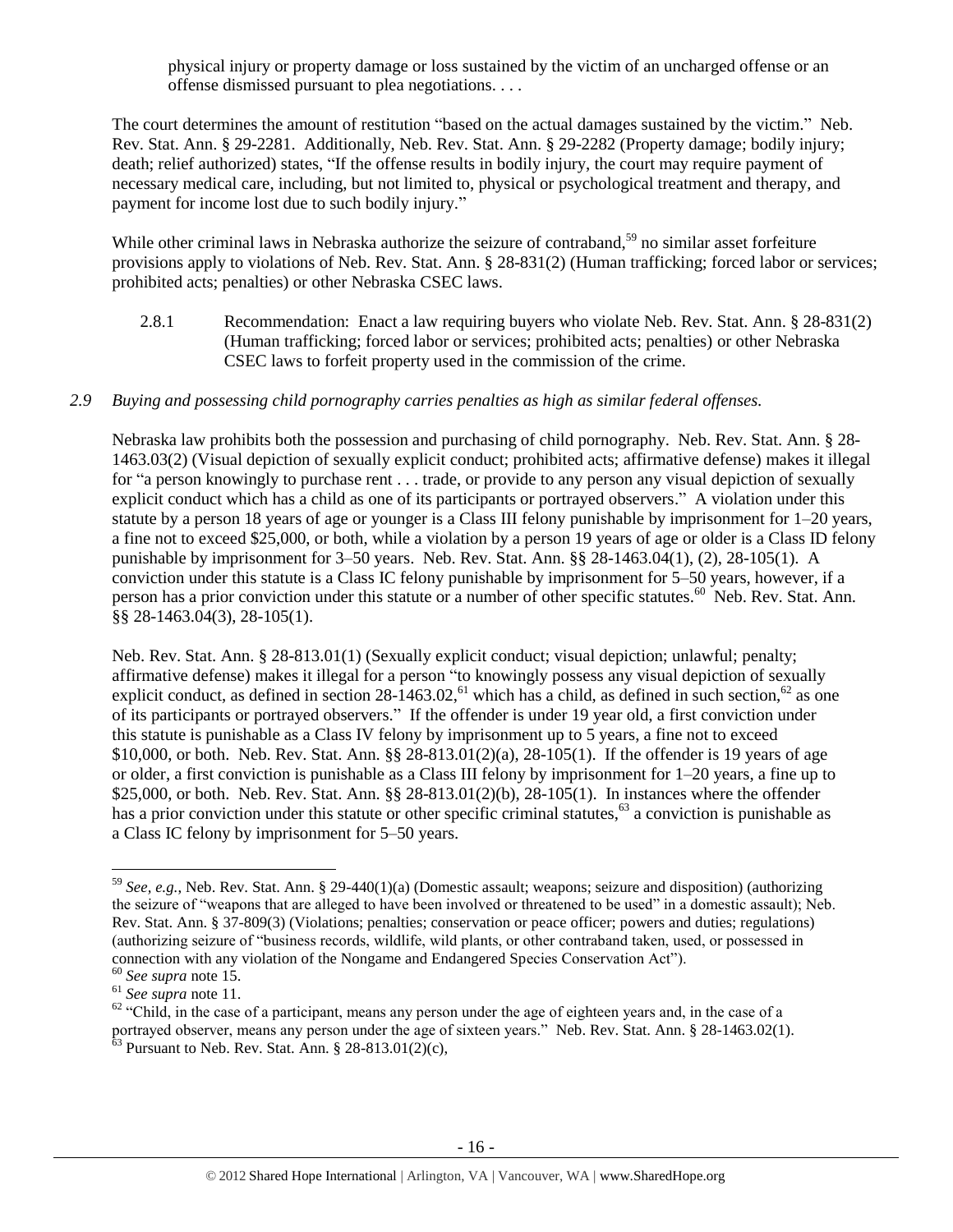physical injury or property damage or loss sustained by the victim of an uncharged offense or an offense dismissed pursuant to plea negotiations. . . .

The court determines the amount of restitution "based on the actual damages sustained by the victim." Neb. Rev. Stat. Ann. § 29-2281. Additionally, Neb. Rev. Stat. Ann. § 29-2282 (Property damage; bodily injury; death; relief authorized) states, "If the offense results in bodily injury, the court may require payment of necessary medical care, including, but not limited to, physical or psychological treatment and therapy, and payment for income lost due to such bodily injury."

While other criminal laws in Nebraska authorize the seizure of contraband,[59] no similar asset forfeiture provisions apply to violations of Neb. Rev. Stat. Ann. § 28-831(2) (Human trafficking; forced labor or services; prohibited acts; penalties) or other Nebraska CSEC laws.

> 2.8.1 Recommendation: Enact a law requiring buyers who violate Neb. Rev. Stat. Ann. § 28-831(2) (Human trafficking; forced labor or services; prohibited acts; penalties) or other Nebraska CSEC laws to forfeit property used in the commission of the crime.

*2.9 Buying and possessing child pornography carries penalties as high as similar federal offenses.*

Nebraska law prohibits both the possession and purchasing of child pornography. Neb. Rev. Stat. Ann. § 28-1463.03(2) (Visual depiction of sexually explicit conduct; prohibited acts; affirmative defense) makes it illegal for "a person knowingly to purchase rent . . . trade, or provide to any person any visual depiction of sexually explicit conduct which has a child as one of its participants or portrayed observers." A violation under this statute by a person 18 years of age or younger is a Class III felony punishable by imprisonment for 1–20 years, a fine not to exceed $25,000, or both, while a violation by a person 19 years of age or older is a Class ID felony punishable by imprisonment for 3–50 years. Neb. Rev. Stat. Ann. §§ 28-1463.04(1), (2), 28-105(1). A conviction under this statute is a Class IC felony punishable by imprisonment for 5–50 years, however, if a person has a prior conviction under this statute or a number of other specific statutes.[60] Neb. Rev. Stat. Ann. §§ 28-1463.04(3), 28-105(1).

Neb. Rev. Stat. Ann. § 28-813.01(1) (Sexually explicit conduct; visual depiction; unlawful; penalty; affirmative defense) makes it illegal for a person "to knowingly possess any visual depiction of sexually explicit conduct, as defined in section 28-1463.02,[61] which has a child, as defined in such section,[62] as one of its participants or portrayed observers." If the offender is under 19 year old, a first conviction under this statute is punishable as a Class IV felony by imprisonment up to 5 years, a fine not to exceed $10,000, or both. Neb. Rev. Stat. Ann. §§ 28-813.01(2)(a), 28-105(1). If the offender is 19 years of age or older, a first conviction is punishable as a Class III felony by imprisonment for 1–20 years, a fine up to $25,000, or both. Neb. Rev. Stat. Ann. §§ 28-813.01(2)(b), 28-105(1). In instances where the offender has a prior conviction under this statute or other specific criminal statutes,[63] a conviction is punishable as a Class IC felony by imprisonment for 5–50 years.

---

[59] *See, e.g.,* Neb. Rev. Stat. Ann. § 29-440(1)(a) (Domestic assault; weapons; seizure and disposition) (authorizing the seizure of "weapons that are alleged to have been involved or threatened to be used" in a domestic assault); Neb. Rev. Stat. Ann. § 37-809(3) (Violations; penalties; conservation or peace officer; powers and duties; regulations) (authorizing seizure of "business records, wildlife, wild plants, or other contraband taken, used, or possessed in connection with any violation of the Nongame and Endangered Species Conservation Act").

[60] *See supra* note 15.

[61] *See supra* note 11.

[62] "Child, in the case of a participant, means any person under the age of eighteen years and, in the case of a portrayed observer, means any person under the age of sixteen years." Neb. Rev. Stat. Ann. § 28-1463.02(1).

[63] Pursuant to Neb. Rev. Stat. Ann. § 28-813.01(2)(c),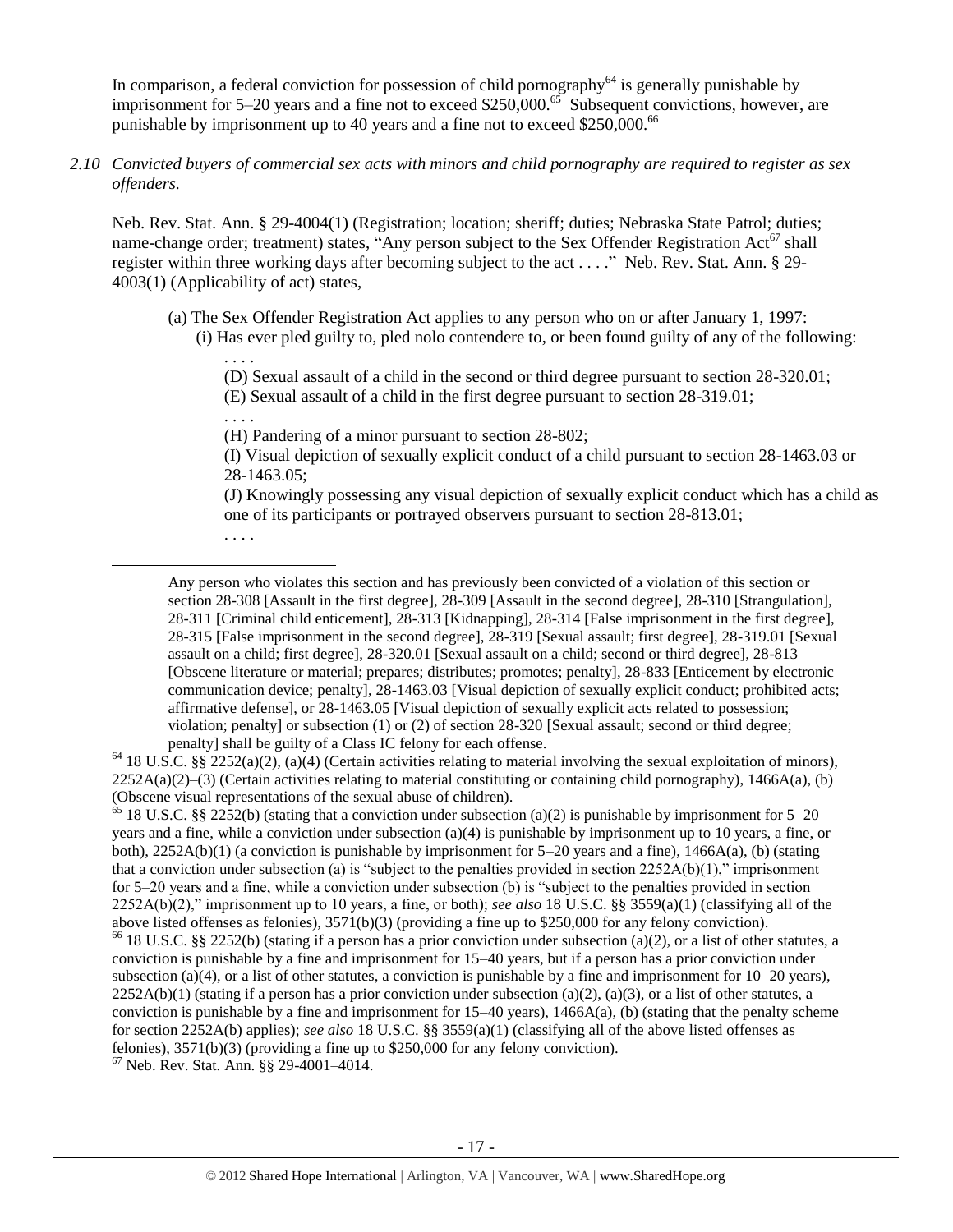In comparison, a federal conviction for possession of child pornography[64] is generally punishable by imprisonment for 5–20 years and a fine not to exceed $250,000.[65] Subsequent convictions, however, are punishable by imprisonment up to 40 years and a fine not to exceed $250,000.[66]

*2.10 Convicted buyers of commercial sex acts with minors and child pornography are required to register as sex offenders.*

Neb. Rev. Stat. Ann. § 29-4004(1) (Registration; location; sheriff; duties; Nebraska State Patrol; duties; name-change order; treatment) states, "Any person subject to the Sex Offender Registration Act[67] shall register within three working days after becoming subject to the act . . . ." Neb. Rev. Stat. Ann. § 29-4003(1) (Applicability of act) states,

> (a) The Sex Offender Registration Act applies to any person who on or after January 1, 1997:
>
> (i) Has ever pled guilty to, pled nolo contendere to, or been found guilty of any of the following:
>
> . . . .
>
> (D) Sexual assault of a child in the second or third degree pursuant to section 28-320.01;
>
> (E) Sexual assault of a child in the first degree pursuant to section 28-319.01;
>
> . . . .
>
> (H) Pandering of a minor pursuant to section 28-802;
>
> (I) Visual depiction of sexually explicit conduct of a child pursuant to section 28-1463.03 or 28-1463.05;
>
> (J) Knowingly possessing any visual depiction of sexually explicit conduct which has a child as one of its participants or portrayed observers pursuant to section 28-813.01;
>
> . . . .

---

Any person who violates this section and has previously been convicted of a violation of this section or section 28-308 [Assault in the first degree], 28-309 [Assault in the second degree], 28-310 [Strangulation], 28-311 [Criminal child enticement], 28-313 [Kidnapping], 28-314 [False imprisonment in the first degree], 28-315 [False imprisonment in the second degree], 28-319 [Sexual assault; first degree], 28-319.01 [Sexual assault on a child; first degree], 28-320.01 [Sexual assault on a child; second or third degree], 28-813 [Obscene literature or material; prepares; distributes; promotes; penalty], 28-833 [Enticement by electronic communication device; penalty], 28-1463.03 [Visual depiction of sexually explicit conduct; prohibited acts; affirmative defense], or 28-1463.05 [Visual depiction of sexually explicit acts related to possession; violation; penalty] or subsection (1) or (2) of section 28-320 [Sexual assault; second or third degree; penalty] shall be guilty of a Class IC felony for each offense.

[64] 18 U.S.C. §§ 2252(a)(2), (a)(4) (Certain activities relating to material involving the sexual exploitation of minors), 2252A(a)(2)–(3) (Certain activities relating to material constituting or containing child pornography), 1466A(a), (b) (Obscene visual representations of the sexual abuse of children).

[65] 18 U.S.C. §§ 2252(b) (stating that a conviction under subsection (a)(2) is punishable by imprisonment for 5–20 years and a fine, while a conviction under subsection (a)(4) is punishable by imprisonment up to 10 years, a fine, or both), 2252A(b)(1) (a conviction is punishable by imprisonment for 5–20 years and a fine), 1466A(a), (b) (stating that a conviction under subsection (a) is "subject to the penalties provided in section 2252A(b)(1)," imprisonment for 5–20 years and a fine, while a conviction under subsection (b) is "subject to the penalties provided in section 2252A(b)(2)," imprisonment up to 10 years, a fine, or both); *see also* 18 U.S.C. §§ 3559(a)(1) (classifying all of the above listed offenses as felonies), 3571(b)(3) (providing a fine up to $250,000 for any felony conviction).

[66] 18 U.S.C. §§ 2252(b) (stating if a person has a prior conviction under subsection (a)(2), or a list of other statutes, a conviction is punishable by a fine and imprisonment for 15–40 years, but if a person has a prior conviction under subsection (a)(4), or a list of other statutes, a conviction is punishable by a fine and imprisonment for 10–20 years), 2252A(b)(1) (stating if a person has a prior conviction under subsection (a)(2), (a)(3), or a list of other statutes, a conviction is punishable by a fine and imprisonment for 15–40 years), 1466A(a), (b) (stating that the penalty scheme for section 2252A(b) applies); *see also* 18 U.S.C. §§ 3559(a)(1) (classifying all of the above listed offenses as felonies), 3571(b)(3) (providing a fine up to $250,000 for any felony conviction).

[67] Neb. Rev. Stat. Ann. §§ 29-4001–4014.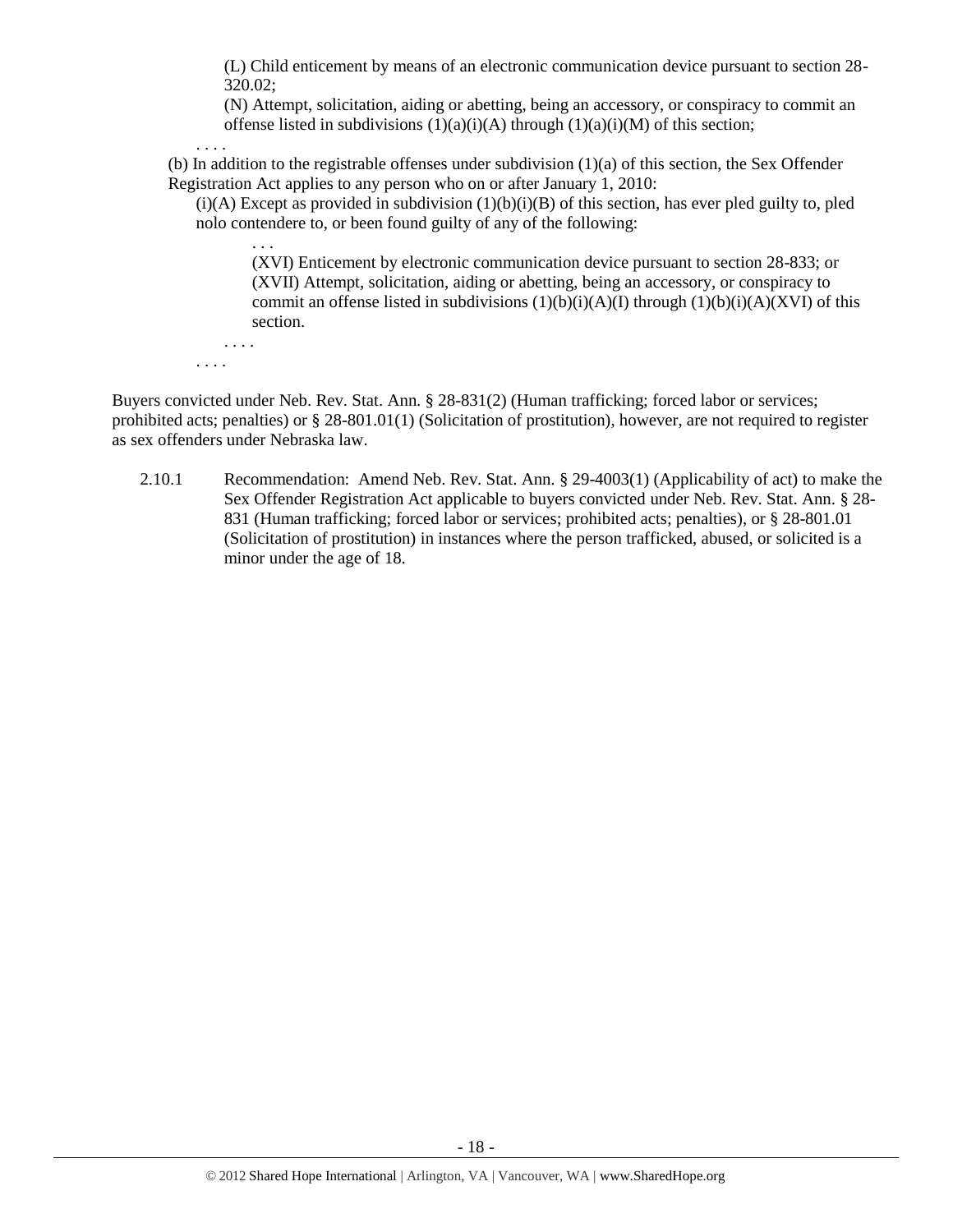(L) Child enticement by means of an electronic communication device pursuant to section 28-320.02;

(N) Attempt, solicitation, aiding or abetting, being an accessory, or conspiracy to commit an offense listed in subdivisions (1)(a)(i)(A) through (1)(a)(i)(M) of this section;

. . . .

(b) In addition to the registrable offenses under subdivision (1)(a) of this section, the Sex Offender Registration Act applies to any person who on or after January 1, 2010:

(i)(A) Except as provided in subdivision (1)(b)(i)(B) of this section, has ever pled guilty to, pled nolo contendere to, or been found guilty of any of the following:

. . .

(XVI) Enticement by electronic communication device pursuant to section 28-833; or

(XVII) Attempt, solicitation, aiding or abetting, being an accessory, or conspiracy to commit an offense listed in subdivisions (1)(b)(i)(A)(I) through (1)(b)(i)(A)(XVI) of this section.

. . . .

. . . .

Buyers convicted under Neb. Rev. Stat. Ann. § 28-831(2) (Human trafficking; forced labor or services; prohibited acts; penalties) or § 28-801.01(1) (Solicitation of prostitution), however, are not required to register as sex offenders under Nebraska law.

2.10.1 Recommendation: Amend Neb. Rev. Stat. Ann. § 29-4003(1) (Applicability of act) to make the Sex Offender Registration Act applicable to buyers convicted under Neb. Rev. Stat. Ann. § 28-831 (Human trafficking; forced labor or services; prohibited acts; penalties), or § 28-801.01 (Solicitation of prostitution) in instances where the person trafficked, abused, or solicited is a minor under the age of 18.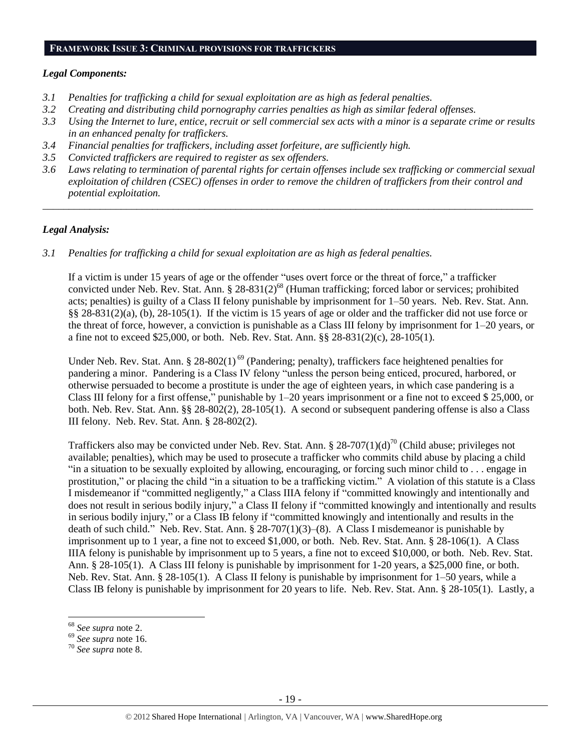## FRAMEWORK ISSUE 3: CRIMINAL PROVISIONS FOR TRAFFICKERS

### *Legal Components:*

*3.1 Penalties for trafficking a child for sexual exploitation are as high as federal penalties.*
*3.2 Creating and distributing child pornography carries penalties as high as similar federal offenses.*
*3.3 Using the Internet to lure, entice, recruit or sell commercial sex acts with a minor is a separate crime or results in an enhanced penalty for traffickers.*
*3.4 Financial penalties for traffickers, including asset forfeiture, are sufficiently high.*
*3.5 Convicted traffickers are required to register as sex offenders.*
*3.6 Laws relating to termination of parental rights for certain offenses include sex trafficking or commercial sexual exploitation of children (CSEC) offenses in order to remove the children of traffickers from their control and potential exploitation.*

---

### *Legal Analysis:*

*3.1 Penalties for trafficking a child for sexual exploitation are as high as federal penalties.*

If a victim is under 15 years of age or the offender "uses overt force or the threat of force," a trafficker convicted under Neb. Rev. Stat. Ann. § 28-831(2)[68] (Human trafficking; forced labor or services; prohibited acts; penalties) is guilty of a Class II felony punishable by imprisonment for 1–50 years. Neb. Rev. Stat. Ann. §§ 28-831(2)(a), (b), 28-105(1). If the victim is 15 years of age or older and the trafficker did not use force or the threat of force, however, a conviction is punishable as a Class III felony by imprisonment for 1–20 years, or a fine not to exceed $25,000, or both. Neb. Rev. Stat. Ann. §§ 28-831(2)(c), 28-105(1).

Under Neb. Rev. Stat. Ann. § 28-802(1)[69] (Pandering; penalty), traffickers face heightened penalties for pandering a minor. Pandering is a Class IV felony "unless the person being enticed, procured, harbored, or otherwise persuaded to become a prostitute is under the age of eighteen years, in which case pandering is a Class III felony for a first offense," punishable by 1–20 years imprisonment or a fine not to exceed $ 25,000, or both. Neb. Rev. Stat. Ann. §§ 28-802(2), 28-105(1). A second or subsequent pandering offense is also a Class III felony. Neb. Rev. Stat. Ann. § 28-802(2).

Traffickers also may be convicted under Neb. Rev. Stat. Ann. § 28-707(1)(d)[70] (Child abuse; privileges not available; penalties), which may be used to prosecute a trafficker who commits child abuse by placing a child "in a situation to be sexually exploited by allowing, encouraging, or forcing such minor child to . . . engage in prostitution," or placing the child "in a situation to be a trafficking victim." A violation of this statute is a Class I misdemeanor if "committed negligently," a Class IIIA felony if "committed knowingly and intentionally and does not result in serious bodily injury," a Class II felony if "committed knowingly and intentionally and results in serious bodily injury," or a Class IB felony if "committed knowingly and intentionally and results in the death of such child." Neb. Rev. Stat. Ann. § 28-707(1)(3)–(8). A Class I misdemeanor is punishable by imprisonment up to 1 year, a fine not to exceed $1,000, or both. Neb. Rev. Stat. Ann. § 28-106(1). A Class IIIA felony is punishable by imprisonment up to 5 years, a fine not to exceed $10,000, or both. Neb. Rev. Stat. Ann. § 28-105(1). A Class III felony is punishable by imprisonment for 1-20 years, a $25,000 fine, or both. Neb. Rev. Stat. Ann. § 28-105(1). A Class II felony is punishable by imprisonment for 1–50 years, while a Class IB felony is punishable by imprisonment for 20 years to life. Neb. Rev. Stat. Ann. § 28-105(1). Lastly, a

---

[68] *See supra* note 2.
[69] *See supra* note 16.
[70] *See supra* note 8.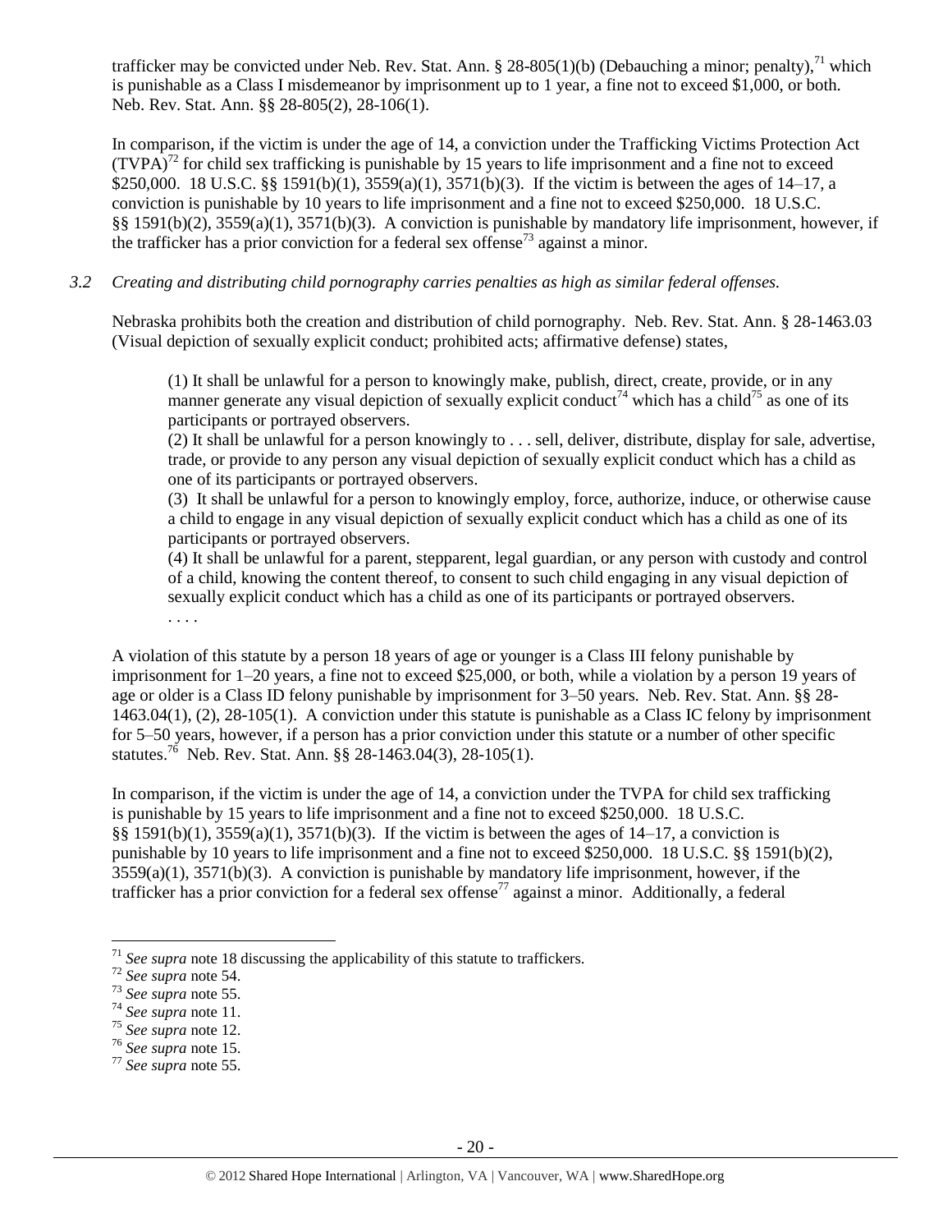trafficker may be convicted under Neb. Rev. Stat. Ann. § 28-805(1)(b) (Debauching a minor; penalty),[71] which is punishable as a Class I misdemeanor by imprisonment up to 1 year, a fine not to exceed $1,000, or both. Neb. Rev. Stat. Ann. §§ 28-805(2), 28-106(1).

In comparison, if the victim is under the age of 14, a conviction under the Trafficking Victims Protection Act (TVPA)[72] for child sex trafficking is punishable by 15 years to life imprisonment and a fine not to exceed $250,000. 18 U.S.C. §§ 1591(b)(1), 3559(a)(1), 3571(b)(3). If the victim is between the ages of 14–17, a conviction is punishable by 10 years to life imprisonment and a fine not to exceed $250,000. 18 U.S.C. §§ 1591(b)(2), 3559(a)(1), 3571(b)(3). A conviction is punishable by mandatory life imprisonment, however, if the trafficker has a prior conviction for a federal sex offense[73] against a minor.

*3.2 Creating and distributing child pornography carries penalties as high as similar federal offenses.*

Nebraska prohibits both the creation and distribution of child pornography. Neb. Rev. Stat. Ann. § 28-1463.03 (Visual depiction of sexually explicit conduct; prohibited acts; affirmative defense) states,

> (1) It shall be unlawful for a person to knowingly make, publish, direct, create, provide, or in any manner generate any visual depiction of sexually explicit conduct[74] which has a child[75] as one of its participants or portrayed observers.
> (2) It shall be unlawful for a person knowingly to . . . sell, deliver, distribute, display for sale, advertise, trade, or provide to any person any visual depiction of sexually explicit conduct which has a child as one of its participants or portrayed observers.
> (3) It shall be unlawful for a person to knowingly employ, force, authorize, induce, or otherwise cause a child to engage in any visual depiction of sexually explicit conduct which has a child as one of its participants or portrayed observers.
> (4) It shall be unlawful for a parent, stepparent, legal guardian, or any person with custody and control of a child, knowing the content thereof, to consent to such child engaging in any visual depiction of sexually explicit conduct which has a child as one of its participants or portrayed observers.
> . . . .

A violation of this statute by a person 18 years of age or younger is a Class III felony punishable by imprisonment for 1–20 years, a fine not to exceed $25,000, or both, while a violation by a person 19 years of age or older is a Class ID felony punishable by imprisonment for 3–50 years. Neb. Rev. Stat. Ann. §§ 28-1463.04(1), (2), 28-105(1). A conviction under this statute is punishable as a Class IC felony by imprisonment for 5–50 years, however, if a person has a prior conviction under this statute or a number of other specific statutes.[76] Neb. Rev. Stat. Ann. §§ 28-1463.04(3), 28-105(1).

In comparison, if the victim is under the age of 14, a conviction under the TVPA for child sex trafficking is punishable by 15 years to life imprisonment and a fine not to exceed $250,000. 18 U.S.C. §§ 1591(b)(1), 3559(a)(1), 3571(b)(3). If the victim is between the ages of 14–17, a conviction is punishable by 10 years to life imprisonment and a fine not to exceed $250,000. 18 U.S.C. §§ 1591(b)(2), 3559(a)(1), 3571(b)(3). A conviction is punishable by mandatory life imprisonment, however, if the trafficker has a prior conviction for a federal sex offense[77] against a minor. Additionally, a federal

---

[71] *See supra* note 18 discussing the applicability of this statute to traffickers.
[72] *See supra* note 54.
[73] *See supra* note 55.
[74] *See supra* note 11.
[75] *See supra* note 12.
[76] *See supra* note 15.
[77] *See supra* note 55.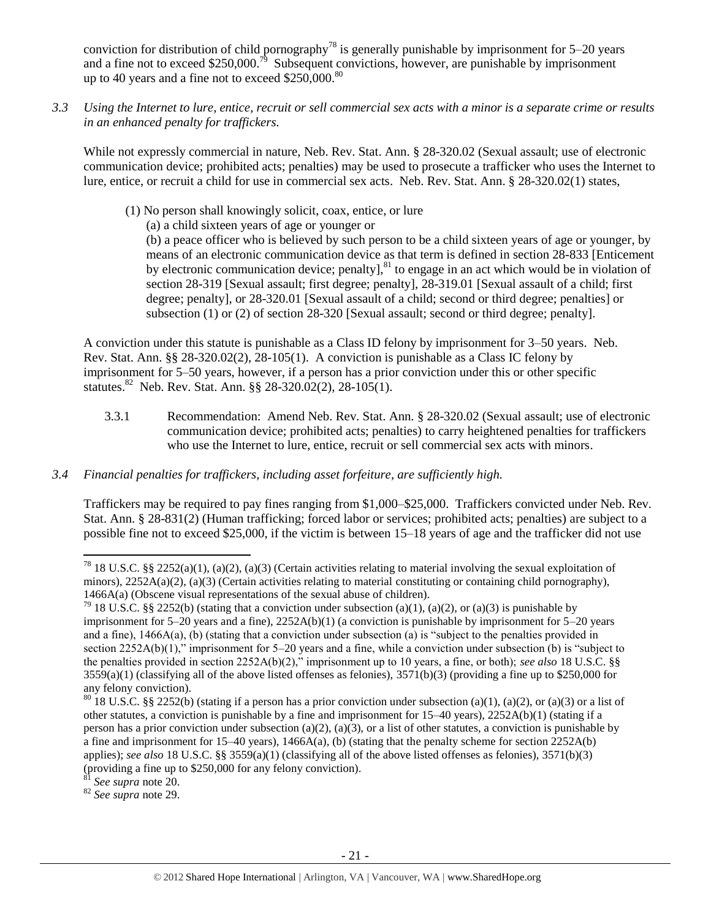conviction for distribution of child pornography[78] is generally punishable by imprisonment for 5–20 years and a fine not to exceed $250,000.[79] Subsequent convictions, however, are punishable by imprisonment up to 40 years and a fine not to exceed $250,000.[80]

*3.3 Using the Internet to lure, entice, recruit or sell commercial sex acts with a minor is a separate crime or results in an enhanced penalty for traffickers.*

While not expressly commercial in nature, Neb. Rev. Stat. Ann. § 28-320.02 (Sexual assault; use of electronic communication device; prohibited acts; penalties) may be used to prosecute a trafficker who uses the Internet to lure, entice, or recruit a child for use in commercial sex acts. Neb. Rev. Stat. Ann. § 28-320.02(1) states,

> (1) No person shall knowingly solicit, coax, entice, or lure
> (a) a child sixteen years of age or younger or
> (b) a peace officer who is believed by such person to be a child sixteen years of age or younger, by means of an electronic communication device as that term is defined in section 28-833 [Enticement by electronic communication device; penalty],[81] to engage in an act which would be in violation of section 28-319 [Sexual assault; first degree; penalty], 28-319.01 [Sexual assault of a child; first degree; penalty], or 28-320.01 [Sexual assault of a child; second or third degree; penalties] or subsection (1) or (2) of section 28-320 [Sexual assault; second or third degree; penalty].

A conviction under this statute is punishable as a Class ID felony by imprisonment for 3–50 years. Neb. Rev. Stat. Ann. §§ 28-320.02(2), 28-105(1). A conviction is punishable as a Class IC felony by imprisonment for 5–50 years, however, if a person has a prior conviction under this or other specific statutes.[82] Neb. Rev. Stat. Ann. §§ 28-320.02(2), 28-105(1).

3.3.1 Recommendation: Amend Neb. Rev. Stat. Ann. § 28-320.02 (Sexual assault; use of electronic communication device; prohibited acts; penalties) to carry heightened penalties for traffickers who use the Internet to lure, entice, recruit or sell commercial sex acts with minors.

*3.4 Financial penalties for traffickers, including asset forfeiture, are sufficiently high.*

Traffickers may be required to pay fines ranging from $1,000–$25,000. Traffickers convicted under Neb. Rev. Stat. Ann. § 28-831(2) (Human trafficking; forced labor or services; prohibited acts; penalties) are subject to a possible fine not to exceed $25,000, if the victim is between 15–18 years of age and the trafficker did not use

---

[78] 18 U.S.C. §§ 2252(a)(1), (a)(2), (a)(3) (Certain activities relating to material involving the sexual exploitation of minors), 2252A(a)(2), (a)(3) (Certain activities relating to material constituting or containing child pornography), 1466A(a) (Obscene visual representations of the sexual abuse of children).

[79] 18 U.S.C. §§ 2252(b) (stating that a conviction under subsection (a)(1), (a)(2), or (a)(3) is punishable by imprisonment for 5–20 years and a fine), 2252A(b)(1) (a conviction is punishable by imprisonment for 5–20 years and a fine), 1466A(a), (b) (stating that a conviction under subsection (a) is "subject to the penalties provided in section 2252A(b)(1)," imprisonment for 5–20 years and a fine, while a conviction under subsection (b) is "subject to the penalties provided in section 2252A(b)(2)," imprisonment up to 10 years, a fine, or both); *see also* 18 U.S.C. §§ 3559(a)(1) (classifying all of the above listed offenses as felonies), 3571(b)(3) (providing a fine up to $250,000 for any felony conviction).

[80] 18 U.S.C. §§ 2252(b) (stating if a person has a prior conviction under subsection (a)(1), (a)(2), or (a)(3) or a list of other statutes, a conviction is punishable by a fine and imprisonment for 15–40 years), 2252A(b)(1) (stating if a person has a prior conviction under subsection (a)(2), (a)(3), or a list of other statutes, a conviction is punishable by a fine and imprisonment for 15–40 years), 1466A(a), (b) (stating that the penalty scheme for section 2252A(b) applies); *see also* 18 U.S.C. §§ 3559(a)(1) (classifying all of the above listed offenses as felonies), 3571(b)(3) (providing a fine up to $250,000 for any felony conviction).

[81] *See supra* note 20.

[82] *See supra* note 29.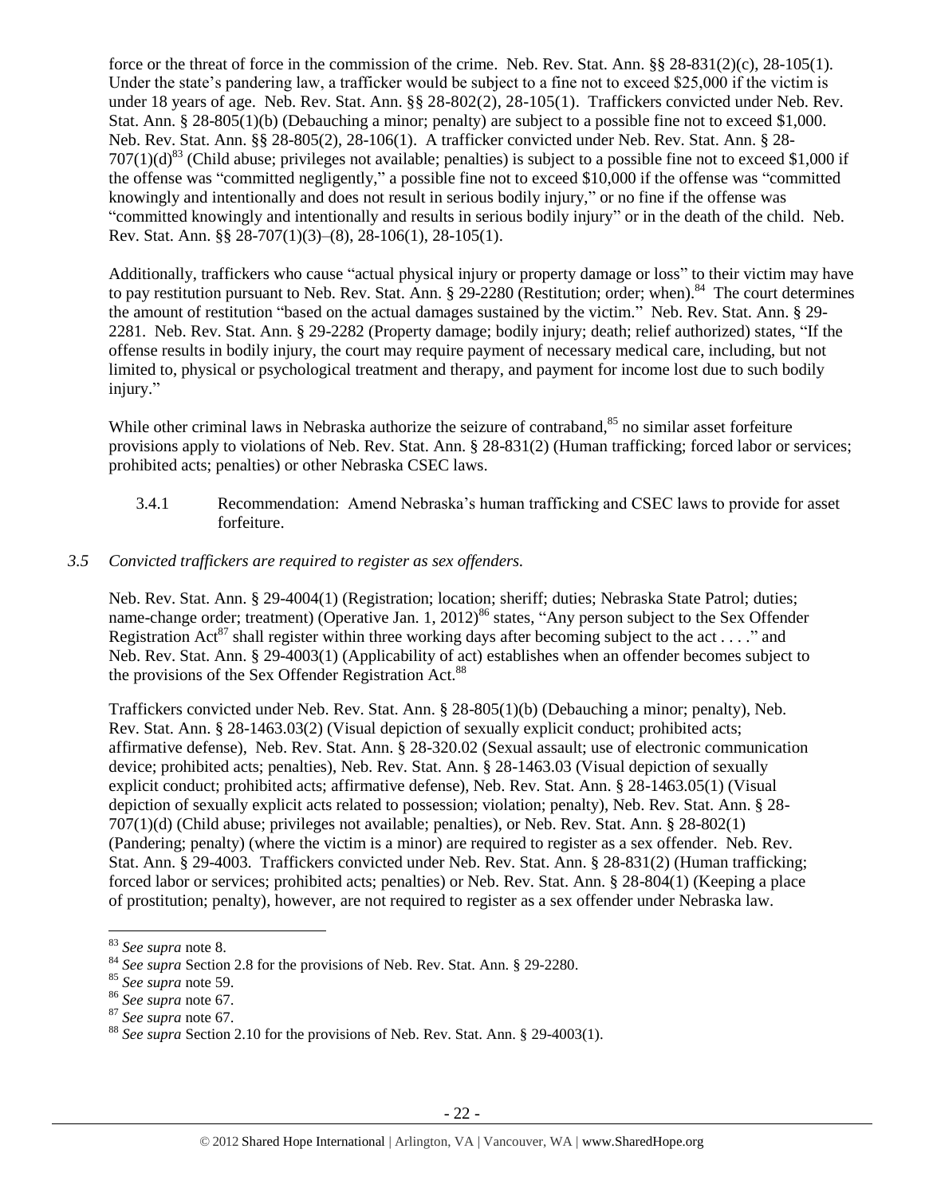force or the threat of force in the commission of the crime. Neb. Rev. Stat. Ann. §§ 28-831(2)(c), 28-105(1). Under the state's pandering law, a trafficker would be subject to a fine not to exceed $25,000 if the victim is under 18 years of age. Neb. Rev. Stat. Ann. §§ 28-802(2), 28-105(1). Traffickers convicted under Neb. Rev. Stat. Ann. § 28-805(1)(b) (Debauching a minor; penalty) are subject to a possible fine not to exceed $1,000. Neb. Rev. Stat. Ann. §§ 28-805(2), 28-106(1). A trafficker convicted under Neb. Rev. Stat. Ann. § 28-707(1)(d)[83] (Child abuse; privileges not available; penalties) is subject to a possible fine not to exceed $1,000 if the offense was "committed negligently," a possible fine not to exceed $10,000 if the offense was "committed knowingly and intentionally and does not result in serious bodily injury," or no fine if the offense was "committed knowingly and intentionally and results in serious bodily injury" or in the death of the child. Neb. Rev. Stat. Ann. §§ 28-707(1)(3)–(8), 28-106(1), 28-105(1).

Additionally, traffickers who cause "actual physical injury or property damage or loss" to their victim may have to pay restitution pursuant to Neb. Rev. Stat. Ann. § 29-2280 (Restitution; order; when).[84] The court determines the amount of restitution "based on the actual damages sustained by the victim." Neb. Rev. Stat. Ann. § 29-2281. Neb. Rev. Stat. Ann. § 29-2282 (Property damage; bodily injury; death; relief authorized) states, "If the offense results in bodily injury, the court may require payment of necessary medical care, including, but not limited to, physical or psychological treatment and therapy, and payment for income lost due to such bodily injury."

While other criminal laws in Nebraska authorize the seizure of contraband,[85] no similar asset forfeiture provisions apply to violations of Neb. Rev. Stat. Ann. § 28-831(2) (Human trafficking; forced labor or services; prohibited acts; penalties) or other Nebraska CSEC laws.

3.4.1 Recommendation: Amend Nebraska's human trafficking and CSEC laws to provide for asset forfeiture.

*3.5 Convicted traffickers are required to register as sex offenders.*

Neb. Rev. Stat. Ann. § 29-4004(1) (Registration; location; sheriff; duties; Nebraska State Patrol; duties; name-change order; treatment) (Operative Jan. 1, 2012)[86] states, "Any person subject to the Sex Offender Registration Act[87] shall register within three working days after becoming subject to the act . . . ." and Neb. Rev. Stat. Ann. § 29-4003(1) (Applicability of act) establishes when an offender becomes subject to the provisions of the Sex Offender Registration Act.[88]

Traffickers convicted under Neb. Rev. Stat. Ann. § 28-805(1)(b) (Debauching a minor; penalty), Neb. Rev. Stat. Ann. § 28-1463.03(2) (Visual depiction of sexually explicit conduct; prohibited acts; affirmative defense), Neb. Rev. Stat. Ann. § 28-320.02 (Sexual assault; use of electronic communication device; prohibited acts; penalties), Neb. Rev. Stat. Ann. § 28-1463.03 (Visual depiction of sexually explicit conduct; prohibited acts; affirmative defense), Neb. Rev. Stat. Ann. § 28-1463.05(1) (Visual depiction of sexually explicit acts related to possession; violation; penalty), Neb. Rev. Stat. Ann. § 28-707(1)(d) (Child abuse; privileges not available; penalties), or Neb. Rev. Stat. Ann. § 28-802(1) (Pandering; penalty) (where the victim is a minor) are required to register as a sex offender. Neb. Rev. Stat. Ann. § 29-4003. Traffickers convicted under Neb. Rev. Stat. Ann. § 28-831(2) (Human trafficking; forced labor or services; prohibited acts; penalties) or Neb. Rev. Stat. Ann. § 28-804(1) (Keeping a place of prostitution; penalty), however, are not required to register as a sex offender under Nebraska law.

---

[83] *See supra* note 8.

[84] *See supra* Section 2.8 for the provisions of Neb. Rev. Stat. Ann. § 29-2280.

[85] *See supra* note 59.

[86] *See supra* note 67.

[87] *See supra* note 67.

[88] *See supra* Section 2.10 for the provisions of Neb. Rev. Stat. Ann. § 29-4003(1).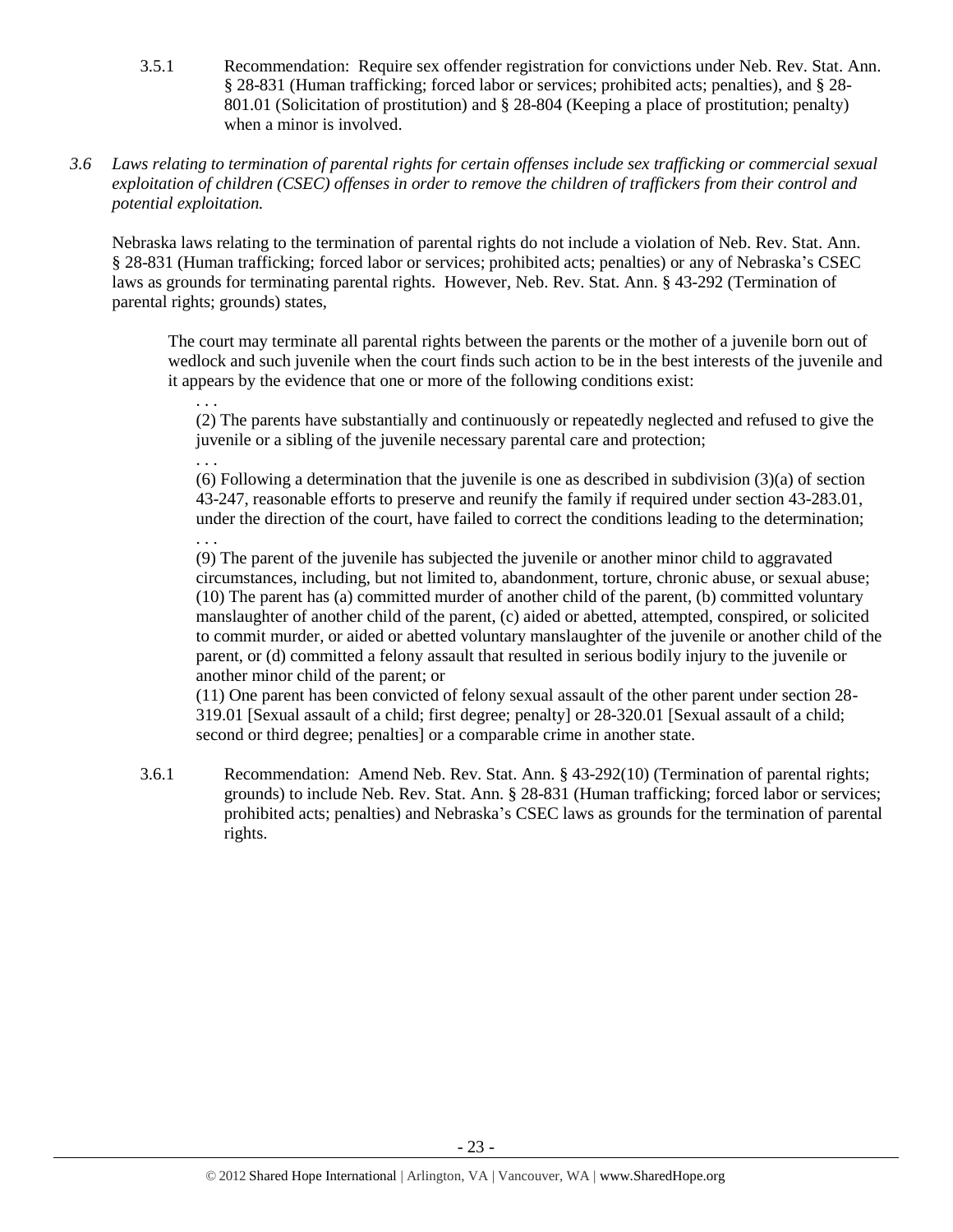3.5.1 Recommendation: Require sex offender registration for convictions under Neb. Rev. Stat. Ann. § 28-831 (Human trafficking; forced labor or services; prohibited acts; penalties), and § 28-801.01 (Solicitation of prostitution) and § 28-804 (Keeping a place of prostitution; penalty) when a minor is involved.

*3.6 Laws relating to termination of parental rights for certain offenses include sex trafficking or commercial sexual exploitation of children (CSEC) offenses in order to remove the children of traffickers from their control and potential exploitation.*

Nebraska laws relating to the termination of parental rights do not include a violation of Neb. Rev. Stat. Ann. § 28-831 (Human trafficking; forced labor or services; prohibited acts; penalties) or any of Nebraska's CSEC laws as grounds for terminating parental rights. However, Neb. Rev. Stat. Ann. § 43-292 (Termination of parental rights; grounds) states,

> The court may terminate all parental rights between the parents or the mother of a juvenile born out of wedlock and such juvenile when the court finds such action to be in the best interests of the juvenile and it appears by the evidence that one or more of the following conditions exist:
>
> . . .
>
> (2) The parents have substantially and continuously or repeatedly neglected and refused to give the juvenile or a sibling of the juvenile necessary parental care and protection;
>
> . . .
>
> (6) Following a determination that the juvenile is one as described in subdivision (3)(a) of section 43-247, reasonable efforts to preserve and reunify the family if required under section 43-283.01, under the direction of the court, have failed to correct the conditions leading to the determination;
>
> . . .
>
> (9) The parent of the juvenile has subjected the juvenile or another minor child to aggravated circumstances, including, but not limited to, abandonment, torture, chronic abuse, or sexual abuse;
> (10) The parent has (a) committed murder of another child of the parent, (b) committed voluntary manslaughter of another child of the parent, (c) aided or abetted, attempted, conspired, or solicited to commit murder, or aided or abetted voluntary manslaughter of the juvenile or another child of the parent, or (d) committed a felony assault that resulted in serious bodily injury to the juvenile or another minor child of the parent; or
> (11) One parent has been convicted of felony sexual assault of the other parent under section 28-319.01 [Sexual assault of a child; first degree; penalty] or 28-320.01 [Sexual assault of a child; second or third degree; penalties] or a comparable crime in another state.

3.6.1 Recommendation: Amend Neb. Rev. Stat. Ann. § 43-292(10) (Termination of parental rights; grounds) to include Neb. Rev. Stat. Ann. § 28-831 (Human trafficking; forced labor or services; prohibited acts; penalties) and Nebraska's CSEC laws as grounds for the termination of parental rights.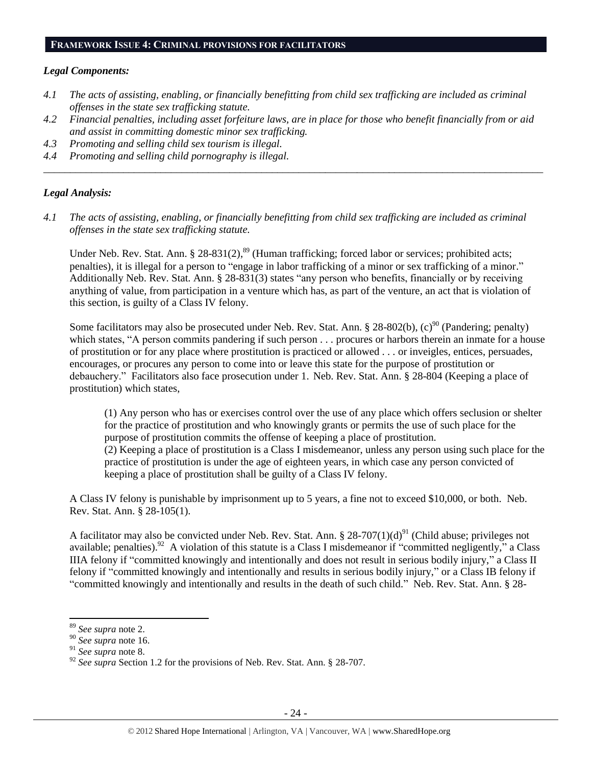## FRAMEWORK ISSUE 4: CRIMINAL PROVISIONS FOR FACILITATORS

### *Legal Components:*

*4.1 The acts of assisting, enabling, or financially benefitting from child sex trafficking are included as criminal offenses in the state sex trafficking statute.*

*4.2 Financial penalties, including asset forfeiture laws, are in place for those who benefit financially from or aid and assist in committing domestic minor sex trafficking.*

*4.3 Promoting and selling child sex tourism is illegal.*

*4.4 Promoting and selling child pornography is illegal.*

---

### *Legal Analysis:*

*4.1 The acts of assisting, enabling, or financially benefitting from child sex trafficking are included as criminal offenses in the state sex trafficking statute.*

Under Neb. Rev. Stat. Ann. § 28-831(2),[89] (Human trafficking; forced labor or services; prohibited acts; penalties), it is illegal for a person to "engage in labor trafficking of a minor or sex trafficking of a minor." Additionally Neb. Rev. Stat. Ann. § 28-831(3) states "any person who benefits, financially or by receiving anything of value, from participation in a venture which has, as part of the venture, an act that is violation of this section, is guilty of a Class IV felony.

Some facilitators may also be prosecuted under Neb. Rev. Stat. Ann. § 28-802(b), (c)[90] (Pandering; penalty) which states, "A person commits pandering if such person . . . procures or harbors therein an inmate for a house of prostitution or for any place where prostitution is practiced or allowed . . . or inveigles, entices, persuades, encourages, or procures any person to come into or leave this state for the purpose of prostitution or debauchery." Facilitators also face prosecution under 1. Neb. Rev. Stat. Ann. § 28-804 (Keeping a place of prostitution) which states,

> (1) Any person who has or exercises control over the use of any place which offers seclusion or shelter for the practice of prostitution and who knowingly grants or permits the use of such place for the purpose of prostitution commits the offense of keeping a place of prostitution.
> (2) Keeping a place of prostitution is a Class I misdemeanor, unless any person using such place for the practice of prostitution is under the age of eighteen years, in which case any person convicted of keeping a place of prostitution shall be guilty of a Class IV felony.

A Class IV felony is punishable by imprisonment up to 5 years, a fine not to exceed $10,000, or both. Neb. Rev. Stat. Ann. § 28-105(1).

A facilitator may also be convicted under Neb. Rev. Stat. Ann. § 28-707(1)(d)[91] (Child abuse; privileges not available; penalties).[92] A violation of this statute is a Class I misdemeanor if "committed negligently," a Class IIIA felony if "committed knowingly and intentionally and does not result in serious bodily injury," a Class II felony if "committed knowingly and intentionally and results in serious bodily injury," or a Class IB felony if "committed knowingly and intentionally and results in the death of such child." Neb. Rev. Stat. Ann. § 28-

---

[89] *See supra* note 2.
[90] *See supra* note 16.
[91] *See supra* note 8.
[92] *See supra* Section 1.2 for the provisions of Neb. Rev. Stat. Ann. § 28-707.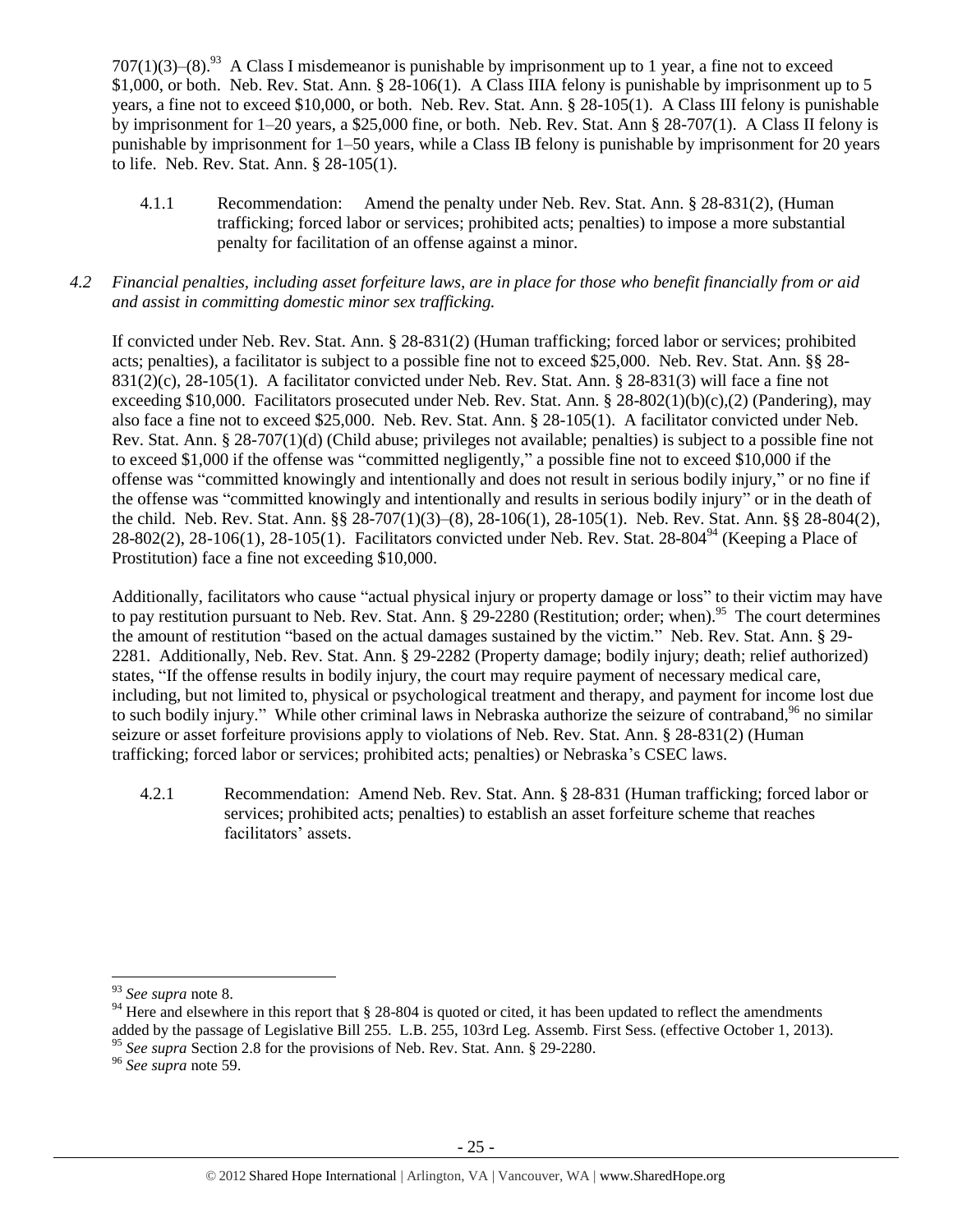707(1)(3)–(8).[93] A Class I misdemeanor is punishable by imprisonment up to 1 year, a fine not to exceed $1,000, or both. Neb. Rev. Stat. Ann. § 28-106(1). A Class IIIA felony is punishable by imprisonment up to 5 years, a fine not to exceed $10,000, or both. Neb. Rev. Stat. Ann. § 28-105(1). A Class III felony is punishable by imprisonment for 1–20 years, a $25,000 fine, or both. Neb. Rev. Stat. Ann § 28-707(1). A Class II felony is punishable by imprisonment for 1–50 years, while a Class IB felony is punishable by imprisonment for 20 years to life. Neb. Rev. Stat. Ann. § 28-105(1).

4.1.1 Recommendation: Amend the penalty under Neb. Rev. Stat. Ann. § 28-831(2), (Human trafficking; forced labor or services; prohibited acts; penalties) to impose a more substantial penalty for facilitation of an offense against a minor.

*4.2 Financial penalties, including asset forfeiture laws, are in place for those who benefit financially from or aid and assist in committing domestic minor sex trafficking.*

If convicted under Neb. Rev. Stat. Ann. § 28-831(2) (Human trafficking; forced labor or services; prohibited acts; penalties), a facilitator is subject to a possible fine not to exceed $25,000. Neb. Rev. Stat. Ann. §§ 28-831(2)(c), 28-105(1). A facilitator convicted under Neb. Rev. Stat. Ann. § 28-831(3) will face a fine not exceeding $10,000. Facilitators prosecuted under Neb. Rev. Stat. Ann. § 28-802(1)(b)(c),(2) (Pandering), may also face a fine not to exceed $25,000. Neb. Rev. Stat. Ann. § 28-105(1). A facilitator convicted under Neb. Rev. Stat. Ann. § 28-707(1)(d) (Child abuse; privileges not available; penalties) is subject to a possible fine not to exceed $1,000 if the offense was "committed negligently," a possible fine not to exceed $10,000 if the offense was "committed knowingly and intentionally and does not result in serious bodily injury," or no fine if the offense was "committed knowingly and intentionally and results in serious bodily injury" or in the death of the child. Neb. Rev. Stat. Ann. §§ 28-707(1)(3)–(8), 28-106(1), 28-105(1). Neb. Rev. Stat. Ann. §§ 28-804(2), 28-802(2), 28-106(1), 28-105(1). Facilitators convicted under Neb. Rev. Stat. 28-804[94] (Keeping a Place of Prostitution) face a fine not exceeding $10,000.

Additionally, facilitators who cause "actual physical injury or property damage or loss" to their victim may have to pay restitution pursuant to Neb. Rev. Stat. Ann. § 29-2280 (Restitution; order; when).[95] The court determines the amount of restitution "based on the actual damages sustained by the victim." Neb. Rev. Stat. Ann. § 29-2281. Additionally, Neb. Rev. Stat. Ann. § 29-2282 (Property damage; bodily injury; death; relief authorized) states, "If the offense results in bodily injury, the court may require payment of necessary medical care, including, but not limited to, physical or psychological treatment and therapy, and payment for income lost due to such bodily injury." While other criminal laws in Nebraska authorize the seizure of contraband,[96] no similar seizure or asset forfeiture provisions apply to violations of Neb. Rev. Stat. Ann. § 28-831(2) (Human trafficking; forced labor or services; prohibited acts; penalties) or Nebraska's CSEC laws.

4.2.1 Recommendation: Amend Neb. Rev. Stat. Ann. § 28-831 (Human trafficking; forced labor or services; prohibited acts; penalties) to establish an asset forfeiture scheme that reaches facilitators' assets.

[93] *See supra* note 8.

[94] Here and elsewhere in this report that § 28-804 is quoted or cited, it has been updated to reflect the amendments added by the passage of Legislative Bill 255. L.B. 255, 103rd Leg. Assemb. First Sess. (effective October 1, 2013).

[95] *See supra* Section 2.8 for the provisions of Neb. Rev. Stat. Ann. § 29-2280.

[96] *See supra* note 59.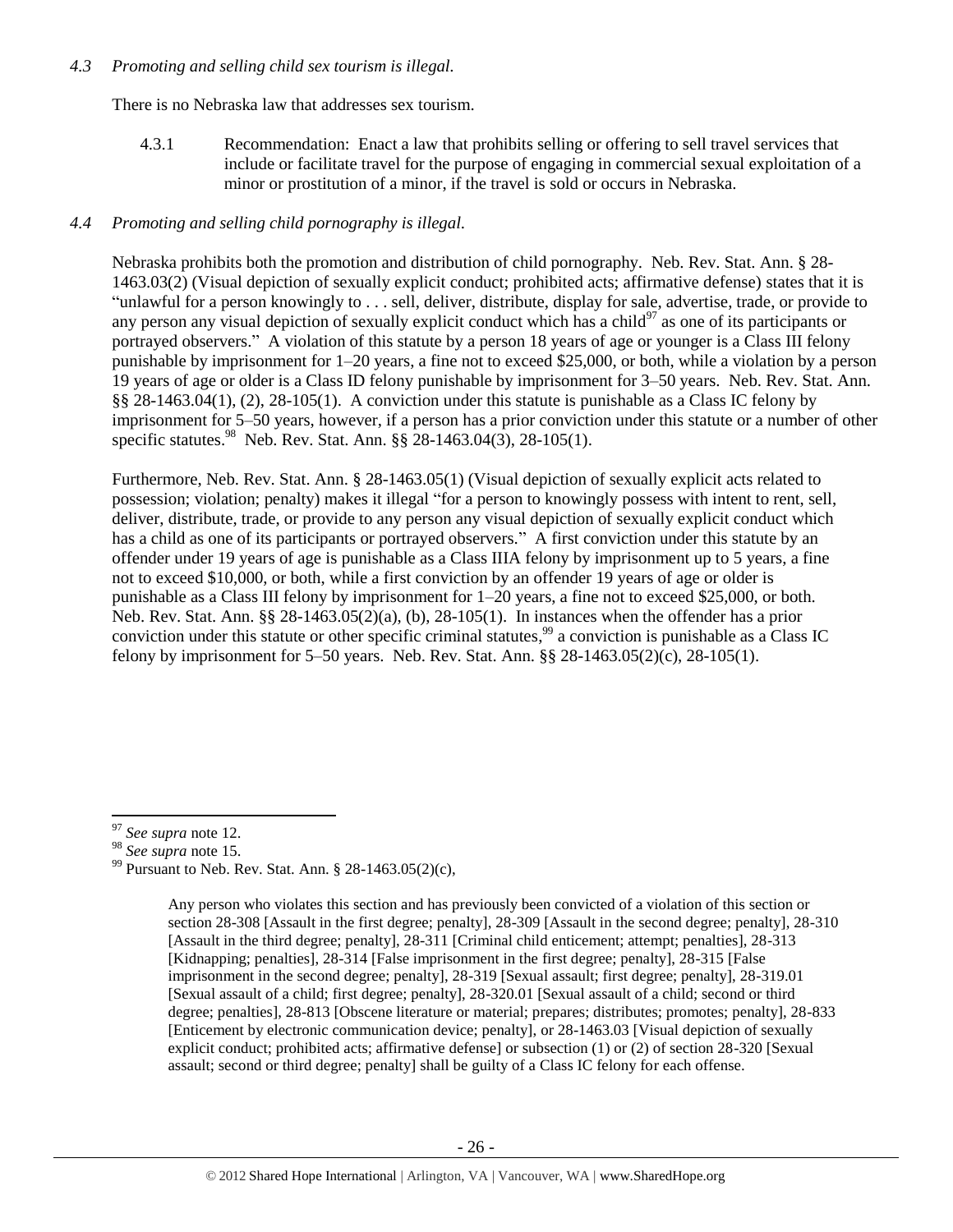### *4.3 Promoting and selling child sex tourism is illegal.*

There is no Nebraska law that addresses sex tourism.

4.3.1 Recommendation: Enact a law that prohibits selling or offering to sell travel services that include or facilitate travel for the purpose of engaging in commercial sexual exploitation of a minor or prostitution of a minor, if the travel is sold or occurs in Nebraska.

### *4.4 Promoting and selling child pornography is illegal.*

Nebraska prohibits both the promotion and distribution of child pornography. Neb. Rev. Stat. Ann. § 28-1463.03(2) (Visual depiction of sexually explicit conduct; prohibited acts; affirmative defense) states that it is "unlawful for a person knowingly to . . . sell, deliver, distribute, display for sale, advertise, trade, or provide to any person any visual depiction of sexually explicit conduct which has a child[97] as one of its participants or portrayed observers." A violation of this statute by a person 18 years of age or younger is a Class III felony punishable by imprisonment for 1–20 years, a fine not to exceed $25,000, or both, while a violation by a person 19 years of age or older is a Class ID felony punishable by imprisonment for 3–50 years. Neb. Rev. Stat. Ann. §§ 28-1463.04(1), (2), 28-105(1). A conviction under this statute is punishable as a Class IC felony by imprisonment for 5–50 years, however, if a person has a prior conviction under this statute or a number of other specific statutes.[98] Neb. Rev. Stat. Ann. §§ 28-1463.04(3), 28-105(1).

Furthermore, Neb. Rev. Stat. Ann. § 28-1463.05(1) (Visual depiction of sexually explicit acts related to possession; violation; penalty) makes it illegal "for a person to knowingly possess with intent to rent, sell, deliver, distribute, trade, or provide to any person any visual depiction of sexually explicit conduct which has a child as one of its participants or portrayed observers." A first conviction under this statute by an offender under 19 years of age is punishable as a Class IIIA felony by imprisonment up to 5 years, a fine not to exceed $10,000, or both, while a first conviction by an offender 19 years of age or older is punishable as a Class III felony by imprisonment for 1–20 years, a fine not to exceed $25,000, or both. Neb. Rev. Stat. Ann. §§ 28-1463.05(2)(a), (b), 28-105(1). In instances when the offender has a prior conviction under this statute or other specific criminal statutes,[99] a conviction is punishable as a Class IC felony by imprisonment for 5–50 years. Neb. Rev. Stat. Ann. §§ 28-1463.05(2)(c), 28-105(1).

---

[97] *See supra* note 12.

[98] *See supra* note 15.

[99] Pursuant to Neb. Rev. Stat. Ann. § 28-1463.05(2)(c),

> Any person who violates this section and has previously been convicted of a violation of this section or section 28-308 [Assault in the first degree; penalty], 28-309 [Assault in the second degree; penalty], 28-310 [Assault in the third degree; penalty], 28-311 [Criminal child enticement; attempt; penalties], 28-313 [Kidnapping; penalties], 28-314 [False imprisonment in the first degree; penalty], 28-315 [False imprisonment in the second degree; penalty], 28-319 [Sexual assault; first degree; penalty], 28-319.01 [Sexual assault of a child; first degree; penalty], 28-320.01 [Sexual assault of a child; second or third degree; penalties], 28-813 [Obscene literature or material; prepares; distributes; promotes; penalty], 28-833 [Enticement by electronic communication device; penalty], or 28-1463.03 [Visual depiction of sexually explicit conduct; prohibited acts; affirmative defense] or subsection (1) or (2) of section 28-320 [Sexual assault; second or third degree; penalty] shall be guilty of a Class IC felony for each offense.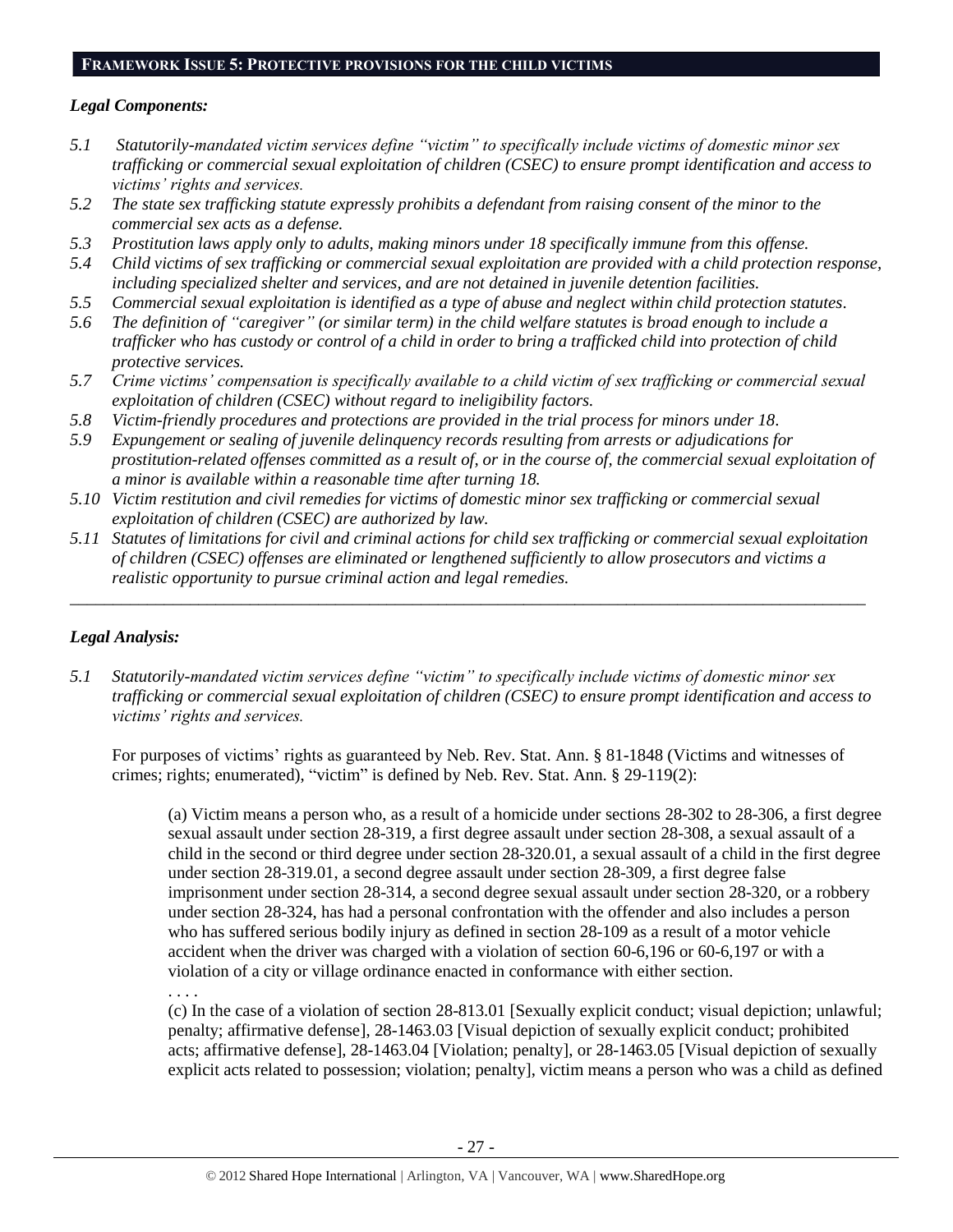## FRAMEWORK ISSUE 5: PROTECTIVE PROVISIONS FOR THE CHILD VICTIMS

### *Legal Components:*

*5.1 Statutorily-mandated victim services define "victim" to specifically include victims of domestic minor sex trafficking or commercial sexual exploitation of children (CSEC) to ensure prompt identification and access to victims' rights and services.*

*5.2 The state sex trafficking statute expressly prohibits a defendant from raising consent of the minor to the commercial sex acts as a defense.*

*5.3 Prostitution laws apply only to adults, making minors under 18 specifically immune from this offense.*

*5.4 Child victims of sex trafficking or commercial sexual exploitation are provided with a child protection response, including specialized shelter and services, and are not detained in juvenile detention facilities.*

*5.5 Commercial sexual exploitation is identified as a type of abuse and neglect within child protection statutes.*

*5.6 The definition of "caregiver" (or similar term) in the child welfare statutes is broad enough to include a trafficker who has custody or control of a child in order to bring a trafficked child into protection of child protective services.*

*5.7 Crime victims' compensation is specifically available to a child victim of sex trafficking or commercial sexual exploitation of children (CSEC) without regard to ineligibility factors.*

*5.8 Victim-friendly procedures and protections are provided in the trial process for minors under 18.*

*5.9 Expungement or sealing of juvenile delinquency records resulting from arrests or adjudications for prostitution-related offenses committed as a result of, or in the course of, the commercial sexual exploitation of a minor is available within a reasonable time after turning 18.*

*5.10 Victim restitution and civil remedies for victims of domestic minor sex trafficking or commercial sexual exploitation of children (CSEC) are authorized by law.*

*5.11 Statutes of limitations for civil and criminal actions for child sex trafficking or commercial sexual exploitation of children (CSEC) offenses are eliminated or lengthened sufficiently to allow prosecutors and victims a realistic opportunity to pursue criminal action and legal remedies.*

---

### *Legal Analysis:*

*5.1 Statutorily-mandated victim services define "victim" to specifically include victims of domestic minor sex trafficking or commercial sexual exploitation of children (CSEC) to ensure prompt identification and access to victims' rights and services.*

For purposes of victims' rights as guaranteed by Neb. Rev. Stat. Ann. § 81-1848 (Victims and witnesses of crimes; rights; enumerated), "victim" is defined by Neb. Rev. Stat. Ann. § 29-119(2):

> (a) Victim means a person who, as a result of a homicide under sections 28-302 to 28-306, a first degree sexual assault under section 28-319, a first degree assault under section 28-308, a sexual assault of a child in the second or third degree under section 28-320.01, a sexual assault of a child in the first degree under section 28-319.01, a second degree assault under section 28-309, a first degree false imprisonment under section 28-314, a second degree sexual assault under section 28-320, or a robbery under section 28-324, has had a personal confrontation with the offender and also includes a person who has suffered serious bodily injury as defined in section 28-109 as a result of a motor vehicle accident when the driver was charged with a violation of section 60-6,196 or 60-6,197 or with a violation of a city or village ordinance enacted in conformance with either section.
>
> . . . .
>
> (c) In the case of a violation of section 28-813.01 [Sexually explicit conduct; visual depiction; unlawful; penalty; affirmative defense], 28-1463.03 [Visual depiction of sexually explicit conduct; prohibited acts; affirmative defense], 28-1463.04 [Violation; penalty], or 28-1463.05 [Visual depiction of sexually explicit acts related to possession; violation; penalty], victim means a person who was a child as defined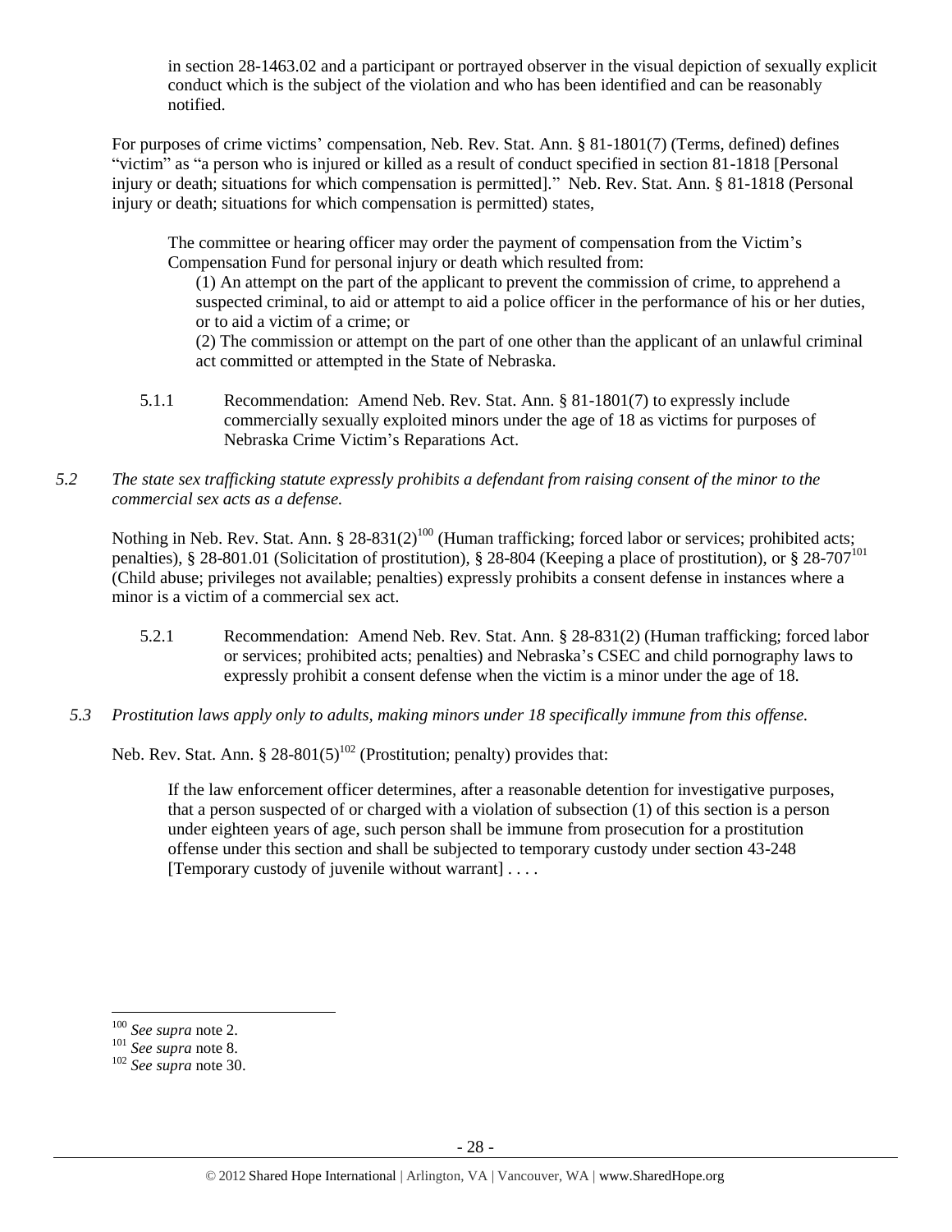in section 28-1463.02 and a participant or portrayed observer in the visual depiction of sexually explicit conduct which is the subject of the violation and who has been identified and can be reasonably notified.

For purposes of crime victims' compensation, Neb. Rev. Stat. Ann. § 81-1801(7) (Terms, defined) defines "victim" as "a person who is injured or killed as a result of conduct specified in section 81-1818 [Personal injury or death; situations for which compensation is permitted]." Neb. Rev. Stat. Ann. § 81-1818 (Personal injury or death; situations for which compensation is permitted) states,

> The committee or hearing officer may order the payment of compensation from the Victim's Compensation Fund for personal injury or death which resulted from:
>
> (1) An attempt on the part of the applicant to prevent the commission of crime, to apprehend a suspected criminal, to aid or attempt to aid a police officer in the performance of his or her duties, or to aid a victim of a crime; or
>
> (2) The commission or attempt on the part of one other than the applicant of an unlawful criminal act committed or attempted in the State of Nebraska.

5.1.1 Recommendation: Amend Neb. Rev. Stat. Ann. § 81-1801(7) to expressly include commercially sexually exploited minors under the age of 18 as victims for purposes of Nebraska Crime Victim's Reparations Act.

*5.2 The state sex trafficking statute expressly prohibits a defendant from raising consent of the minor to the commercial sex acts as a defense.*

Nothing in Neb. Rev. Stat. Ann. § 28-831(2)[100] (Human trafficking; forced labor or services; prohibited acts; penalties), § 28-801.01 (Solicitation of prostitution), § 28-804 (Keeping a place of prostitution), or § 28-707[101] (Child abuse; privileges not available; penalties) expressly prohibits a consent defense in instances where a minor is a victim of a commercial sex act.

5.2.1 Recommendation: Amend Neb. Rev. Stat. Ann. § 28-831(2) (Human trafficking; forced labor or services; prohibited acts; penalties) and Nebraska's CSEC and child pornography laws to expressly prohibit a consent defense when the victim is a minor under the age of 18.

*5.3 Prostitution laws apply only to adults, making minors under 18 specifically immune from this offense.*

Neb. Rev. Stat. Ann. § 28-801(5)[102] (Prostitution; penalty) provides that:

> If the law enforcement officer determines, after a reasonable detention for investigative purposes, that a person suspected of or charged with a violation of subsection (1) of this section is a person under eighteen years of age, such person shall be immune from prosecution for a prostitution offense under this section and shall be subjected to temporary custody under section 43-248 [Temporary custody of juvenile without warrant] . . . .

---

[100] *See supra* note 2.

[101] *See supra* note 8.

[102] *See supra* note 30.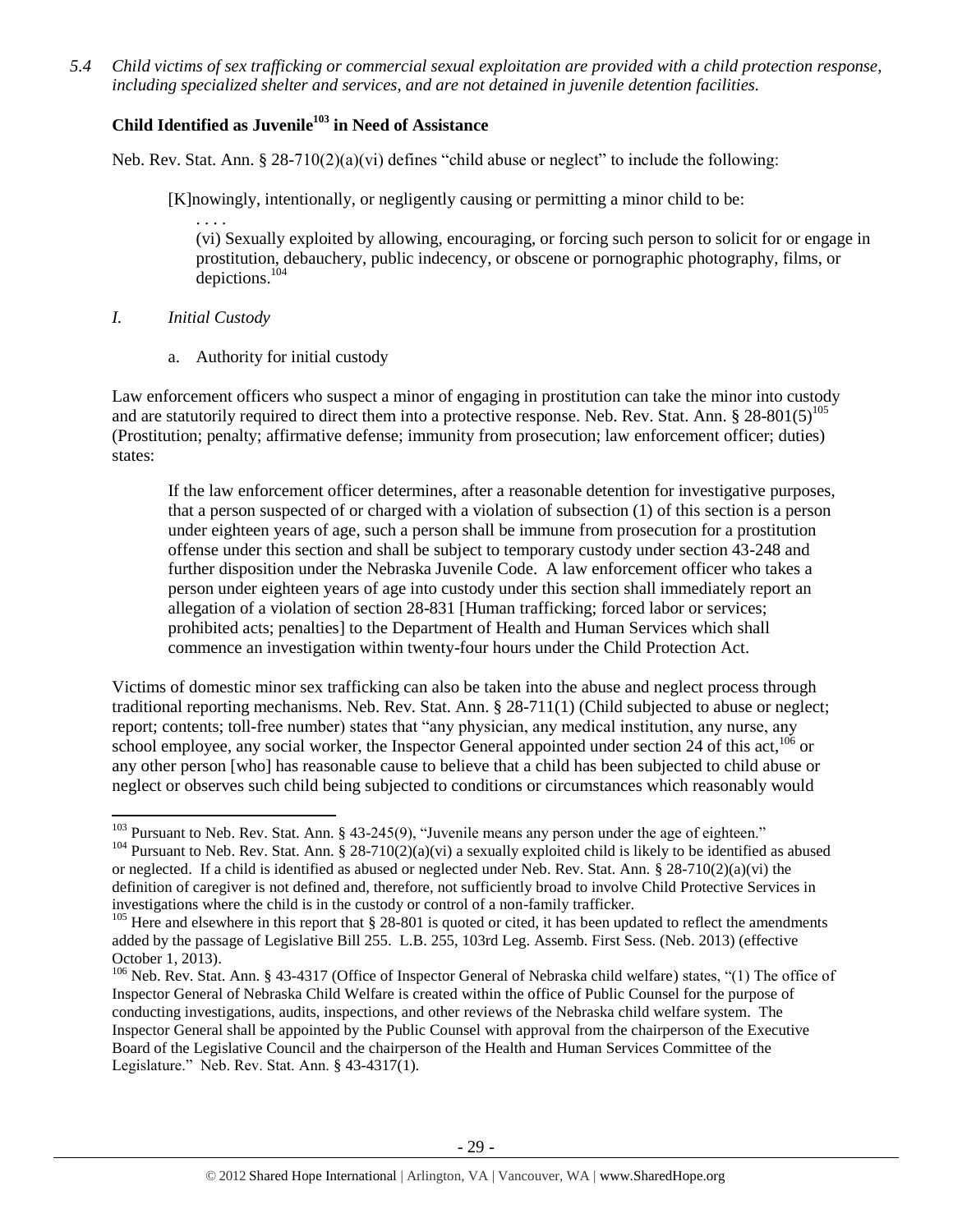*5.4 Child victims of sex trafficking or commercial sexual exploitation are provided with a child protection response, including specialized shelter and services, and are not detained in juvenile detention facilities.*

## Child Identified as Juvenile[103] in Need of Assistance

Neb. Rev. Stat. Ann. § 28-710(2)(a)(vi) defines "child abuse or neglect" to include the following:

> [K]nowingly, intentionally, or negligently causing or permitting a minor child to be:
>
> . . . .
>
> (vi) Sexually exploited by allowing, encouraging, or forcing such person to solicit for or engage in prostitution, debauchery, public indecency, or obscene or pornographic photography, films, or depictions.[104]

*I. Initial Custody*

a. Authority for initial custody

Law enforcement officers who suspect a minor of engaging in prostitution can take the minor into custody and are statutorily required to direct them into a protective response. Neb. Rev. Stat. Ann. § 28-801(5)[105] (Prostitution; penalty; affirmative defense; immunity from prosecution; law enforcement officer; duties) states:

> If the law enforcement officer determines, after a reasonable detention for investigative purposes, that a person suspected of or charged with a violation of subsection (1) of this section is a person under eighteen years of age, such a person shall be immune from prosecution for a prostitution offense under this section and shall be subject to temporary custody under section 43-248 and further disposition under the Nebraska Juvenile Code. A law enforcement officer who takes a person under eighteen years of age into custody under this section shall immediately report an allegation of a violation of section 28-831 [Human trafficking; forced labor or services; prohibited acts; penalties] to the Department of Health and Human Services which shall commence an investigation within twenty-four hours under the Child Protection Act.

Victims of domestic minor sex trafficking can also be taken into the abuse and neglect process through traditional reporting mechanisms. Neb. Rev. Stat. Ann. § 28-711(1) (Child subjected to abuse or neglect; report; contents; toll-free number) states that "any physician, any medical institution, any nurse, any school employee, any social worker, the Inspector General appointed under section 24 of this act,[106] or any other person [who] has reasonable cause to believe that a child has been subjected to child abuse or neglect or observes such child being subjected to conditions or circumstances which reasonably would

---

[103] Pursuant to Neb. Rev. Stat. Ann. § 43-245(9), "Juvenile means any person under the age of eighteen."

[104] Pursuant to Neb. Rev. Stat. Ann. § 28-710(2)(a)(vi) a sexually exploited child is likely to be identified as abused or neglected. If a child is identified as abused or neglected under Neb. Rev. Stat. Ann. § 28-710(2)(a)(vi) the definition of caregiver is not defined and, therefore, not sufficiently broad to involve Child Protective Services in investigations where the child is in the custody or control of a non-family trafficker.

[105] Here and elsewhere in this report that § 28-801 is quoted or cited, it has been updated to reflect the amendments added by the passage of Legislative Bill 255. L.B. 255, 103rd Leg. Assemb. First Sess. (Neb. 2013) (effective October 1, 2013).

[106] Neb. Rev. Stat. Ann. § 43-4317 (Office of Inspector General of Nebraska child welfare) states, "(1) The office of Inspector General of Nebraska Child Welfare is created within the office of Public Counsel for the purpose of conducting investigations, audits, inspections, and other reviews of the Nebraska child welfare system. The Inspector General shall be appointed by the Public Counsel with approval from the chairperson of the Executive Board of the Legislative Council and the chairperson of the Health and Human Services Committee of the Legislature." Neb. Rev. Stat. Ann. § 43-4317(1).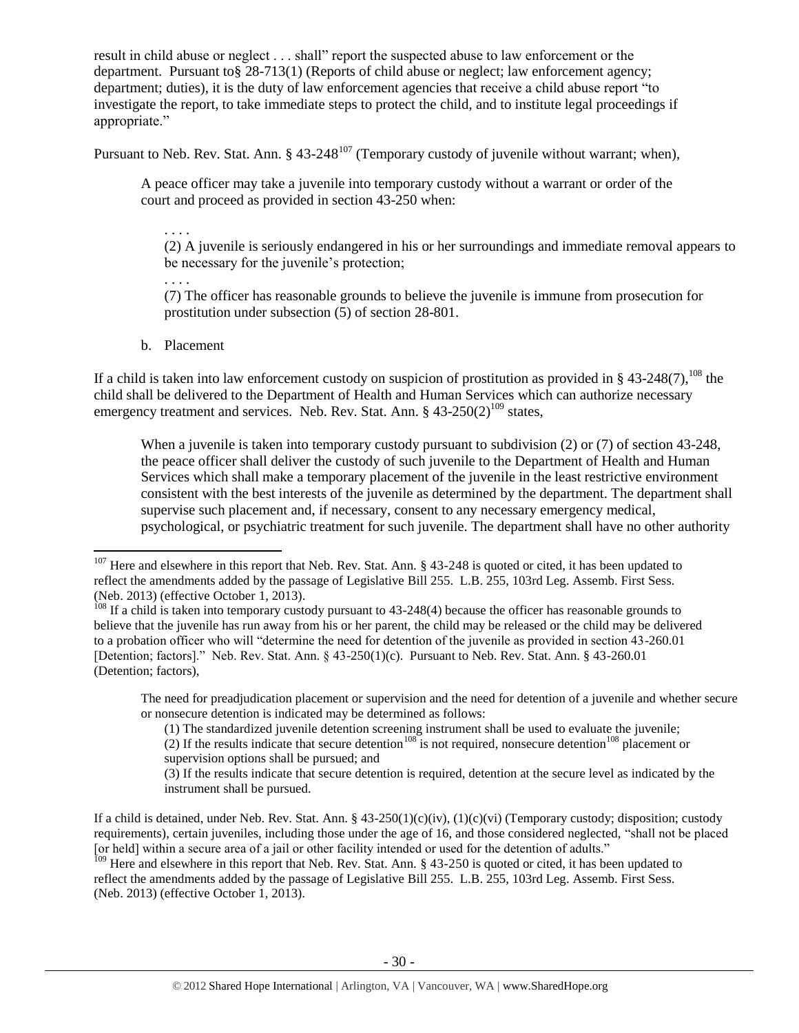result in child abuse or neglect . . . shall" report the suspected abuse to law enforcement or the department. Pursuant to§ 28-713(1) (Reports of child abuse or neglect; law enforcement agency; department; duties), it is the duty of law enforcement agencies that receive a child abuse report "to investigate the report, to take immediate steps to protect the child, and to institute legal proceedings if appropriate."

Pursuant to Neb. Rev. Stat. Ann. § 43-248[107] (Temporary custody of juvenile without warrant; when),

> A peace officer may take a juvenile into temporary custody without a warrant or order of the court and proceed as provided in section 43-250 when:
>
> > . . . .
> > (2) A juvenile is seriously endangered in his or her surroundings and immediate removal appears to be necessary for the juvenile's protection;
> > . . . .
> > (7) The officer has reasonable grounds to believe the juvenile is immune from prosecution for prostitution under subsection (5) of section 28-801.

b. Placement

If a child is taken into law enforcement custody on suspicion of prostitution as provided in § 43-248(7),[108] the child shall be delivered to the Department of Health and Human Services which can authorize necessary emergency treatment and services. Neb. Rev. Stat. Ann. § 43-250(2)[109] states,

> When a juvenile is taken into temporary custody pursuant to subdivision (2) or (7) of section 43-248, the peace officer shall deliver the custody of such juvenile to the Department of Health and Human Services which shall make a temporary placement of the juvenile in the least restrictive environment consistent with the best interests of the juvenile as determined by the department. The department shall supervise such placement and, if necessary, consent to any necessary emergency medical, psychological, or psychiatric treatment for such juvenile. The department shall have no other authority

---

[107] Here and elsewhere in this report that Neb. Rev. Stat. Ann. § 43-248 is quoted or cited, it has been updated to reflect the amendments added by the passage of Legislative Bill 255. L.B. 255, 103rd Leg. Assemb. First Sess. (Neb. 2013) (effective October 1, 2013).

[108] If a child is taken into temporary custody pursuant to 43-248(4) because the officer has reasonable grounds to believe that the juvenile has run away from his or her parent, the child may be released or the child may be delivered to a probation officer who will "determine the need for detention of the juvenile as provided in section 43-260.01 [Detention; factors]." Neb. Rev. Stat. Ann. § 43-250(1)(c). Pursuant to Neb. Rev. Stat. Ann. § 43-260.01 (Detention; factors),

> The need for preadjudication placement or supervision and the need for detention of a juvenile and whether secure or nonsecure detention is indicated may be determined as follows:
>
> (1) The standardized juvenile detention screening instrument shall be used to evaluate the juvenile;
> (2) If the results indicate that secure detention[108] is not required, nonsecure detention[108] placement or supervision options shall be pursued; and
> (3) If the results indicate that secure detention is required, detention at the secure level as indicated by the instrument shall be pursued.

If a child is detained, under Neb. Rev. Stat. Ann. § 43-250(1)(c)(iv), (1)(c)(vi) (Temporary custody; disposition; custody requirements), certain juveniles, including those under the age of 16, and those considered neglected, "shall not be placed [or held] within a secure area of a jail or other facility intended or used for the detention of adults."

[109] Here and elsewhere in this report that Neb. Rev. Stat. Ann. § 43-250 is quoted or cited, it has been updated to reflect the amendments added by the passage of Legislative Bill 255. L.B. 255, 103rd Leg. Assemb. First Sess. (Neb. 2013) (effective October 1, 2013).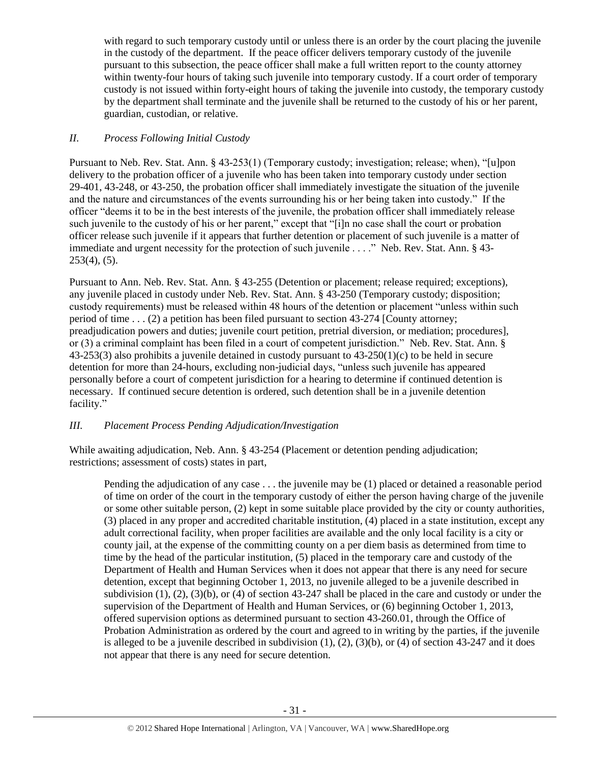with regard to such temporary custody until or unless there is an order by the court placing the juvenile in the custody of the department. If the peace officer delivers temporary custody of the juvenile pursuant to this subsection, the peace officer shall make a full written report to the county attorney within twenty-four hours of taking such juvenile into temporary custody. If a court order of temporary custody is not issued within forty-eight hours of taking the juvenile into custody, the temporary custody by the department shall terminate and the juvenile shall be returned to the custody of his or her parent, guardian, custodian, or relative.

### *II. Process Following Initial Custody*

Pursuant to Neb. Rev. Stat. Ann. § 43-253(1) (Temporary custody; investigation; release; when), "[u]pon delivery to the probation officer of a juvenile who has been taken into temporary custody under section 29-401, 43-248, or 43-250, the probation officer shall immediately investigate the situation of the juvenile and the nature and circumstances of the events surrounding his or her being taken into custody." If the officer "deems it to be in the best interests of the juvenile, the probation officer shall immediately release such juvenile to the custody of his or her parent," except that "[i]n no case shall the court or probation officer release such juvenile if it appears that further detention or placement of such juvenile is a matter of immediate and urgent necessity for the protection of such juvenile . . . ." Neb. Rev. Stat. Ann. § 43-253(4), (5).

Pursuant to Ann. Neb. Rev. Stat. Ann. § 43-255 (Detention or placement; release required; exceptions), any juvenile placed in custody under Neb. Rev. Stat. Ann. § 43-250 (Temporary custody; disposition; custody requirements) must be released within 48 hours of the detention or placement "unless within such period of time . . . (2) a petition has been filed pursuant to section 43-274 [County attorney; preadjudication powers and duties; juvenile court petition, pretrial diversion, or mediation; procedures], or (3) a criminal complaint has been filed in a court of competent jurisdiction." Neb. Rev. Stat. Ann. § 43-253(3) also prohibits a juvenile detained in custody pursuant to 43-250(1)(c) to be held in secure detention for more than 24-hours, excluding non-judicial days, "unless such juvenile has appeared personally before a court of competent jurisdiction for a hearing to determine if continued detention is necessary. If continued secure detention is ordered, such detention shall be in a juvenile detention facility."

### *III. Placement Process Pending Adjudication/Investigation*

While awaiting adjudication, Neb. Ann. § 43-254 (Placement or detention pending adjudication; restrictions; assessment of costs) states in part,

> Pending the adjudication of any case . . . the juvenile may be (1) placed or detained a reasonable period of time on order of the court in the temporary custody of either the person having charge of the juvenile or some other suitable person, (2) kept in some suitable place provided by the city or county authorities, (3) placed in any proper and accredited charitable institution, (4) placed in a state institution, except any adult correctional facility, when proper facilities are available and the only local facility is a city or county jail, at the expense of the committing county on a per diem basis as determined from time to time by the head of the particular institution, (5) placed in the temporary care and custody of the Department of Health and Human Services when it does not appear that there is any need for secure detention, except that beginning October 1, 2013, no juvenile alleged to be a juvenile described in subdivision (1), (2), (3)(b), or (4) of section 43-247 shall be placed in the care and custody or under the supervision of the Department of Health and Human Services, or (6) beginning October 1, 2013, offered supervision options as determined pursuant to section 43-260.01, through the Office of Probation Administration as ordered by the court and agreed to in writing by the parties, if the juvenile is alleged to be a juvenile described in subdivision (1), (2), (3)(b), or (4) of section 43-247 and it does not appear that there is any need for secure detention.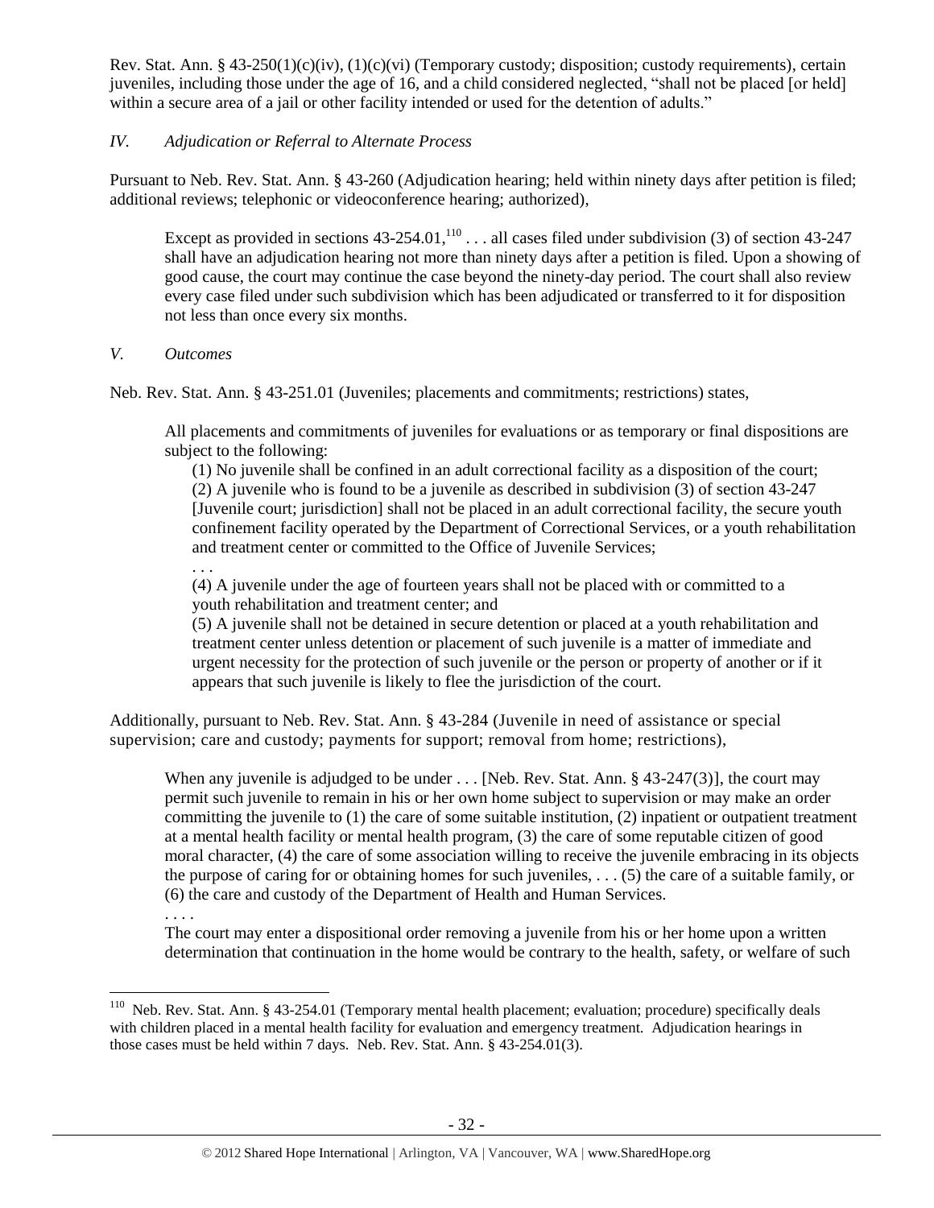Rev. Stat. Ann. § 43-250(1)(c)(iv), (1)(c)(vi) (Temporary custody; disposition; custody requirements), certain juveniles, including those under the age of 16, and a child considered neglected, "shall not be placed [or held] within a secure area of a jail or other facility intended or used for the detention of adults."

### *IV. Adjudication or Referral to Alternate Process*

Pursuant to Neb. Rev. Stat. Ann. § 43-260 (Adjudication hearing; held within ninety days after petition is filed; additional reviews; telephonic or videoconference hearing; authorized),

> Except as provided in sections 43-254.01,[110] . . . all cases filed under subdivision (3) of section 43-247 shall have an adjudication hearing not more than ninety days after a petition is filed. Upon a showing of good cause, the court may continue the case beyond the ninety-day period. The court shall also review every case filed under such subdivision which has been adjudicated or transferred to it for disposition not less than once every six months.

### *V. Outcomes*

Neb. Rev. Stat. Ann. § 43-251.01 (Juveniles; placements and commitments; restrictions) states,

> All placements and commitments of juveniles for evaluations or as temporary or final dispositions are subject to the following:
>
> (1) No juvenile shall be confined in an adult correctional facility as a disposition of the court;
>
> (2) A juvenile who is found to be a juvenile as described in subdivision (3) of section 43-247 [Juvenile court; jurisdiction] shall not be placed in an adult correctional facility, the secure youth confinement facility operated by the Department of Correctional Services, or a youth rehabilitation and treatment center or committed to the Office of Juvenile Services;
>
> . . .
>
> (4) A juvenile under the age of fourteen years shall not be placed with or committed to a youth rehabilitation and treatment center; and
>
> (5) A juvenile shall not be detained in secure detention or placed at a youth rehabilitation and treatment center unless detention or placement of such juvenile is a matter of immediate and urgent necessity for the protection of such juvenile or the person or property of another or if it appears that such juvenile is likely to flee the jurisdiction of the court.

Additionally, pursuant to Neb. Rev. Stat. Ann. § 43-284 (Juvenile in need of assistance or special supervision; care and custody; payments for support; removal from home; restrictions),

> When any juvenile is adjudged to be under . . . [Neb. Rev. Stat. Ann. § 43-247(3)], the court may permit such juvenile to remain in his or her own home subject to supervision or may make an order committing the juvenile to (1) the care of some suitable institution, (2) inpatient or outpatient treatment at a mental health facility or mental health program, (3) the care of some reputable citizen of good moral character, (4) the care of some association willing to receive the juvenile embracing in its objects the purpose of caring for or obtaining homes for such juveniles, . . . (5) the care of a suitable family, or (6) the care and custody of the Department of Health and Human Services.
>
> . . . .
>
> The court may enter a dispositional order removing a juvenile from his or her home upon a written determination that continuation in the home would be contrary to the health, safety, or welfare of such

---

[110] Neb. Rev. Stat. Ann. § 43-254.01 (Temporary mental health placement; evaluation; procedure) specifically deals with children placed in a mental health facility for evaluation and emergency treatment. Adjudication hearings in those cases must be held within 7 days. Neb. Rev. Stat. Ann. § 43-254.01(3).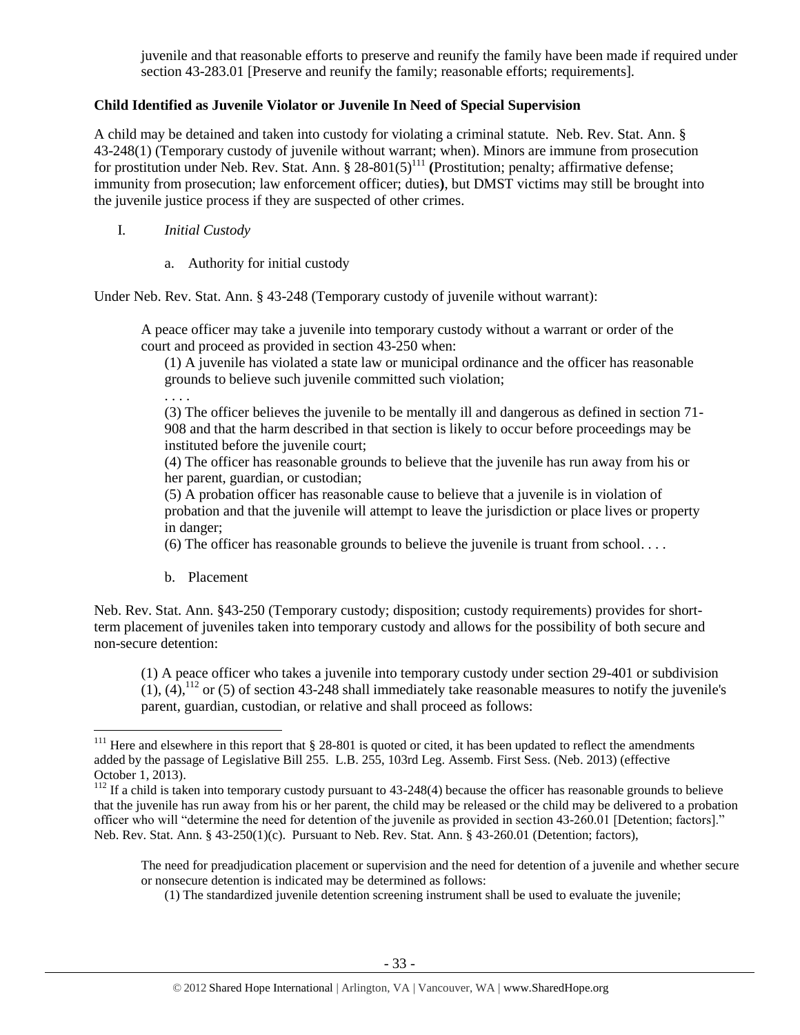juvenile and that reasonable efforts to preserve and reunify the family have been made if required under section 43-283.01 [Preserve and reunify the family; reasonable efforts; requirements].

**Child Identified as Juvenile Violator or Juvenile In Need of Special Supervision**

A child may be detained and taken into custody for violating a criminal statute. Neb. Rev. Stat. Ann. § 43-248(1) (Temporary custody of juvenile without warrant; when). Minors are immune from prosecution for prostitution under Neb. Rev. Stat. Ann. § 28-801(5)[111] **(**Prostitution; penalty; affirmative defense; immunity from prosecution; law enforcement officer; duties**)**, but DMST victims may still be brought into the juvenile justice process if they are suspected of other crimes.

I. *Initial Custody*

a. Authority for initial custody

Under Neb. Rev. Stat. Ann. § 43-248 (Temporary custody of juvenile without warrant):

> A peace officer may take a juvenile into temporary custody without a warrant or order of the court and proceed as provided in section 43-250 when:
>
> (1) A juvenile has violated a state law or municipal ordinance and the officer has reasonable grounds to believe such juvenile committed such violation;
>
> . . . .
>
> (3) The officer believes the juvenile to be mentally ill and dangerous as defined in section 71-908 and that the harm described in that section is likely to occur before proceedings may be instituted before the juvenile court;
>
> (4) The officer has reasonable grounds to believe that the juvenile has run away from his or her parent, guardian, or custodian;
>
> (5) A probation officer has reasonable cause to believe that a juvenile is in violation of probation and that the juvenile will attempt to leave the jurisdiction or place lives or property in danger;
>
> (6) The officer has reasonable grounds to believe the juvenile is truant from school. . . .

b. Placement

Neb. Rev. Stat. Ann. §43-250 (Temporary custody; disposition; custody requirements) provides for short-term placement of juveniles taken into temporary custody and allows for the possibility of both secure and non-secure detention:

> (1) A peace officer who takes a juvenile into temporary custody under section 29-401 or subdivision (1), (4),[112] or (5) of section 43-248 shall immediately take reasonable measures to notify the juvenile's parent, guardian, custodian, or relative and shall proceed as follows:

---

[111] Here and elsewhere in this report that § 28-801 is quoted or cited, it has been updated to reflect the amendments added by the passage of Legislative Bill 255. L.B. 255, 103rd Leg. Assemb. First Sess. (Neb. 2013) (effective October 1, 2013).

[112] If a child is taken into temporary custody pursuant to 43-248(4) because the officer has reasonable grounds to believe that the juvenile has run away from his or her parent, the child may be released or the child may be delivered to a probation officer who will "determine the need for detention of the juvenile as provided in section 43-260.01 [Detention; factors]." Neb. Rev. Stat. Ann. § 43-250(1)(c). Pursuant to Neb. Rev. Stat. Ann. § 43-260.01 (Detention; factors),

> The need for preadjudication placement or supervision and the need for detention of a juvenile and whether secure or nonsecure detention is indicated may be determined as follows:
>
> (1) The standardized juvenile detention screening instrument shall be used to evaluate the juvenile;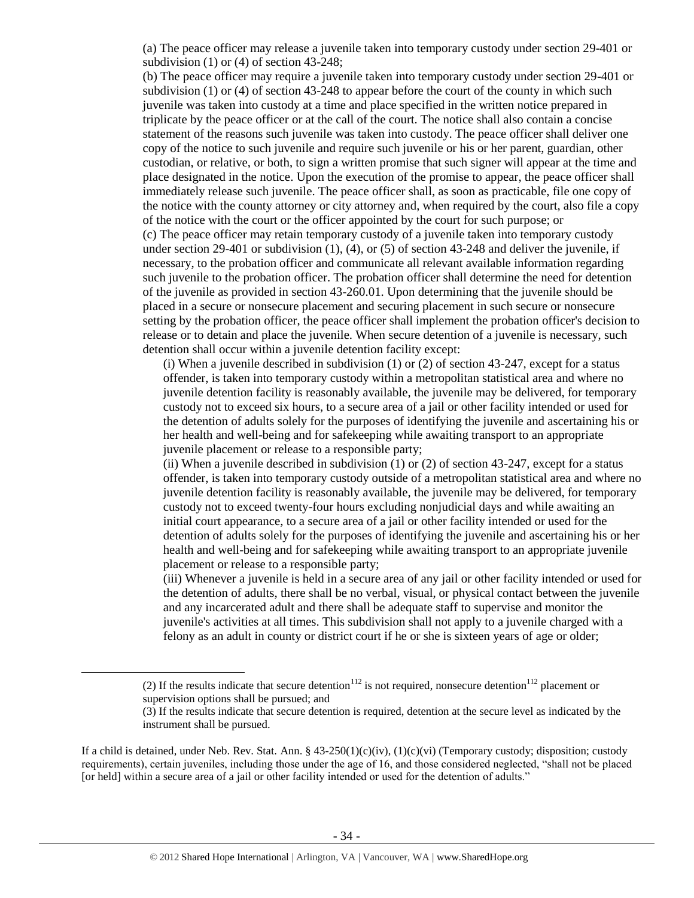(a) The peace officer may release a juvenile taken into temporary custody under section 29-401 or subdivision (1) or (4) of section 43-248;

(b) The peace officer may require a juvenile taken into temporary custody under section 29-401 or subdivision (1) or (4) of section 43-248 to appear before the court of the county in which such juvenile was taken into custody at a time and place specified in the written notice prepared in triplicate by the peace officer or at the call of the court. The notice shall also contain a concise statement of the reasons such juvenile was taken into custody. The peace officer shall deliver one copy of the notice to such juvenile and require such juvenile or his or her parent, guardian, other custodian, or relative, or both, to sign a written promise that such signer will appear at the time and place designated in the notice. Upon the execution of the promise to appear, the peace officer shall immediately release such juvenile. The peace officer shall, as soon as practicable, file one copy of the notice with the county attorney or city attorney and, when required by the court, also file a copy of the notice with the court or the officer appointed by the court for such purpose; or

(c) The peace officer may retain temporary custody of a juvenile taken into temporary custody under section 29-401 or subdivision (1), (4), or (5) of section 43-248 and deliver the juvenile, if necessary, to the probation officer and communicate all relevant available information regarding such juvenile to the probation officer. The probation officer shall determine the need for detention of the juvenile as provided in section 43-260.01. Upon determining that the juvenile should be placed in a secure or nonsecure placement and securing placement in such secure or nonsecure setting by the probation officer, the peace officer shall implement the probation officer's decision to release or to detain and place the juvenile. When secure detention of a juvenile is necessary, such detention shall occur within a juvenile detention facility except:

> (i) When a juvenile described in subdivision (1) or (2) of section 43-247, except for a status offender, is taken into temporary custody within a metropolitan statistical area and where no juvenile detention facility is reasonably available, the juvenile may be delivered, for temporary custody not to exceed six hours, to a secure area of a jail or other facility intended or used for the detention of adults solely for the purposes of identifying the juvenile and ascertaining his or her health and well-being and for safekeeping while awaiting transport to an appropriate juvenile placement or release to a responsible party;
>
> (ii) When a juvenile described in subdivision (1) or (2) of section 43-247, except for a status offender, is taken into temporary custody outside of a metropolitan statistical area and where no juvenile detention facility is reasonably available, the juvenile may be delivered, for temporary custody not to exceed twenty-four hours excluding nonjudicial days and while awaiting an initial court appearance, to a secure area of a jail or other facility intended or used for the detention of adults solely for the purposes of identifying the juvenile and ascertaining his or her health and well-being and for safekeeping while awaiting transport to an appropriate juvenile placement or release to a responsible party;
>
> (iii) Whenever a juvenile is held in a secure area of any jail or other facility intended or used for the detention of adults, there shall be no verbal, visual, or physical contact between the juvenile and any incarcerated adult and there shall be adequate staff to supervise and monitor the juvenile's activities at all times. This subdivision shall not apply to a juvenile charged with a felony as an adult in county or district court if he or she is sixteen years of age or older;

---

> (2) If the results indicate that secure detention[112] is not required, nonsecure detention[112] placement or supervision options shall be pursued; and
>
> (3) If the results indicate that secure detention is required, detention at the secure level as indicated by the instrument shall be pursued.

If a child is detained, under Neb. Rev. Stat. Ann. § 43-250(1)(c)(iv), (1)(c)(vi) (Temporary custody; disposition; custody requirements), certain juveniles, including those under the age of 16, and those considered neglected, "shall not be placed [or held] within a secure area of a jail or other facility intended or used for the detention of adults."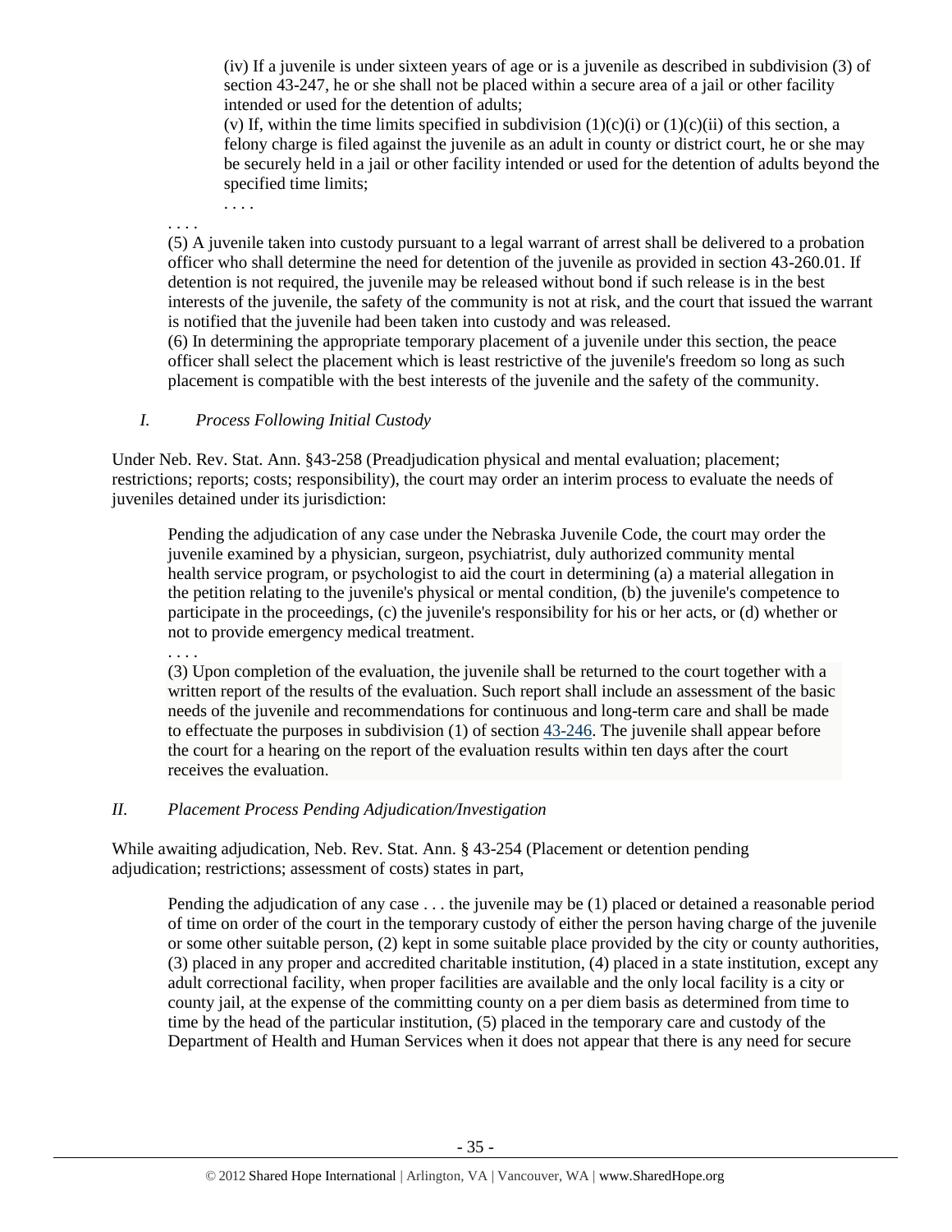> (iv) If a juvenile is under sixteen years of age or is a juvenile as described in subdivision (3) of section 43-247, he or she shall not be placed within a secure area of a jail or other facility intended or used for the detention of adults;
>
> (v) If, within the time limits specified in subdivision (1)(c)(i) or (1)(c)(ii) of this section, a felony charge is filed against the juvenile as an adult in county or district court, he or she may be securely held in a jail or other facility intended or used for the detention of adults beyond the specified time limits;
>
> . . . .
>
> . . . .
>
> (5) A juvenile taken into custody pursuant to a legal warrant of arrest shall be delivered to a probation officer who shall determine the need for detention of the juvenile as provided in section 43-260.01. If detention is not required, the juvenile may be released without bond if such release is in the best interests of the juvenile, the safety of the community is not at risk, and the court that issued the warrant is notified that the juvenile had been taken into custody and was released.
>
> (6) In determining the appropriate temporary placement of a juvenile under this section, the peace officer shall select the placement which is least restrictive of the juvenile's freedom so long as such placement is compatible with the best interests of the juvenile and the safety of the community.

*I. Process Following Initial Custody*

Under Neb. Rev. Stat. Ann. §43-258 (Preadjudication physical and mental evaluation; placement; restrictions; reports; costs; responsibility), the court may order an interim process to evaluate the needs of juveniles detained under its jurisdiction:

> Pending the adjudication of any case under the Nebraska Juvenile Code, the court may order the juvenile examined by a physician, surgeon, psychiatrist, duly authorized community mental health service program, or psychologist to aid the court in determining (a) a material allegation in the petition relating to the juvenile's physical or mental condition, (b) the juvenile's competence to participate in the proceedings, (c) the juvenile's responsibility for his or her acts, or (d) whether or not to provide emergency medical treatment.
>
> . . . .
>
> (3) Upon completion of the evaluation, the juvenile shall be returned to the court together with a written report of the results of the evaluation. Such report shall include an assessment of the basic needs of the juvenile and recommendations for continuous and long-term care and shall be made to effectuate the purposes in subdivision (1) of section 43-246. The juvenile shall appear before the court for a hearing on the report of the evaluation results within ten days after the court receives the evaluation.

*II. Placement Process Pending Adjudication/Investigation*

While awaiting adjudication, Neb. Rev. Stat. Ann. § 43-254 (Placement or detention pending adjudication; restrictions; assessment of costs) states in part,

> Pending the adjudication of any case . . . the juvenile may be (1) placed or detained a reasonable period of time on order of the court in the temporary custody of either the person having charge of the juvenile or some other suitable person, (2) kept in some suitable place provided by the city or county authorities, (3) placed in any proper and accredited charitable institution, (4) placed in a state institution, except any adult correctional facility, when proper facilities are available and the only local facility is a city or county jail, at the expense of the committing county on a per diem basis as determined from time to time by the head of the particular institution, (5) placed in the temporary care and custody of the Department of Health and Human Services when it does not appear that there is any need for secure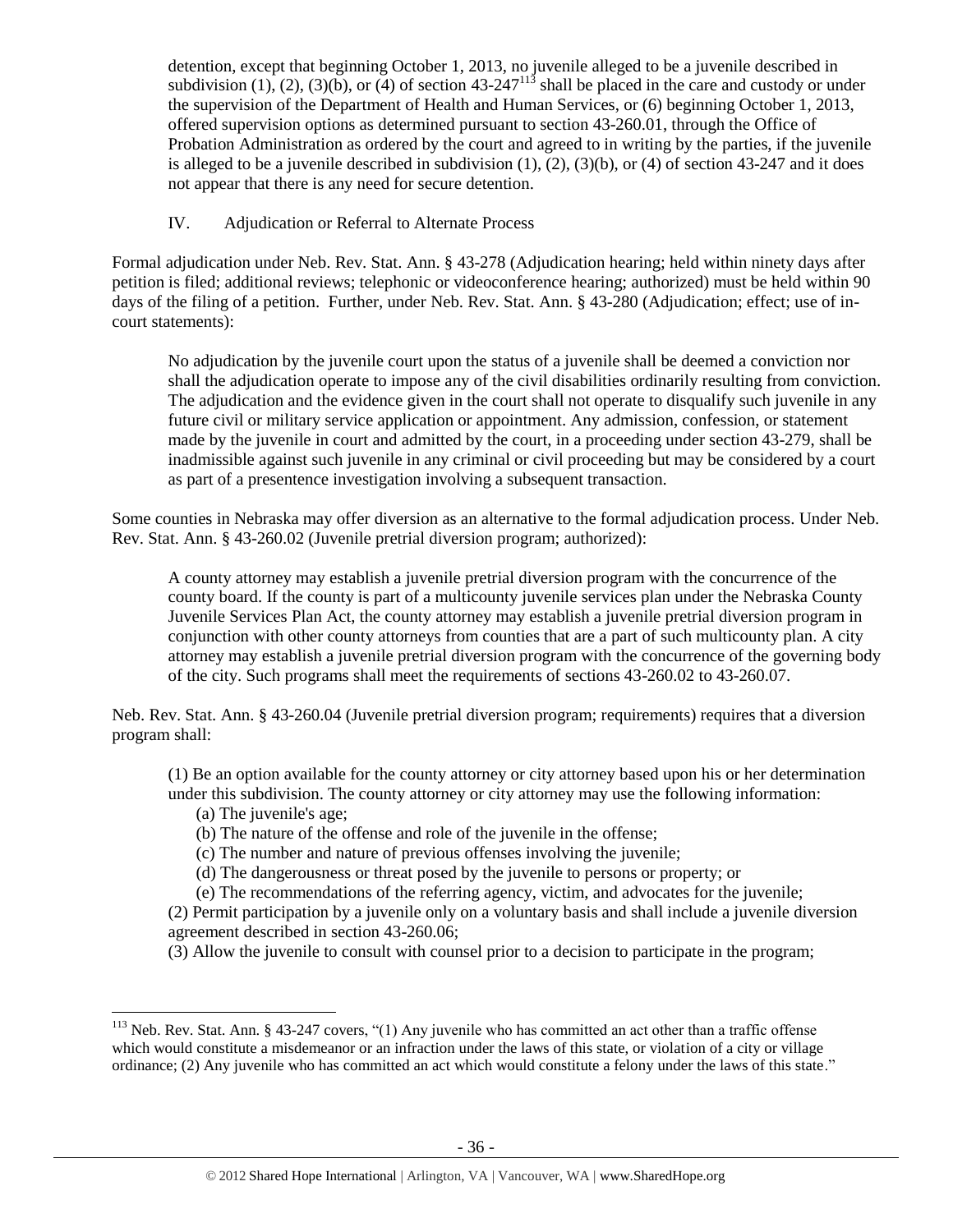detention, except that beginning October 1, 2013, no juvenile alleged to be a juvenile described in subdivision (1), (2), (3)(b), or (4) of section 43-247[113] shall be placed in the care and custody or under the supervision of the Department of Health and Human Services, or (6) beginning October 1, 2013, offered supervision options as determined pursuant to section 43-260.01, through the Office of Probation Administration as ordered by the court and agreed to in writing by the parties, if the juvenile is alleged to be a juvenile described in subdivision (1), (2), (3)(b), or (4) of section 43-247 and it does not appear that there is any need for secure detention.

IV. Adjudication or Referral to Alternate Process

Formal adjudication under Neb. Rev. Stat. Ann. § 43-278 (Adjudication hearing; held within ninety days after petition is filed; additional reviews; telephonic or videoconference hearing; authorized) must be held within 90 days of the filing of a petition. Further, under Neb. Rev. Stat. Ann. § 43-280 (Adjudication; effect; use of in-court statements):

> No adjudication by the juvenile court upon the status of a juvenile shall be deemed a conviction nor shall the adjudication operate to impose any of the civil disabilities ordinarily resulting from conviction. The adjudication and the evidence given in the court shall not operate to disqualify such juvenile in any future civil or military service application or appointment. Any admission, confession, or statement made by the juvenile in court and admitted by the court, in a proceeding under section 43-279, shall be inadmissible against such juvenile in any criminal or civil proceeding but may be considered by a court as part of a presentence investigation involving a subsequent transaction.

Some counties in Nebraska may offer diversion as an alternative to the formal adjudication process. Under Neb. Rev. Stat. Ann. § 43-260.02 (Juvenile pretrial diversion program; authorized):

> A county attorney may establish a juvenile pretrial diversion program with the concurrence of the county board. If the county is part of a multicounty juvenile services plan under the Nebraska County Juvenile Services Plan Act, the county attorney may establish a juvenile pretrial diversion program in conjunction with other county attorneys from counties that are a part of such multicounty plan. A city attorney may establish a juvenile pretrial diversion program with the concurrence of the governing body of the city. Such programs shall meet the requirements of sections 43-260.02 to 43-260.07.

Neb. Rev. Stat. Ann. § 43-260.04 (Juvenile pretrial diversion program; requirements) requires that a diversion program shall:

> (1) Be an option available for the county attorney or city attorney based upon his or her determination under this subdivision. The county attorney or city attorney may use the following information:
> (a) The juvenile's age;
> (b) The nature of the offense and role of the juvenile in the offense;
> (c) The number and nature of previous offenses involving the juvenile;
> (d) The dangerousness or threat posed by the juvenile to persons or property; or
> (e) The recommendations of the referring agency, victim, and advocates for the juvenile;
>
> (2) Permit participation by a juvenile only on a voluntary basis and shall include a juvenile diversion agreement described in section 43-260.06;
> (3) Allow the juvenile to consult with counsel prior to a decision to participate in the program;

[113] Neb. Rev. Stat. Ann. § 43-247 covers, "(1) Any juvenile who has committed an act other than a traffic offense which would constitute a misdemeanor or an infraction under the laws of this state, or violation of a city or village ordinance; (2) Any juvenile who has committed an act which would constitute a felony under the laws of this state."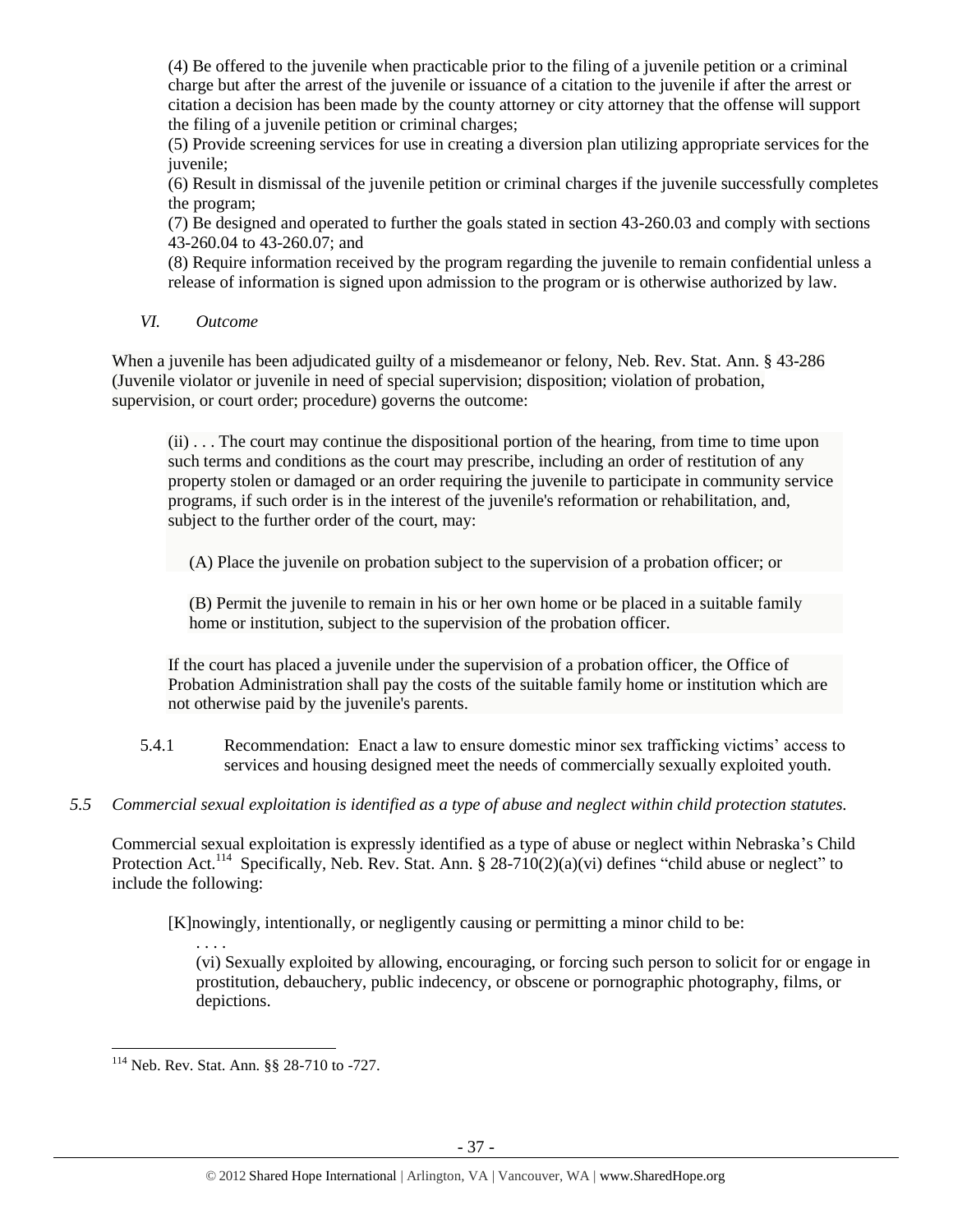(4) Be offered to the juvenile when practicable prior to the filing of a juvenile petition or a criminal charge but after the arrest of the juvenile or issuance of a citation to the juvenile if after the arrest or citation a decision has been made by the county attorney or city attorney that the offense will support the filing of a juvenile petition or criminal charges;
(5) Provide screening services for use in creating a diversion plan utilizing appropriate services for the juvenile;
(6) Result in dismissal of the juvenile petition or criminal charges if the juvenile successfully completes the program;
(7) Be designed and operated to further the goals stated in section 43-260.03 and comply with sections 43-260.04 to 43-260.07; and
(8) Require information received by the program regarding the juvenile to remain confidential unless a release of information is signed upon admission to the program or is otherwise authorized by law.

*VI. Outcome*

When a juvenile has been adjudicated guilty of a misdemeanor or felony, Neb. Rev. Stat. Ann. § 43-286 (Juvenile violator or juvenile in need of special supervision; disposition; violation of probation, supervision, or court order; procedure) governs the outcome:

> (ii) . . . The court may continue the dispositional portion of the hearing, from time to time upon such terms and conditions as the court may prescribe, including an order of restitution of any property stolen or damaged or an order requiring the juvenile to participate in community service programs, if such order is in the interest of the juvenile's reformation or rehabilitation, and, subject to the further order of the court, may:
>
> (A) Place the juvenile on probation subject to the supervision of a probation officer; or
>
> (B) Permit the juvenile to remain in his or her own home or be placed in a suitable family home or institution, subject to the supervision of the probation officer.
>
> If the court has placed a juvenile under the supervision of a probation officer, the Office of Probation Administration shall pay the costs of the suitable family home or institution which are not otherwise paid by the juvenile's parents.

5.4.1 Recommendation: Enact a law to ensure domestic minor sex trafficking victims' access to services and housing designed meet the needs of commercially sexually exploited youth.

*5.5 Commercial sexual exploitation is identified as a type of abuse and neglect within child protection statutes.*

Commercial sexual exploitation is expressly identified as a type of abuse or neglect within Nebraska's Child Protection Act.[114] Specifically, Neb. Rev. Stat. Ann. § 28-710(2)(a)(vi) defines "child abuse or neglect" to include the following:

> [K]nowingly, intentionally, or negligently causing or permitting a minor child to be:
>
> . . . .
>
> (vi) Sexually exploited by allowing, encouraging, or forcing such person to solicit for or engage in prostitution, debauchery, public indecency, or obscene or pornographic photography, films, or depictions.

[114] Neb. Rev. Stat. Ann. §§ 28-710 to -727.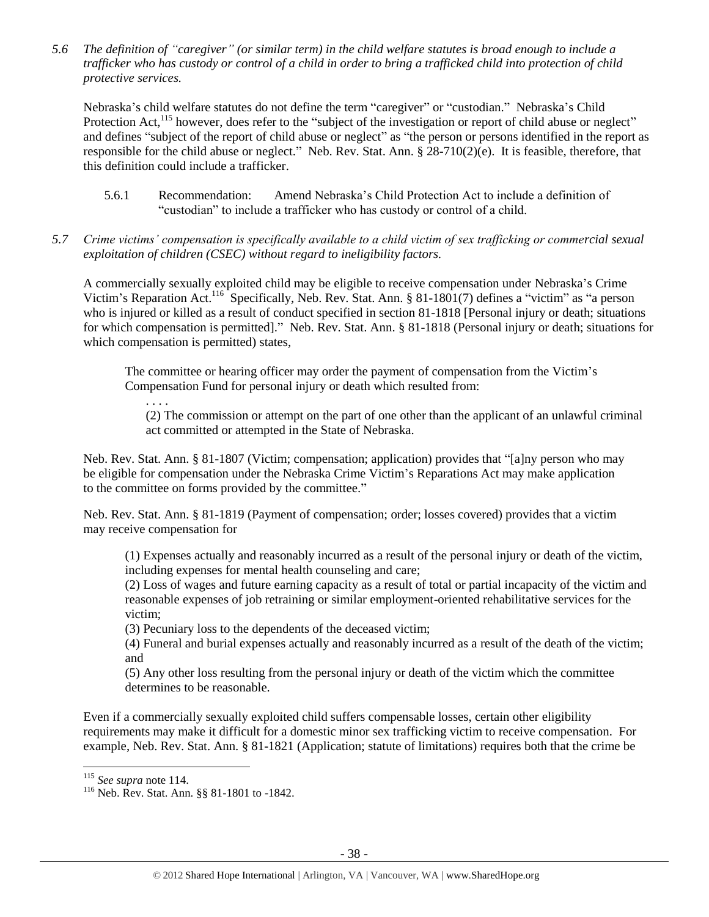*5.6 The definition of "caregiver" (or similar term) in the child welfare statutes is broad enough to include a trafficker who has custody or control of a child in order to bring a trafficked child into protection of child protective services.*

Nebraska's child welfare statutes do not define the term "caregiver" or "custodian." Nebraska's Child Protection Act,[115] however, does refer to the "subject of the investigation or report of child abuse or neglect" and defines "subject of the report of child abuse or neglect" as "the person or persons identified in the report as responsible for the child abuse or neglect." Neb. Rev. Stat. Ann. § 28-710(2)(e). It is feasible, therefore, that this definition could include a trafficker.

5.6.1 Recommendation: Amend Nebraska's Child Protection Act to include a definition of "custodian" to include a trafficker who has custody or control of a child.

*5.7 Crime victims' compensation is specifically available to a child victim of sex trafficking or commercial sexual exploitation of children (CSEC) without regard to ineligibility factors.*

A commercially sexually exploited child may be eligible to receive compensation under Nebraska's Crime Victim's Reparation Act.[116] Specifically, Neb. Rev. Stat. Ann. § 81-1801(7) defines a "victim" as "a person who is injured or killed as a result of conduct specified in section 81-1818 [Personal injury or death; situations for which compensation is permitted]." Neb. Rev. Stat. Ann. § 81-1818 (Personal injury or death; situations for which compensation is permitted) states,

> The committee or hearing officer may order the payment of compensation from the Victim's Compensation Fund for personal injury or death which resulted from:
>
> . . . .
>
> (2) The commission or attempt on the part of one other than the applicant of an unlawful criminal act committed or attempted in the State of Nebraska.

Neb. Rev. Stat. Ann. § 81-1807 (Victim; compensation; application) provides that "[a]ny person who may be eligible for compensation under the Nebraska Crime Victim's Reparations Act may make application to the committee on forms provided by the committee."

Neb. Rev. Stat. Ann. § 81-1819 (Payment of compensation; order; losses covered) provides that a victim may receive compensation for

> (1) Expenses actually and reasonably incurred as a result of the personal injury or death of the victim, including expenses for mental health counseling and care;
> (2) Loss of wages and future earning capacity as a result of total or partial incapacity of the victim and reasonable expenses of job retraining or similar employment-oriented rehabilitative services for the victim;
> (3) Pecuniary loss to the dependents of the deceased victim;
> (4) Funeral and burial expenses actually and reasonably incurred as a result of the death of the victim; and
> (5) Any other loss resulting from the personal injury or death of the victim which the committee determines to be reasonable.

Even if a commercially sexually exploited child suffers compensable losses, certain other eligibility requirements may make it difficult for a domestic minor sex trafficking victim to receive compensation. For example, Neb. Rev. Stat. Ann. § 81-1821 (Application; statute of limitations) requires both that the crime be

[115] *See supra* note 114.
[116] Neb. Rev. Stat. Ann. §§ 81-1801 to -1842.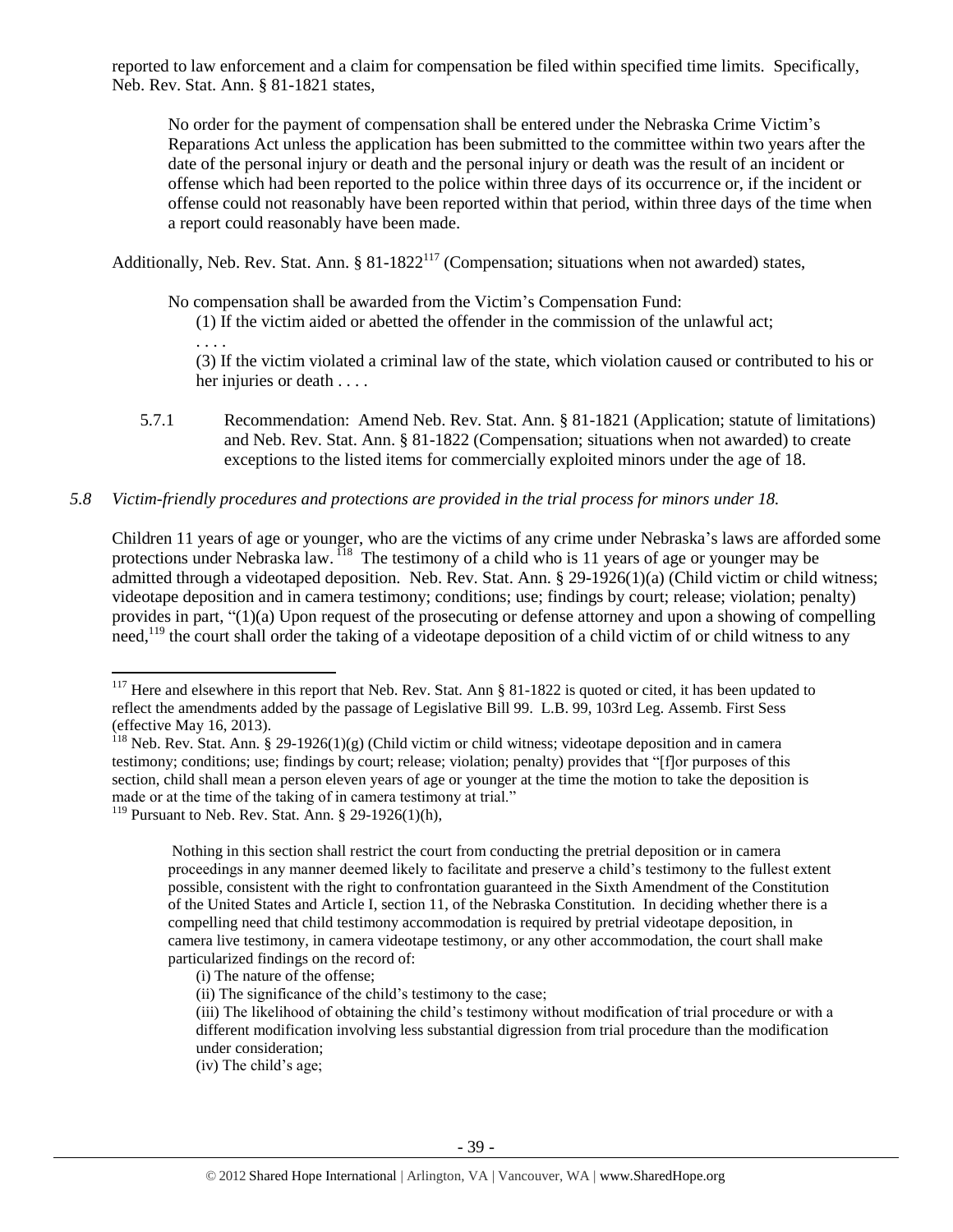reported to law enforcement and a claim for compensation be filed within specified time limits. Specifically, Neb. Rev. Stat. Ann. § 81-1821 states,

> No order for the payment of compensation shall be entered under the Nebraska Crime Victim's Reparations Act unless the application has been submitted to the committee within two years after the date of the personal injury or death and the personal injury or death was the result of an incident or offense which had been reported to the police within three days of its occurrence or, if the incident or offense could not reasonably have been reported within that period, within three days of the time when a report could reasonably have been made.

Additionally, Neb. Rev. Stat. Ann. § 81-1822[117] (Compensation; situations when not awarded) states,

> No compensation shall be awarded from the Victim's Compensation Fund:
> (1) If the victim aided or abetted the offender in the commission of the unlawful act;
> . . . .
> (3) If the victim violated a criminal law of the state, which violation caused or contributed to his or her injuries or death . . . .

5.7.1 Recommendation: Amend Neb. Rev. Stat. Ann. § 81-1821 (Application; statute of limitations) and Neb. Rev. Stat. Ann. § 81-1822 (Compensation; situations when not awarded) to create exceptions to the listed items for commercially exploited minors under the age of 18.

*5.8 Victim-friendly procedures and protections are provided in the trial process for minors under 18.*

Children 11 years of age or younger, who are the victims of any crime under Nebraska's laws are afforded some protections under Nebraska law.[118] The testimony of a child who is 11 years of age or younger may be admitted through a videotaped deposition. Neb. Rev. Stat. Ann. § 29-1926(1)(a) (Child victim or child witness; videotape deposition and in camera testimony; conditions; use; findings by court; release; violation; penalty) provides in part, "(1)(a) Upon request of the prosecuting or defense attorney and upon a showing of compelling need,[119] the court shall order the taking of a videotape deposition of a child victim of or child witness to any

---

[117] Here and elsewhere in this report that Neb. Rev. Stat. Ann § 81-1822 is quoted or cited, it has been updated to reflect the amendments added by the passage of Legislative Bill 99. L.B. 99, 103rd Leg. Assemb. First Sess (effective May 16, 2013).

[118] Neb. Rev. Stat. Ann. § 29-1926(1)(g) (Child victim or child witness; videotape deposition and in camera testimony; conditions; use; findings by court; release; violation; penalty) provides that "[f]or purposes of this section, child shall mean a person eleven years of age or younger at the time the motion to take the deposition is made or at the time of the taking of in camera testimony at trial."

[119] Pursuant to Neb. Rev. Stat. Ann. § 29-1926(1)(h),

> Nothing in this section shall restrict the court from conducting the pretrial deposition or in camera proceedings in any manner deemed likely to facilitate and preserve a child's testimony to the fullest extent possible, consistent with the right to confrontation guaranteed in the Sixth Amendment of the Constitution of the United States and Article I, section 11, of the Nebraska Constitution. In deciding whether there is a compelling need that child testimony accommodation is required by pretrial videotape deposition, in camera live testimony, in camera videotape testimony, or any other accommodation, the court shall make particularized findings on the record of:
> (i) The nature of the offense;
> (ii) The significance of the child's testimony to the case;
> (iii) The likelihood of obtaining the child's testimony without modification of trial procedure or with a different modification involving less substantial digression from trial procedure than the modification under consideration;
> (iv) The child's age;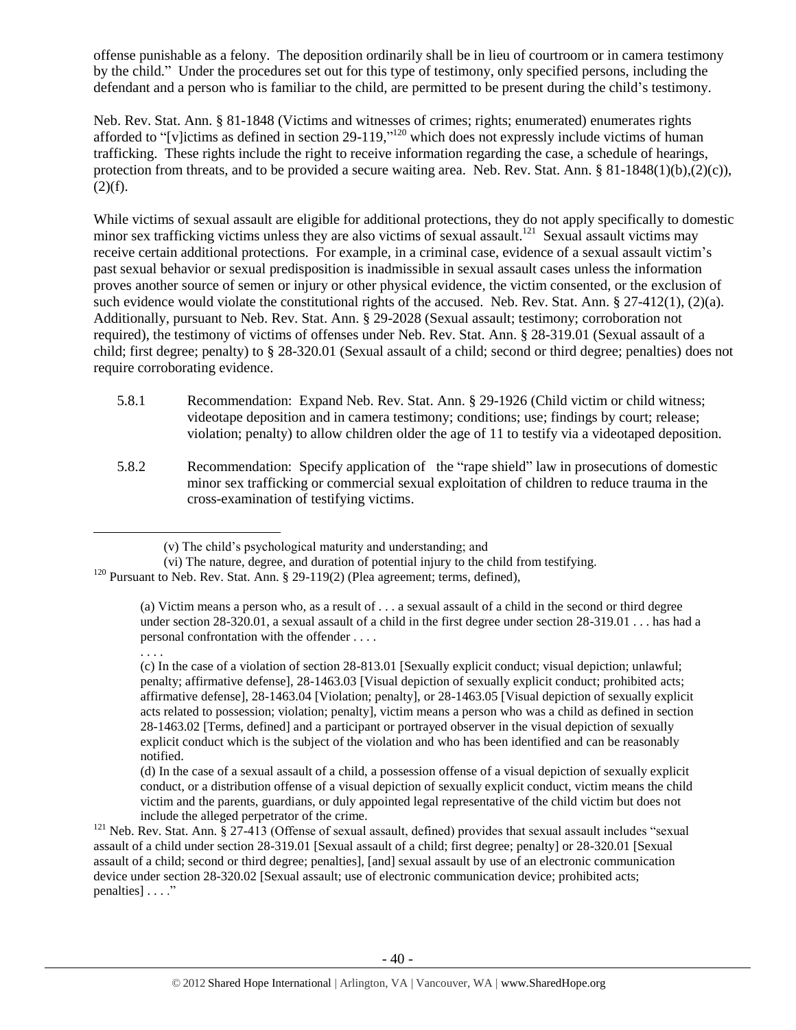offense punishable as a felony. The deposition ordinarily shall be in lieu of courtroom or in camera testimony by the child." Under the procedures set out for this type of testimony, only specified persons, including the defendant and a person who is familiar to the child, are permitted to be present during the child's testimony.

Neb. Rev. Stat. Ann. § 81-1848 (Victims and witnesses of crimes; rights; enumerated) enumerates rights afforded to "[v]ictims as defined in section 29-119,"[120] which does not expressly include victims of human trafficking. These rights include the right to receive information regarding the case, a schedule of hearings, protection from threats, and to be provided a secure waiting area. Neb. Rev. Stat. Ann. § 81-1848(1)(b),(2)(c)), (2)(f).

While victims of sexual assault are eligible for additional protections, they do not apply specifically to domestic minor sex trafficking victims unless they are also victims of sexual assault.[121] Sexual assault victims may receive certain additional protections. For example, in a criminal case, evidence of a sexual assault victim's past sexual behavior or sexual predisposition is inadmissible in sexual assault cases unless the information proves another source of semen or injury or other physical evidence, the victim consented, or the exclusion of such evidence would violate the constitutional rights of the accused. Neb. Rev. Stat. Ann. § 27-412(1), (2)(a). Additionally, pursuant to Neb. Rev. Stat. Ann. § 29-2028 (Sexual assault; testimony; corroboration not required), the testimony of victims of offenses under Neb. Rev. Stat. Ann. § 28-319.01 (Sexual assault of a child; first degree; penalty) to § 28-320.01 (Sexual assault of a child; second or third degree; penalties) does not require corroborating evidence.

5.8.1 Recommendation: Expand Neb. Rev. Stat. Ann. § 29-1926 (Child victim or child witness; videotape deposition and in camera testimony; conditions; use; findings by court; release; violation; penalty) to allow children older the age of 11 to testify via a videotaped deposition.

5.8.2 Recommendation: Specify application of the "rape shield" law in prosecutions of domestic minor sex trafficking or commercial sexual exploitation of children to reduce trauma in the cross-examination of testifying victims.

---

(v) The child's psychological maturity and understanding; and

(vi) The nature, degree, and duration of potential injury to the child from testifying.

[120] Pursuant to Neb. Rev. Stat. Ann. § 29-119(2) (Plea agreement; terms, defined),

> (a) Victim means a person who, as a result of . . . a sexual assault of a child in the second or third degree under section 28-320.01, a sexual assault of a child in the first degree under section 28-319.01 . . . has had a personal confrontation with the offender . . . .
>
> . . . .
>
> (c) In the case of a violation of section 28-813.01 [Sexually explicit conduct; visual depiction; unlawful; penalty; affirmative defense], 28-1463.03 [Visual depiction of sexually explicit conduct; prohibited acts; affirmative defense], 28-1463.04 [Violation; penalty], or 28-1463.05 [Visual depiction of sexually explicit acts related to possession; violation; penalty], victim means a person who was a child as defined in section 28-1463.02 [Terms, defined] and a participant or portrayed observer in the visual depiction of sexually explicit conduct which is the subject of the violation and who has been identified and can be reasonably notified.
>
> (d) In the case of a sexual assault of a child, a possession offense of a visual depiction of sexually explicit conduct, or a distribution offense of a visual depiction of sexually explicit conduct, victim means the child victim and the parents, guardians, or duly appointed legal representative of the child victim but does not include the alleged perpetrator of the crime.

[121] Neb. Rev. Stat. Ann. § 27-413 (Offense of sexual assault, defined) provides that sexual assault includes "sexual assault of a child under section 28-319.01 [Sexual assault of a child; first degree; penalty] or 28-320.01 [Sexual assault of a child; second or third degree; penalties], [and] sexual assault by use of an electronic communication device under section 28-320.02 [Sexual assault; use of electronic communication device; prohibited acts; penalties] . . . ."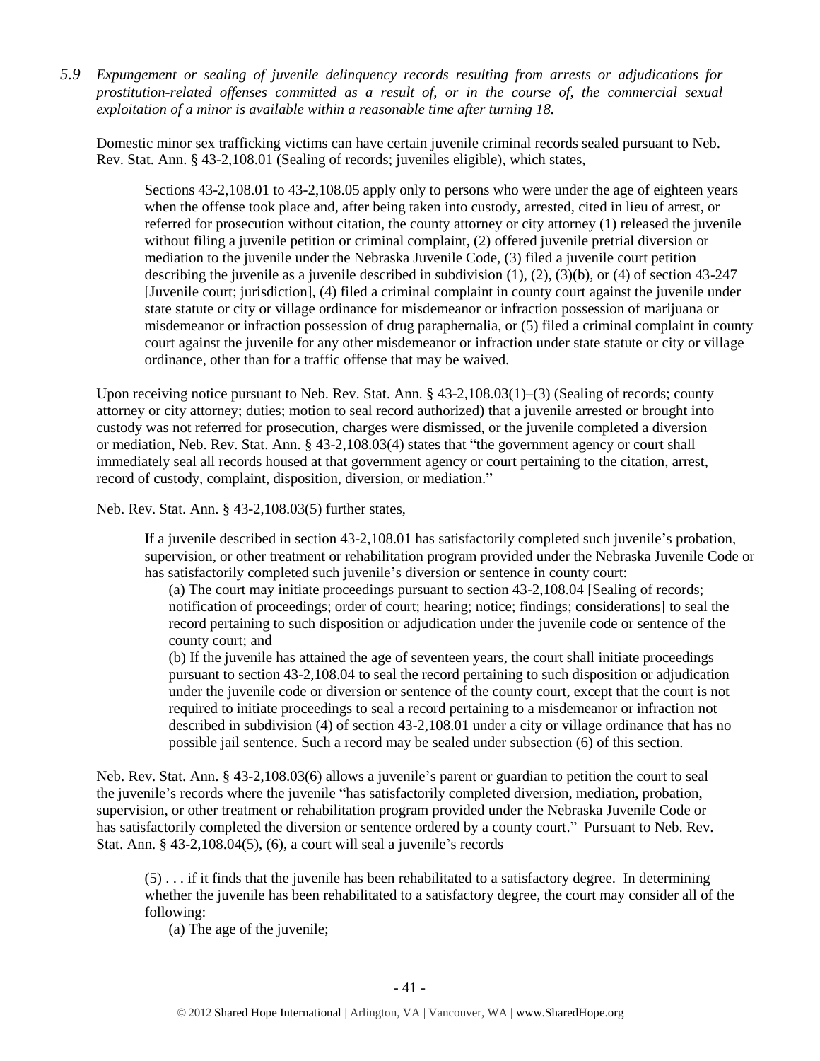*5.9 Expungement or sealing of juvenile delinquency records resulting from arrests or adjudications for prostitution-related offenses committed as a result of, or in the course of, the commercial sexual exploitation of a minor is available within a reasonable time after turning 18.*

Domestic minor sex trafficking victims can have certain juvenile criminal records sealed pursuant to Neb. Rev. Stat. Ann. § 43-2,108.01 (Sealing of records; juveniles eligible), which states,

> Sections 43-2,108.01 to 43-2,108.05 apply only to persons who were under the age of eighteen years when the offense took place and, after being taken into custody, arrested, cited in lieu of arrest, or referred for prosecution without citation, the county attorney or city attorney (1) released the juvenile without filing a juvenile petition or criminal complaint, (2) offered juvenile pretrial diversion or mediation to the juvenile under the Nebraska Juvenile Code, (3) filed a juvenile court petition describing the juvenile as a juvenile described in subdivision (1), (2), (3)(b), or (4) of section 43-247 [Juvenile court; jurisdiction], (4) filed a criminal complaint in county court against the juvenile under state statute or city or village ordinance for misdemeanor or infraction possession of marijuana or misdemeanor or infraction possession of drug paraphernalia, or (5) filed a criminal complaint in county court against the juvenile for any other misdemeanor or infraction under state statute or city or village ordinance, other than for a traffic offense that may be waived.

Upon receiving notice pursuant to Neb. Rev. Stat. Ann. § 43-2,108.03(1)–(3) (Sealing of records; county attorney or city attorney; duties; motion to seal record authorized) that a juvenile arrested or brought into custody was not referred for prosecution, charges were dismissed, or the juvenile completed a diversion or mediation, Neb. Rev. Stat. Ann. § 43-2,108.03(4) states that "the government agency or court shall immediately seal all records housed at that government agency or court pertaining to the citation, arrest, record of custody, complaint, disposition, diversion, or mediation."

Neb. Rev. Stat. Ann. § 43-2,108.03(5) further states,

> If a juvenile described in section 43-2,108.01 has satisfactorily completed such juvenile's probation, supervision, or other treatment or rehabilitation program provided under the Nebraska Juvenile Code or has satisfactorily completed such juvenile's diversion or sentence in county court:
>
> (a) The court may initiate proceedings pursuant to section 43-2,108.04 [Sealing of records; notification of proceedings; order of court; hearing; notice; findings; considerations] to seal the record pertaining to such disposition or adjudication under the juvenile code or sentence of the county court; and
>
> (b) If the juvenile has attained the age of seventeen years, the court shall initiate proceedings pursuant to section 43-2,108.04 to seal the record pertaining to such disposition or adjudication under the juvenile code or diversion or sentence of the county court, except that the court is not required to initiate proceedings to seal a record pertaining to a misdemeanor or infraction not described in subdivision (4) of section 43-2,108.01 under a city or village ordinance that has no possible jail sentence. Such a record may be sealed under subsection (6) of this section.

Neb. Rev. Stat. Ann. § 43-2,108.03(6) allows a juvenile's parent or guardian to petition the court to seal the juvenile's records where the juvenile "has satisfactorily completed diversion, mediation, probation, supervision, or other treatment or rehabilitation program provided under the Nebraska Juvenile Code or has satisfactorily completed the diversion or sentence ordered by a county court." Pursuant to Neb. Rev. Stat. Ann. § 43-2,108.04(5), (6), a court will seal a juvenile's records

> (5) . . . if it finds that the juvenile has been rehabilitated to a satisfactory degree. In determining whether the juvenile has been rehabilitated to a satisfactory degree, the court may consider all of the following:
>
> (a) The age of the juvenile;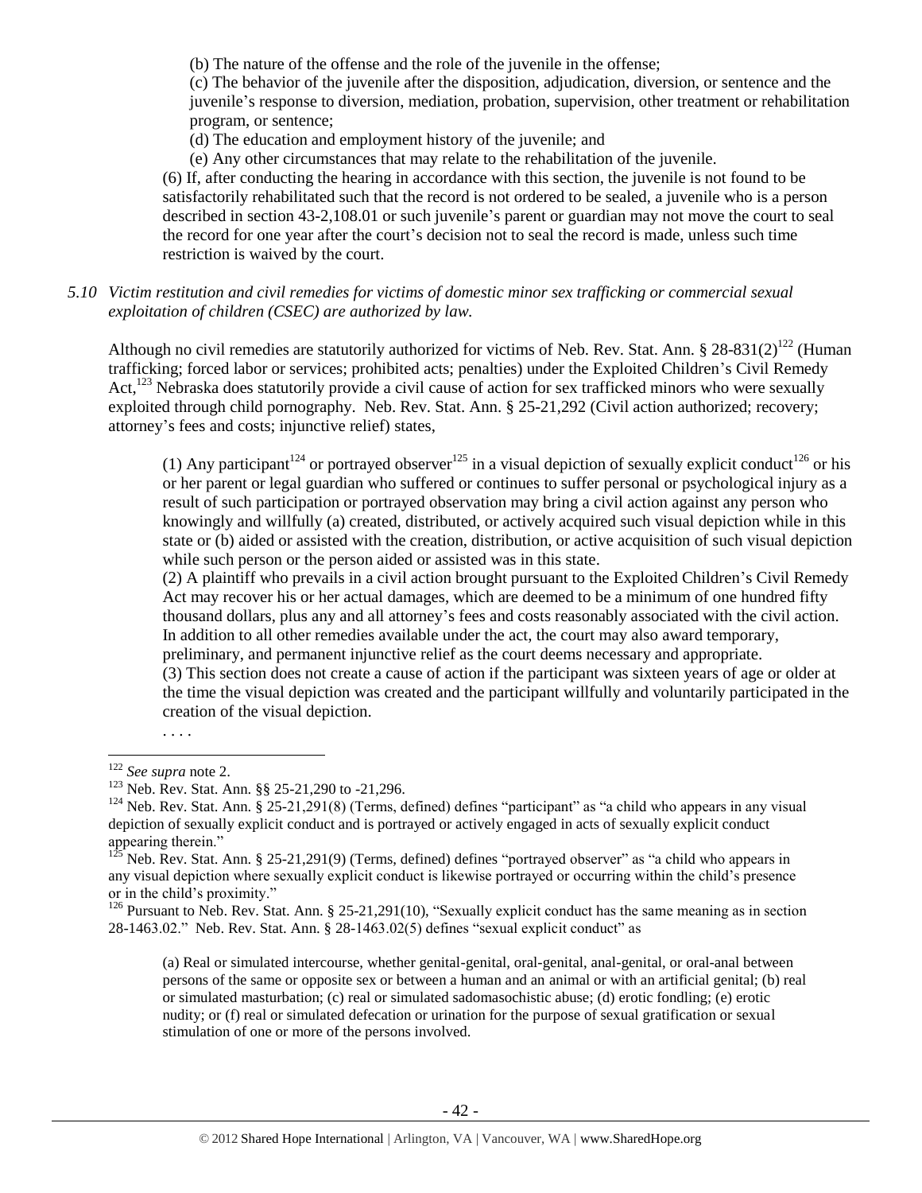(b) The nature of the offense and the role of the juvenile in the offense;

(c) The behavior of the juvenile after the disposition, adjudication, diversion, or sentence and the juvenile's response to diversion, mediation, probation, supervision, other treatment or rehabilitation program, or sentence;

(d) The education and employment history of the juvenile; and

(e) Any other circumstances that may relate to the rehabilitation of the juvenile.

(6) If, after conducting the hearing in accordance with this section, the juvenile is not found to be satisfactorily rehabilitated such that the record is not ordered to be sealed, a juvenile who is a person described in section 43-2,108.01 or such juvenile's parent or guardian may not move the court to seal the record for one year after the court's decision not to seal the record is made, unless such time restriction is waived by the court.

*5.10 Victim restitution and civil remedies for victims of domestic minor sex trafficking or commercial sexual exploitation of children (CSEC) are authorized by law.*

Although no civil remedies are statutorily authorized for victims of Neb. Rev. Stat. Ann. § 28-831(2)[122] (Human trafficking; forced labor or services; prohibited acts; penalties) under the Exploited Children's Civil Remedy Act,[123] Nebraska does statutorily provide a civil cause of action for sex trafficked minors who were sexually exploited through child pornography. Neb. Rev. Stat. Ann. § 25-21,292 (Civil action authorized; recovery; attorney's fees and costs; injunctive relief) states,

(1) Any participant[124] or portrayed observer[125] in a visual depiction of sexually explicit conduct[126] or his or her parent or legal guardian who suffered or continues to suffer personal or psychological injury as a result of such participation or portrayed observation may bring a civil action against any person who knowingly and willfully (a) created, distributed, or actively acquired such visual depiction while in this state or (b) aided or assisted with the creation, distribution, or active acquisition of such visual depiction while such person or the person aided or assisted was in this state.

(2) A plaintiff who prevails in a civil action brought pursuant to the Exploited Children's Civil Remedy Act may recover his or her actual damages, which are deemed to be a minimum of one hundred fifty thousand dollars, plus any and all attorney's fees and costs reasonably associated with the civil action. In addition to all other remedies available under the act, the court may also award temporary, preliminary, and permanent injunctive relief as the court deems necessary and appropriate.

(3) This section does not create a cause of action if the participant was sixteen years of age or older at the time the visual depiction was created and the participant willfully and voluntarily participated in the creation of the visual depiction.

. . . .

---

[122] *See supra* note 2.

[123] Neb. Rev. Stat. Ann. §§ 25-21,290 to -21,296.

[124] Neb. Rev. Stat. Ann. § 25-21,291(8) (Terms, defined) defines "participant" as "a child who appears in any visual depiction of sexually explicit conduct and is portrayed or actively engaged in acts of sexually explicit conduct appearing therein."

[125] Neb. Rev. Stat. Ann. § 25-21,291(9) (Terms, defined) defines "portrayed observer" as "a child who appears in any visual depiction where sexually explicit conduct is likewise portrayed or occurring within the child's presence or in the child's proximity."

[126] Pursuant to Neb. Rev. Stat. Ann. § 25-21,291(10), "Sexually explicit conduct has the same meaning as in section 28-1463.02." Neb. Rev. Stat. Ann. § 28-1463.02(5) defines "sexual explicit conduct" as

(a) Real or simulated intercourse, whether genital-genital, oral-genital, anal-genital, or oral-anal between persons of the same or opposite sex or between a human and an animal or with an artificial genital; (b) real or simulated masturbation; (c) real or simulated sadomasochistic abuse; (d) erotic fondling; (e) erotic nudity; or (f) real or simulated defecation or urination for the purpose of sexual gratification or sexual stimulation of one or more of the persons involved.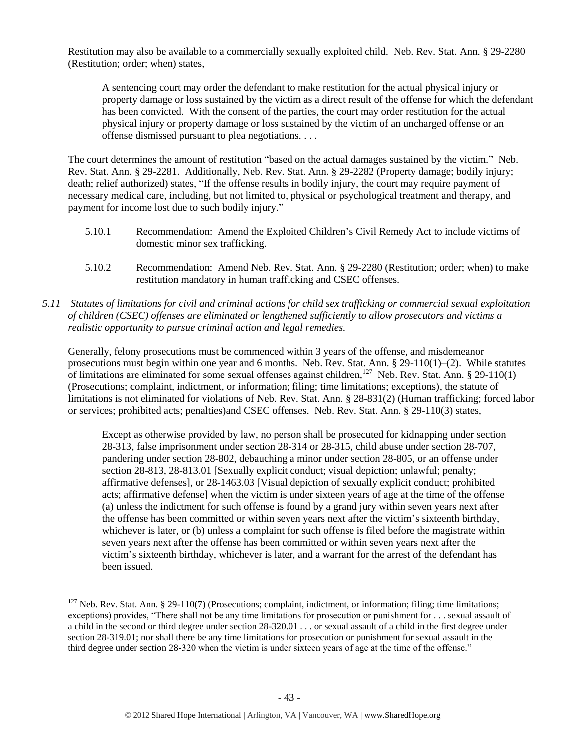Restitution may also be available to a commercially sexually exploited child. Neb. Rev. Stat. Ann. § 29-2280 (Restitution; order; when) states,

> A sentencing court may order the defendant to make restitution for the actual physical injury or property damage or loss sustained by the victim as a direct result of the offense for which the defendant has been convicted. With the consent of the parties, the court may order restitution for the actual physical injury or property damage or loss sustained by the victim of an uncharged offense or an offense dismissed pursuant to plea negotiations. . . .

The court determines the amount of restitution "based on the actual damages sustained by the victim." Neb. Rev. Stat. Ann. § 29-2281. Additionally, Neb. Rev. Stat. Ann. § 29-2282 (Property damage; bodily injury; death; relief authorized) states, "If the offense results in bodily injury, the court may require payment of necessary medical care, including, but not limited to, physical or psychological treatment and therapy, and payment for income lost due to such bodily injury."

5.10.1 Recommendation: Amend the Exploited Children's Civil Remedy Act to include victims of domestic minor sex trafficking.

5.10.2 Recommendation: Amend Neb. Rev. Stat. Ann. § 29-2280 (Restitution; order; when) to make restitution mandatory in human trafficking and CSEC offenses.

*5.11 Statutes of limitations for civil and criminal actions for child sex trafficking or commercial sexual exploitation of children (CSEC) offenses are eliminated or lengthened sufficiently to allow prosecutors and victims a realistic opportunity to pursue criminal action and legal remedies.*

Generally, felony prosecutions must be commenced within 3 years of the offense, and misdemeanor prosecutions must begin within one year and 6 months. Neb. Rev. Stat. Ann. § 29-110(1)–(2). While statutes of limitations are eliminated for some sexual offenses against children,[127] Neb. Rev. Stat. Ann. § 29-110(1) (Prosecutions; complaint, indictment, or information; filing; time limitations; exceptions), the statute of limitations is not eliminated for violations of Neb. Rev. Stat. Ann. § 28-831(2) (Human trafficking; forced labor or services; prohibited acts; penalties)and CSEC offenses. Neb. Rev. Stat. Ann. § 29-110(3) states,

> Except as otherwise provided by law, no person shall be prosecuted for kidnapping under section 28-313, false imprisonment under section 28-314 or 28-315, child abuse under section 28-707, pandering under section 28-802, debauching a minor under section 28-805, or an offense under section 28-813, 28-813.01 [Sexually explicit conduct; visual depiction; unlawful; penalty; affirmative defenses], or 28-1463.03 [Visual depiction of sexually explicit conduct; prohibited acts; affirmative defense] when the victim is under sixteen years of age at the time of the offense (a) unless the indictment for such offense is found by a grand jury within seven years next after the offense has been committed or within seven years next after the victim's sixteenth birthday, whichever is later, or (b) unless a complaint for such offense is filed before the magistrate within seven years next after the offense has been committed or within seven years next after the victim's sixteenth birthday, whichever is later, and a warrant for the arrest of the defendant has been issued.

---

[127] Neb. Rev. Stat. Ann. § 29-110(7) (Prosecutions; complaint, indictment, or information; filing; time limitations; exceptions) provides, "There shall not be any time limitations for prosecution or punishment for . . . sexual assault of a child in the second or third degree under section 28-320.01 . . . or sexual assault of a child in the first degree under section 28-319.01; nor shall there be any time limitations for prosecution or punishment for sexual assault in the third degree under section 28-320 when the victim is under sixteen years of age at the time of the offense."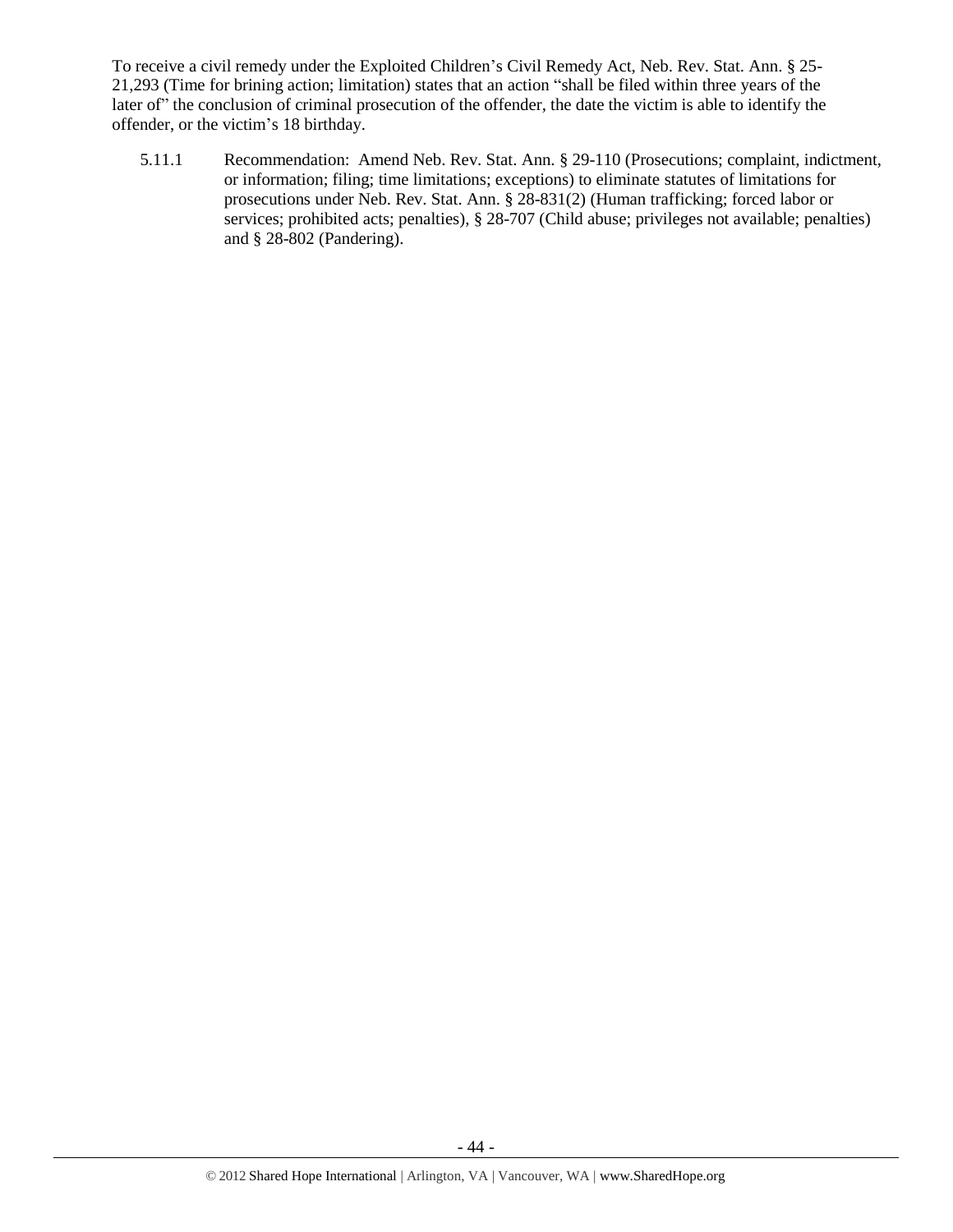To receive a civil remedy under the Exploited Children's Civil Remedy Act, Neb. Rev. Stat. Ann. § 25-21,293 (Time for brining action; limitation) states that an action "shall be filed within three years of the later of" the conclusion of criminal prosecution of the offender, the date the victim is able to identify the offender, or the victim's 18 birthday.

5.11.1 Recommendation: Amend Neb. Rev. Stat. Ann. § 29-110 (Prosecutions; complaint, indictment, or information; filing; time limitations; exceptions) to eliminate statutes of limitations for prosecutions under Neb. Rev. Stat. Ann. § 28-831(2) (Human trafficking; forced labor or services; prohibited acts; penalties), § 28-707 (Child abuse; privileges not available; penalties) and § 28-802 (Pandering).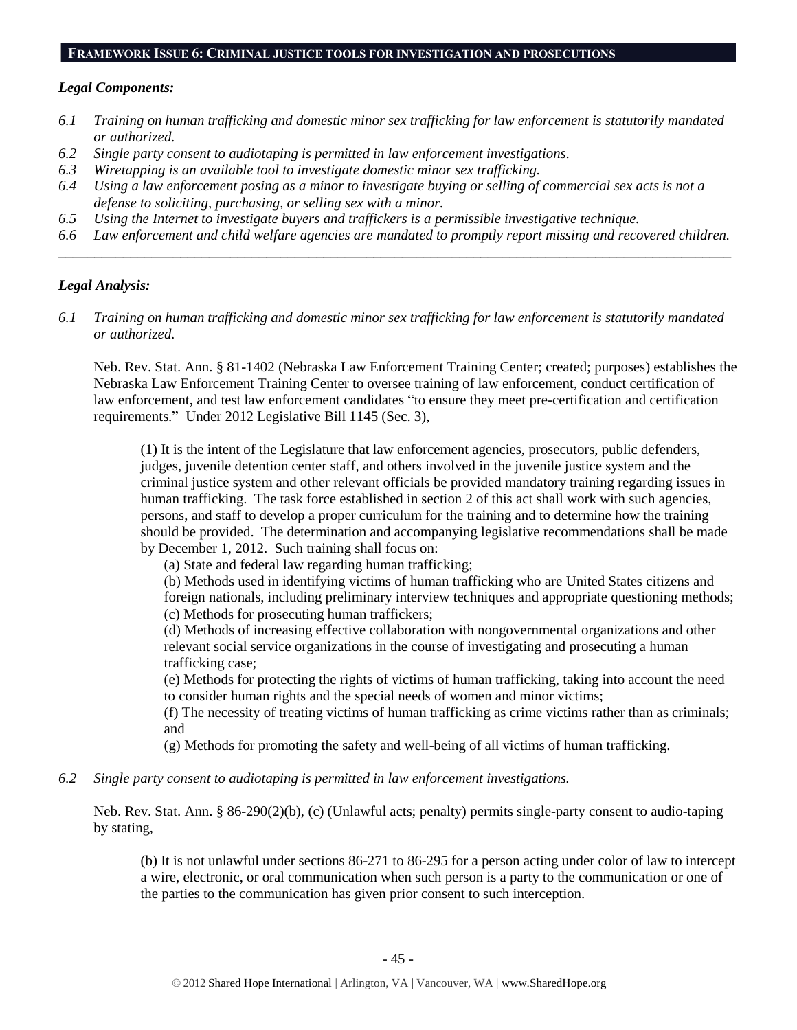## FRAMEWORK ISSUE 6: CRIMINAL JUSTICE TOOLS FOR INVESTIGATION AND PROSECUTIONS

***Legal Components:***

- *6.1 Training on human trafficking and domestic minor sex trafficking for law enforcement is statutorily mandated or authorized.*
- *6.2 Single party consent to audiotaping is permitted in law enforcement investigations.*
- *6.3 Wiretapping is an available tool to investigate domestic minor sex trafficking.*
- *6.4 Using a law enforcement posing as a minor to investigate buying or selling of commercial sex acts is not a defense to soliciting, purchasing, or selling sex with a minor.*
- *6.5 Using the Internet to investigate buyers and traffickers is a permissible investigative technique.*
- *6.6 Law enforcement and child welfare agencies are mandated to promptly report missing and recovered children.*

---

***Legal Analysis:***

*6.1 Training on human trafficking and domestic minor sex trafficking for law enforcement is statutorily mandated or authorized.*

Neb. Rev. Stat. Ann. § 81-1402 (Nebraska Law Enforcement Training Center; created; purposes) establishes the Nebraska Law Enforcement Training Center to oversee training of law enforcement, conduct certification of law enforcement, and test law enforcement candidates "to ensure they meet pre-certification and certification requirements." Under 2012 Legislative Bill 1145 (Sec. 3),

> (1) It is the intent of the Legislature that law enforcement agencies, prosecutors, public defenders, judges, juvenile detention center staff, and others involved in the juvenile justice system and the criminal justice system and other relevant officials be provided mandatory training regarding issues in human trafficking. The task force established in section 2 of this act shall work with such agencies, persons, and staff to develop a proper curriculum for the training and to determine how the training should be provided. The determination and accompanying legislative recommendations shall be made by December 1, 2012. Such training shall focus on:
>
> (a) State and federal law regarding human trafficking;
>
> (b) Methods used in identifying victims of human trafficking who are United States citizens and foreign nationals, including preliminary interview techniques and appropriate questioning methods;
>
> (c) Methods for prosecuting human traffickers;
>
> (d) Methods of increasing effective collaboration with nongovernmental organizations and other relevant social service organizations in the course of investigating and prosecuting a human trafficking case;
>
> (e) Methods for protecting the rights of victims of human trafficking, taking into account the need to consider human rights and the special needs of women and minor victims;
>
> (f) The necessity of treating victims of human trafficking as crime victims rather than as criminals; and
>
> (g) Methods for promoting the safety and well-being of all victims of human trafficking.

*6.2 Single party consent to audiotaping is permitted in law enforcement investigations.*

Neb. Rev. Stat. Ann. § 86-290(2)(b), (c) (Unlawful acts; penalty) permits single-party consent to audio-taping by stating,

> (b) It is not unlawful under sections 86-271 to 86-295 for a person acting under color of law to intercept a wire, electronic, or oral communication when such person is a party to the communication or one of the parties to the communication has given prior consent to such interception.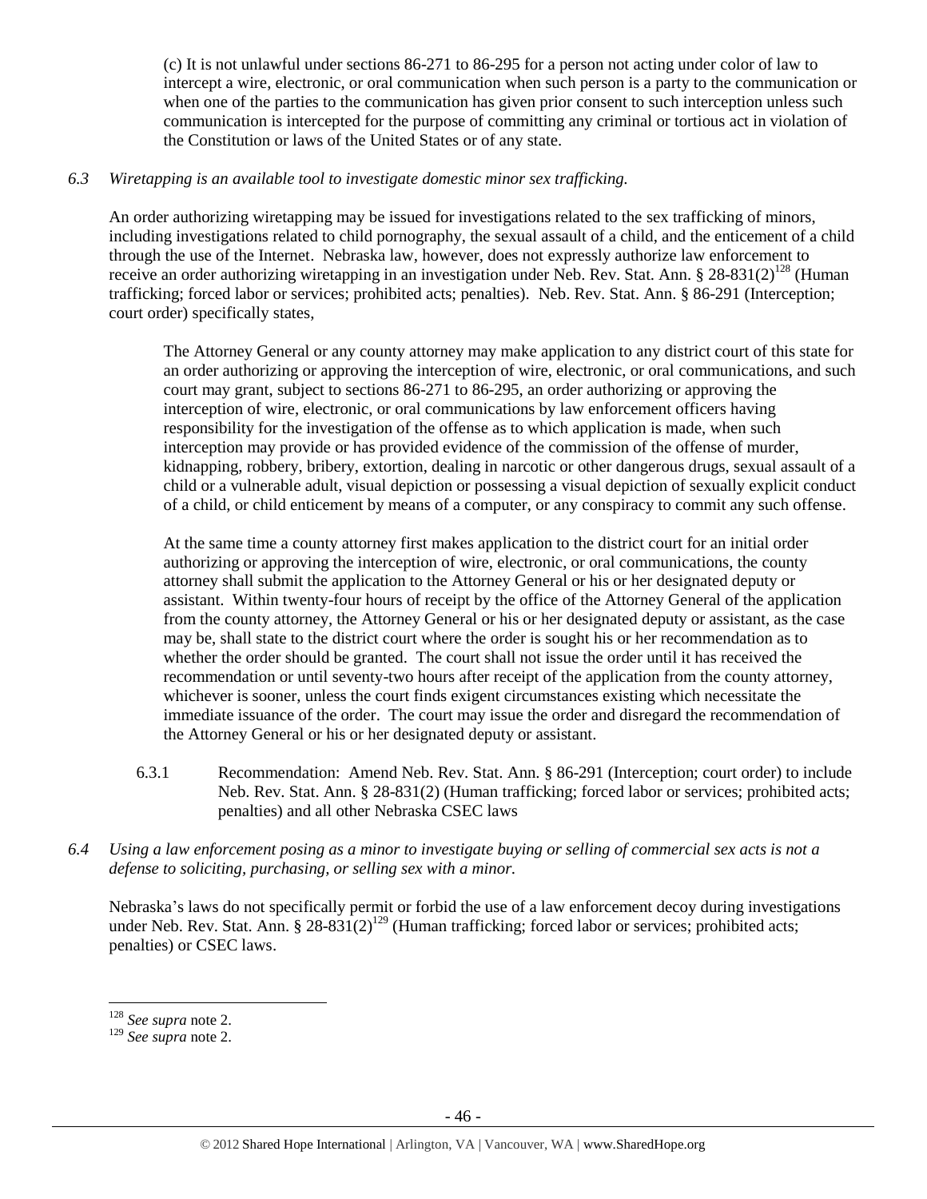(c) It is not unlawful under sections 86-271 to 86-295 for a person not acting under color of law to intercept a wire, electronic, or oral communication when such person is a party to the communication or when one of the parties to the communication has given prior consent to such interception unless such communication is intercepted for the purpose of committing any criminal or tortious act in violation of the Constitution or laws of the United States or of any state.

*6.3 Wiretapping is an available tool to investigate domestic minor sex trafficking.*

An order authorizing wiretapping may be issued for investigations related to the sex trafficking of minors, including investigations related to child pornography, the sexual assault of a child, and the enticement of a child through the use of the Internet. Nebraska law, however, does not expressly authorize law enforcement to receive an order authorizing wiretapping in an investigation under Neb. Rev. Stat. Ann. § 28-831(2)[128] (Human trafficking; forced labor or services; prohibited acts; penalties). Neb. Rev. Stat. Ann. § 86-291 (Interception; court order) specifically states,

> The Attorney General or any county attorney may make application to any district court of this state for an order authorizing or approving the interception of wire, electronic, or oral communications, and such court may grant, subject to sections 86-271 to 86-295, an order authorizing or approving the interception of wire, electronic, or oral communications by law enforcement officers having responsibility for the investigation of the offense as to which application is made, when such interception may provide or has provided evidence of the commission of the offense of murder, kidnapping, robbery, bribery, extortion, dealing in narcotic or other dangerous drugs, sexual assault of a child or a vulnerable adult, visual depiction or possessing a visual depiction of sexually explicit conduct of a child, or child enticement by means of a computer, or any conspiracy to commit any such offense.
>
> At the same time a county attorney first makes application to the district court for an initial order authorizing or approving the interception of wire, electronic, or oral communications, the county attorney shall submit the application to the Attorney General or his or her designated deputy or assistant. Within twenty-four hours of receipt by the office of the Attorney General of the application from the county attorney, the Attorney General or his or her designated deputy or assistant, as the case may be, shall state to the district court where the order is sought his or her recommendation as to whether the order should be granted. The court shall not issue the order until it has received the recommendation or until seventy-two hours after receipt of the application from the county attorney, whichever is sooner, unless the court finds exigent circumstances existing which necessitate the immediate issuance of the order. The court may issue the order and disregard the recommendation of the Attorney General or his or her designated deputy or assistant.

6.3.1 Recommendation: Amend Neb. Rev. Stat. Ann. § 86-291 (Interception; court order) to include Neb. Rev. Stat. Ann. § 28-831(2) (Human trafficking; forced labor or services; prohibited acts; penalties) and all other Nebraska CSEC laws

*6.4 Using a law enforcement posing as a minor to investigate buying or selling of commercial sex acts is not a defense to soliciting, purchasing, or selling sex with a minor.*

Nebraska's laws do not specifically permit or forbid the use of a law enforcement decoy during investigations under Neb. Rev. Stat. Ann. § 28-831(2)[129] (Human trafficking; forced labor or services; prohibited acts; penalties) or CSEC laws.

---

[128] *See supra* note 2.

[129] *See supra* note 2.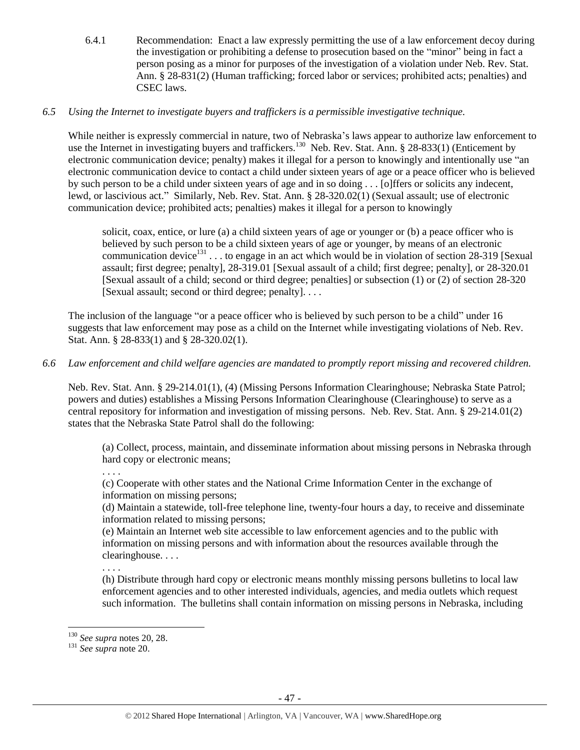6.4.1 Recommendation: Enact a law expressly permitting the use of a law enforcement decoy during the investigation or prohibiting a defense to prosecution based on the "minor" being in fact a person posing as a minor for purposes of the investigation of a violation under Neb. Rev. Stat. Ann. § 28-831(2) (Human trafficking; forced labor or services; prohibited acts; penalties) and CSEC laws.

*6.5 Using the Internet to investigate buyers and traffickers is a permissible investigative technique.*

While neither is expressly commercial in nature, two of Nebraska's laws appear to authorize law enforcement to use the Internet in investigating buyers and traffickers.[130] Neb. Rev. Stat. Ann. § 28-833(1) (Enticement by electronic communication device; penalty) makes it illegal for a person to knowingly and intentionally use "an electronic communication device to contact a child under sixteen years of age or a peace officer who is believed by such person to be a child under sixteen years of age and in so doing . . . [o]ffers or solicits any indecent, lewd, or lascivious act." Similarly, Neb. Rev. Stat. Ann. § 28-320.02(1) (Sexual assault; use of electronic communication device; prohibited acts; penalties) makes it illegal for a person to knowingly

> solicit, coax, entice, or lure (a) a child sixteen years of age or younger or (b) a peace officer who is believed by such person to be a child sixteen years of age or younger, by means of an electronic communication device[131] . . . to engage in an act which would be in violation of section 28-319 [Sexual assault; first degree; penalty], 28-319.01 [Sexual assault of a child; first degree; penalty], or 28-320.01 [Sexual assault of a child; second or third degree; penalties] or subsection (1) or (2) of section 28-320 [Sexual assault; second or third degree; penalty]. . . .

The inclusion of the language "or a peace officer who is believed by such person to be a child" under 16 suggests that law enforcement may pose as a child on the Internet while investigating violations of Neb. Rev. Stat. Ann. § 28-833(1) and § 28-320.02(1).

*6.6 Law enforcement and child welfare agencies are mandated to promptly report missing and recovered children.*

Neb. Rev. Stat. Ann. § 29-214.01(1), (4) (Missing Persons Information Clearinghouse; Nebraska State Patrol; powers and duties) establishes a Missing Persons Information Clearinghouse (Clearinghouse) to serve as a central repository for information and investigation of missing persons. Neb. Rev. Stat. Ann. § 29-214.01(2) states that the Nebraska State Patrol shall do the following:

> (a) Collect, process, maintain, and disseminate information about missing persons in Nebraska through hard copy or electronic means;
>
> . . . .
>
> (c) Cooperate with other states and the National Crime Information Center in the exchange of information on missing persons;
>
> (d) Maintain a statewide, toll-free telephone line, twenty-four hours a day, to receive and disseminate information related to missing persons;
>
> (e) Maintain an Internet web site accessible to law enforcement agencies and to the public with information on missing persons and with information about the resources available through the clearinghouse. . . .
>
> . . . .
>
> (h) Distribute through hard copy or electronic means monthly missing persons bulletins to local law enforcement agencies and to other interested individuals, agencies, and media outlets which request such information. The bulletins shall contain information on missing persons in Nebraska, including

---

[130] *See supra* notes 20, 28.

[131] *See supra* note 20.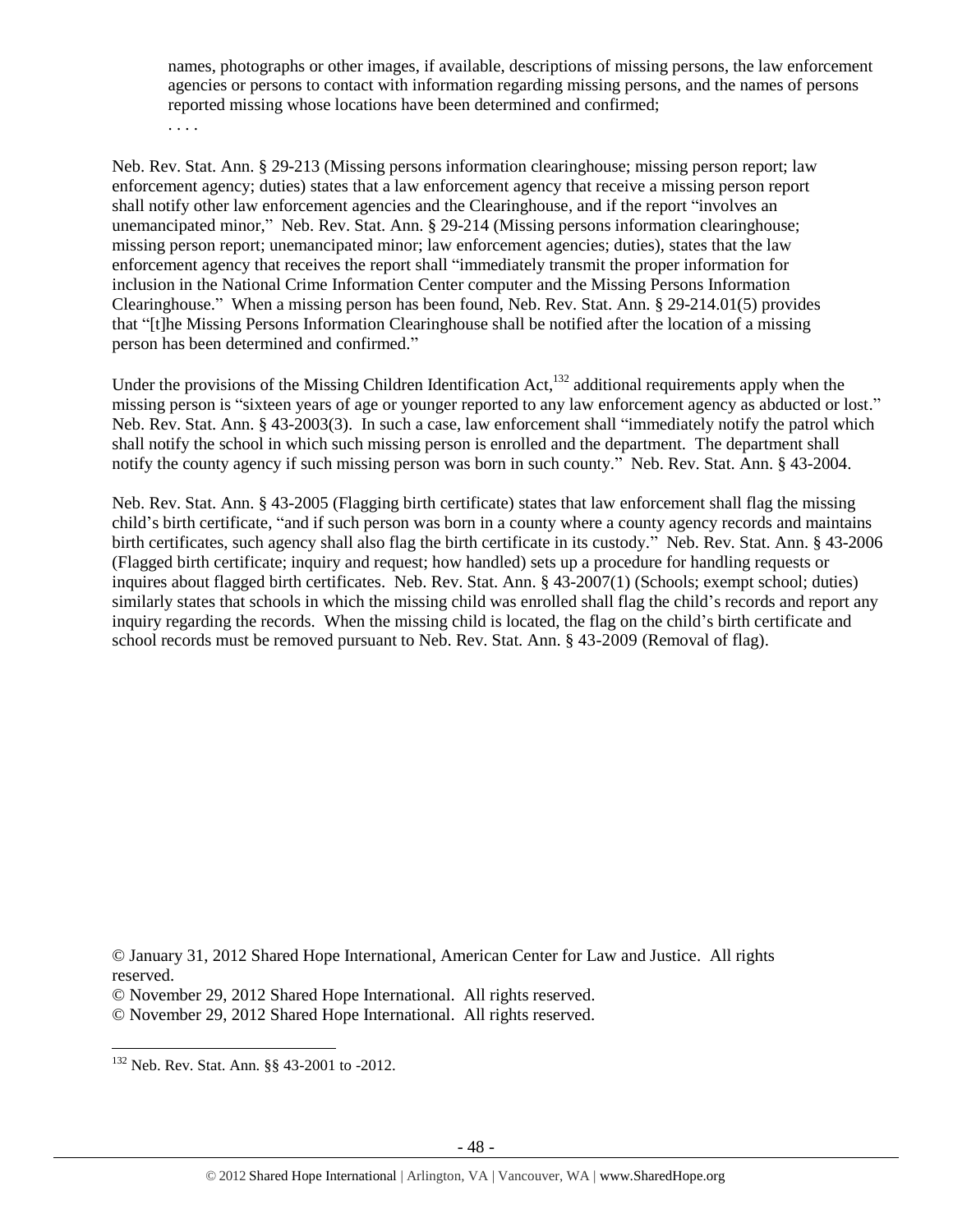names, photographs or other images, if available, descriptions of missing persons, the law enforcement agencies or persons to contact with information regarding missing persons, and the names of persons reported missing whose locations have been determined and confirmed;

. . . .

Neb. Rev. Stat. Ann. § 29-213 (Missing persons information clearinghouse; missing person report; law enforcement agency; duties) states that a law enforcement agency that receive a missing person report shall notify other law enforcement agencies and the Clearinghouse, and if the report "involves an unemancipated minor," Neb. Rev. Stat. Ann. § 29-214 (Missing persons information clearinghouse; missing person report; unemancipated minor; law enforcement agencies; duties), states that the law enforcement agency that receives the report shall "immediately transmit the proper information for inclusion in the National Crime Information Center computer and the Missing Persons Information Clearinghouse." When a missing person has been found, Neb. Rev. Stat. Ann. § 29-214.01(5) provides that "[t]he Missing Persons Information Clearinghouse shall be notified after the location of a missing person has been determined and confirmed."

Under the provisions of the Missing Children Identification Act,[132] additional requirements apply when the missing person is "sixteen years of age or younger reported to any law enforcement agency as abducted or lost." Neb. Rev. Stat. Ann. § 43-2003(3). In such a case, law enforcement shall "immediately notify the patrol which shall notify the school in which such missing person is enrolled and the department. The department shall notify the county agency if such missing person was born in such county." Neb. Rev. Stat. Ann. § 43-2004.

Neb. Rev. Stat. Ann. § 43-2005 (Flagging birth certificate) states that law enforcement shall flag the missing child's birth certificate, "and if such person was born in a county where a county agency records and maintains birth certificates, such agency shall also flag the birth certificate in its custody." Neb. Rev. Stat. Ann. § 43-2006 (Flagged birth certificate; inquiry and request; how handled) sets up a procedure for handling requests or inquires about flagged birth certificates. Neb. Rev. Stat. Ann. § 43-2007(1) (Schools; exempt school; duties) similarly states that schools in which the missing child was enrolled shall flag the child's records and report any inquiry regarding the records. When the missing child is located, the flag on the child's birth certificate and school records must be removed pursuant to Neb. Rev. Stat. Ann. § 43-2009 (Removal of flag).

© January 31, 2012 Shared Hope International, American Center for Law and Justice. All rights reserved.

© November 29, 2012 Shared Hope International. All rights reserved.

© November 29, 2012 Shared Hope International. All rights reserved.

[132] Neb. Rev. Stat. Ann. §§ 43-2001 to -2012.